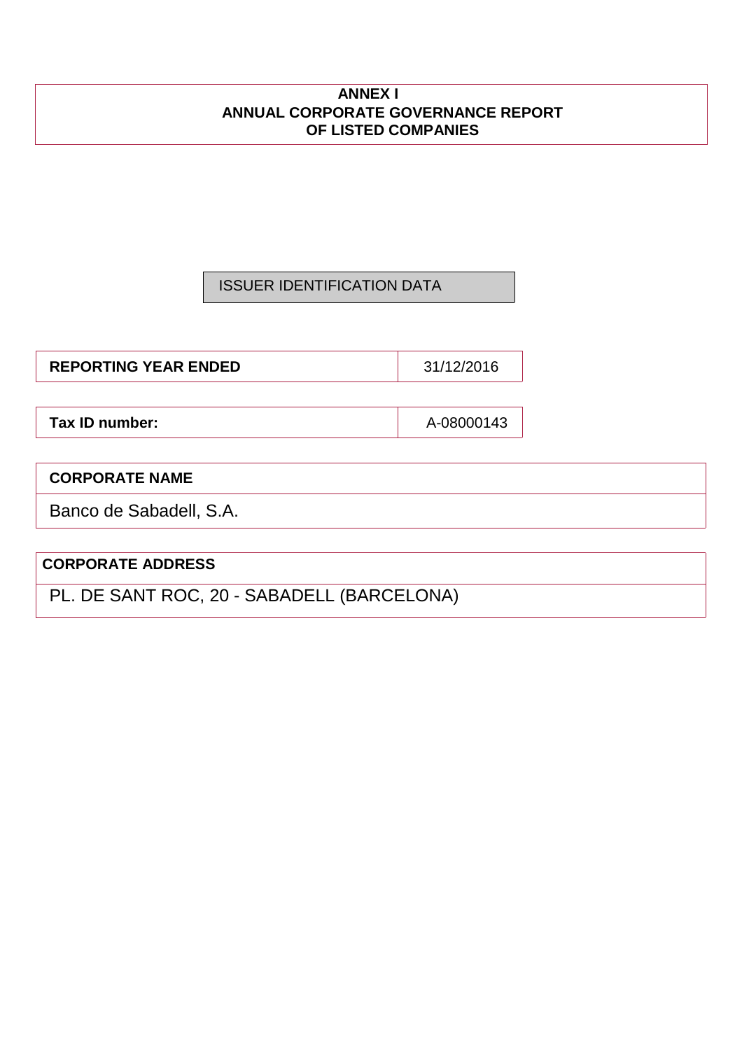# ANNEX I
# ANNUAL CORPORATE GOVERNANCE REPORT OF LISTED COMPANIES

## ISSUER IDENTIFICATION DATA

| **REPORTING YEAR ENDED** | 31/12/2016 |
| --- | --- |

| **Tax ID number:** | A-08000143 |
| --- | --- |

| **CORPORATE NAME** |
| --- |
| Banco de Sabadell, S.A. |

| **CORPORATE ADDRESS** |
| --- |
| PL. DE SANT ROC, 20 - SABADELL (BARCELONA) |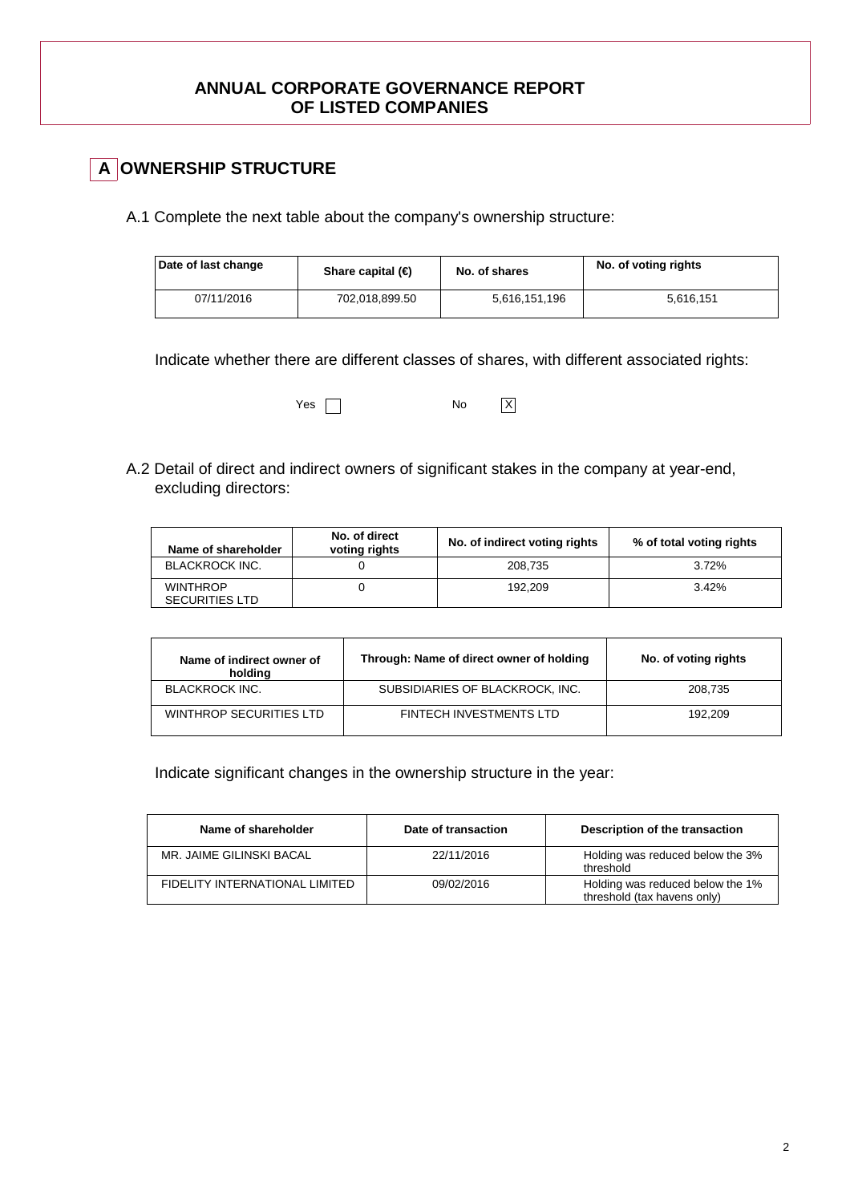# ANNUAL CORPORATE GOVERNANCE REPORT OF LISTED COMPANIES

## A OWNERSHIP STRUCTURE

A.1 Complete the next table about the company's ownership structure:

| Date of last change | Share capital (€) | No. of shares | No. of voting rights |
|---|---|---|---|
| 07/11/2016 | 702,018,899.50 | 5,616,151,196 | 5,616,151 |

Indicate whether there are different classes of shares, with different associated rights:

Yes [ ] No [X]

A.2 Detail of direct and indirect owners of significant stakes in the company at year-end, excluding directors:

| Name of shareholder | No. of direct voting rights | No. of indirect voting rights | % of total voting rights |
|---|---|---|---|
| BLACKROCK INC. | 0 | 208,735 | 3.72% |
| WINTHROP SECURITIES LTD | 0 | 192,209 | 3.42% |

| Name of indirect owner of holding | Through: Name of direct owner of holding | No. of voting rights |
|---|---|---|
| BLACKROCK INC. | SUBSIDIARIES OF BLACKROCK, INC. | 208,735 |
| WINTHROP SECURITIES LTD | FINTECH INVESTMENTS LTD | 192,209 |

Indicate significant changes in the ownership structure in the year:

| Name of shareholder | Date of transaction | Description of the transaction |
|---|---|---|
| MR. JAIME GILINSKI BACAL | 22/11/2016 | Holding was reduced below the 3% threshold |
| FIDELITY INTERNATIONAL LIMITED | 09/02/2016 | Holding was reduced below the 1% threshold (tax havens only) |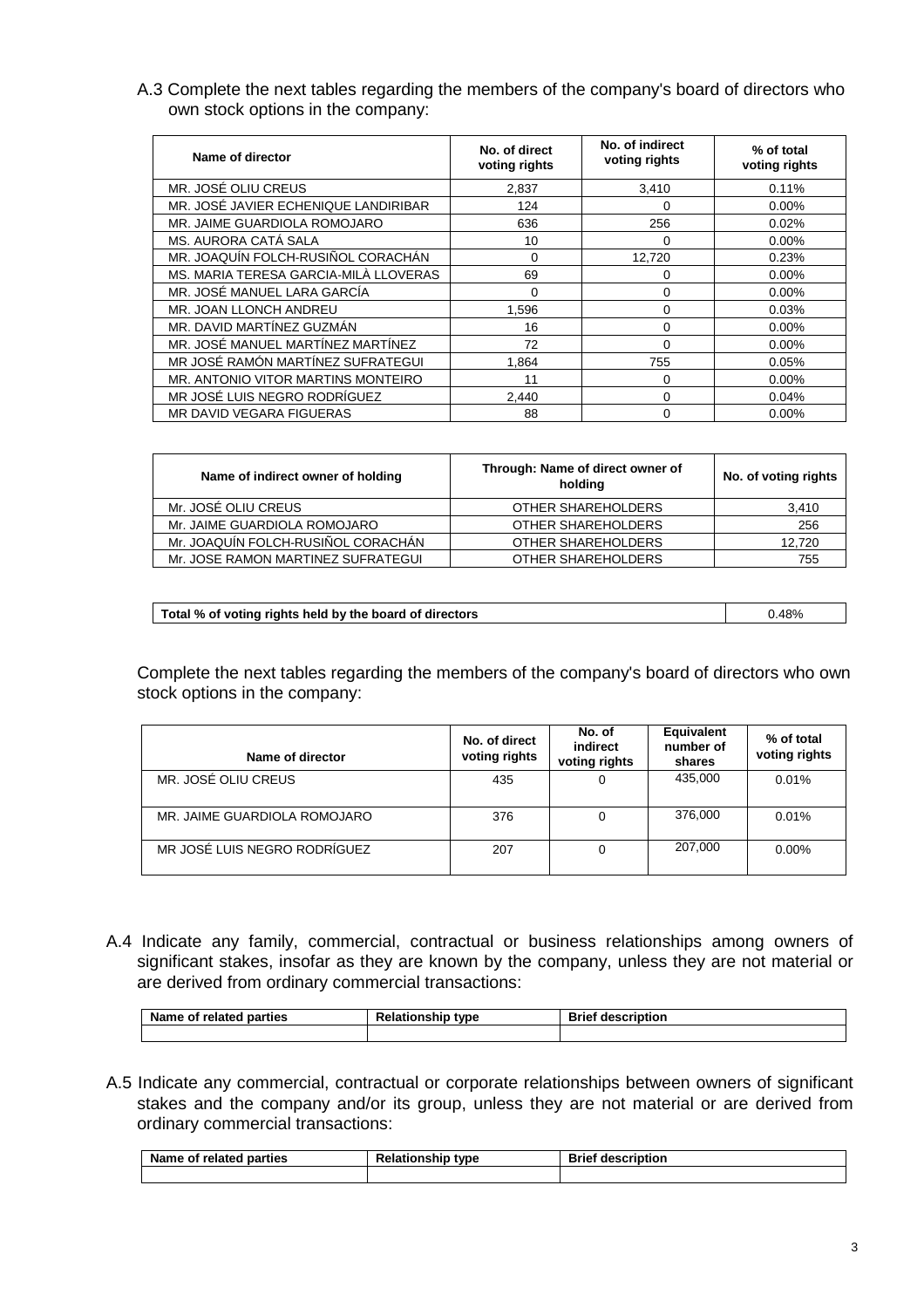A.3 Complete the next tables regarding the members of the company's board of directors who own stock options in the company:

| Name of director | No. of direct voting rights | No. of indirect voting rights | % of total voting rights |
|---|---|---|---|
| MR. JOSÉ OLIU CREUS | 2,837 | 3,410 | 0.11% |
| MR. JOSÉ JAVIER ECHENIQUE LANDIRIBAR | 124 | 0 | 0.00% |
| MR. JAIME GUARDIOLA ROMOJARO | 636 | 256 | 0.02% |
| MS. AURORA CATÁ SALA | 10 | 0 | 0.00% |
| MR. JOAQUÍN FOLCH-RUSIÑOL CORACHÁN | 0 | 12,720 | 0.23% |
| MS. MARIA TERESA GARCIA-MILÀ LLOVERAS | 69 | 0 | 0.00% |
| MR. JOSÉ MANUEL LARA GARCÍA | 0 | 0 | 0.00% |
| MR. JOAN LLONCH ANDREU | 1,596 | 0 | 0.03% |
| MR. DAVID MARTÍNEZ GUZMÁN | 16 | 0 | 0.00% |
| MR. JOSÉ MANUEL MARTÍNEZ MARTÍNEZ | 72 | 0 | 0.00% |
| MR JOSÉ RAMÓN MARTÍNEZ SUFRATEGUI | 1,864 | 755 | 0.05% |
| MR. ANTONIO VITOR MARTINS MONTEIRO | 11 | 0 | 0.00% |
| MR JOSÉ LUIS NEGRO RODRÍGUEZ | 2,440 | 0 | 0.04% |
| MR DAVID VEGARA FIGUERAS | 88 | 0 | 0.00% |

| Name of indirect owner of holding | Through: Name of direct owner of holding | No. of voting rights |
|---|---|---|
| Mr. JOSÉ OLIU CREUS | OTHER SHAREHOLDERS | 3,410 |
| Mr. JAIME GUARDIOLA ROMOJARO | OTHER SHAREHOLDERS | 256 |
| Mr. JOAQUÍN FOLCH-RUSIÑOL CORACHÁN | OTHER SHAREHOLDERS | 12,720 |
| Mr. JOSE RAMON MARTINEZ SUFRATEGUI | OTHER SHAREHOLDERS | 755 |

| Total % of voting rights held by the board of directors | 0.48% |
|---|---|

Complete the next tables regarding the members of the company's board of directors who own stock options in the company:

| Name of director | No. of direct voting rights | No. of indirect voting rights | Equivalent number of shares | % of total voting rights |
|---|---|---|---|---|
| MR. JOSÉ OLIU CREUS | 435 | 0 | 435,000 | 0.01% |
| MR. JAIME GUARDIOLA ROMOJARO | 376 | 0 | 376,000 | 0.01% |
| MR JOSÉ LUIS NEGRO RODRÍGUEZ | 207 | 0 | 207,000 | 0.00% |

A.4 Indicate any family, commercial, contractual or business relationships among owners of significant stakes, insofar as they are known by the company, unless they are not material or are derived from ordinary commercial transactions:

| Name of related parties | Relationship type | Brief description |
|---|---|---|
| | | |

A.5 Indicate any commercial, contractual or corporate relationships between owners of significant stakes and the company and/or its group, unless they are not material or are derived from ordinary commercial transactions:

| Name of related parties | Relationship type | Brief description |
|---|---|---|
| | | |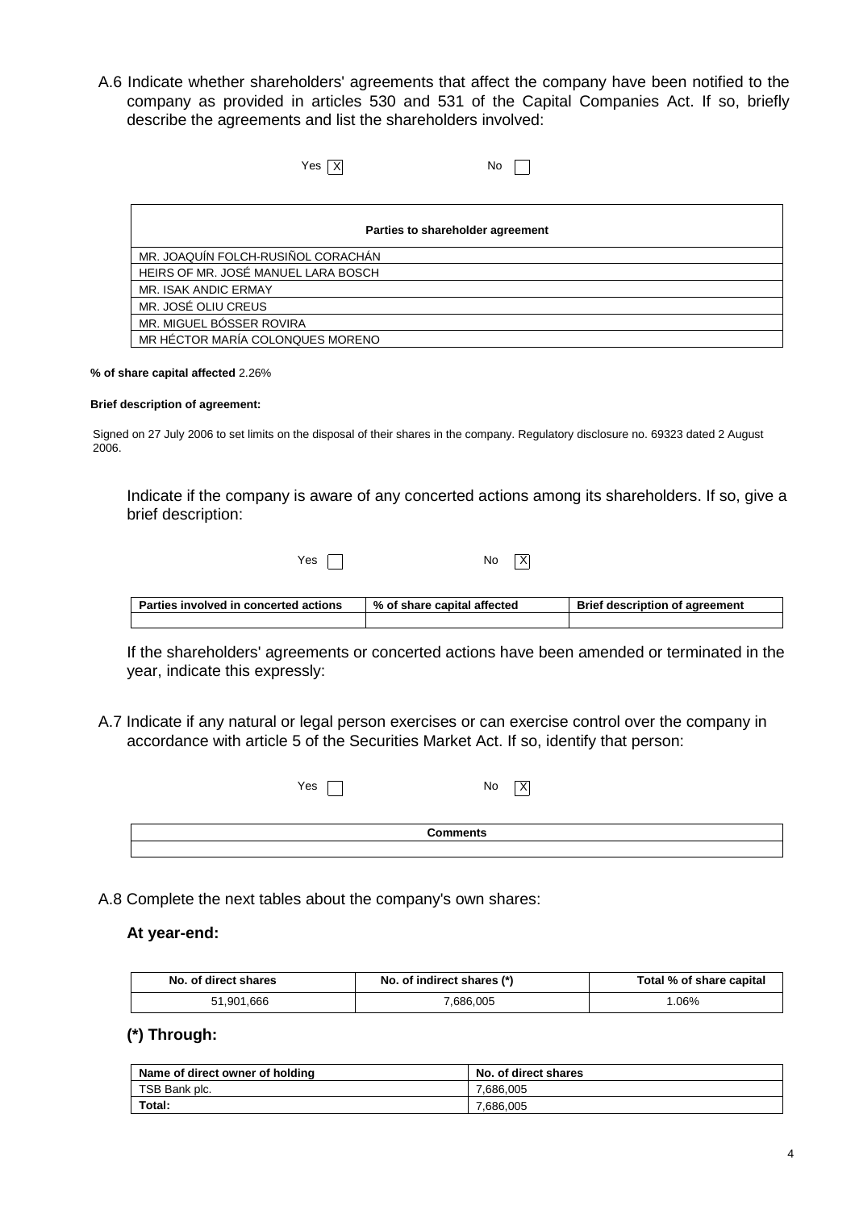A.6 Indicate whether shareholders' agreements that affect the company have been notified to the company as provided in articles 530 and 531 of the Capital Companies Act. If so, briefly describe the agreements and list the shareholders involved:

Yes [X] No [ ]

| Parties to shareholder agreement |
|---|
| MR. JOAQUÍN FOLCH-RUSIÑOL CORACHÁN |
| HEIRS OF MR. JOSÉ MANUEL LARA BOSCH |
| MR. ISAK ANDIC ERMAY |
| MR. JOSÉ OLIU CREUS |
| MR. MIGUEL BÓSSER ROVIRA |
| MR HÉCTOR MARÍA COLONQUES MORENO |

**% of share capital affected** 2.26%

**Brief description of agreement:**

Signed on 27 July 2006 to set limits on the disposal of their shares in the company. Regulatory disclosure no. 69323 dated 2 August 2006.

Indicate if the company is aware of any concerted actions among its shareholders. If so, give a brief description:

Yes [ ] No [X]

| Parties involved in concerted actions | % of share capital affected | Brief description of agreement |
|---|---|---|
| | | |

If the shareholders' agreements or concerted actions have been amended or terminated in the year, indicate this expressly:

A.7 Indicate if any natural or legal person exercises or can exercise control over the company in accordance with article 5 of the Securities Market Act. If so, identify that person:

Yes [ ] No [X]

| Comments |
|---|
| |

A.8 Complete the next tables about the company's own shares:

**At year-end:**

| No. of direct shares | No. of indirect shares (*) | Total % of share capital |
|---|---|---|
| 51,901,666 | 7,686,005 | 1.06% |

**(*) Through:**

| Name of direct owner of holding | No. of direct shares |
|---|---|
| TSB Bank plc. | 7,686,005 |
| **Total:** | 7,686,005 |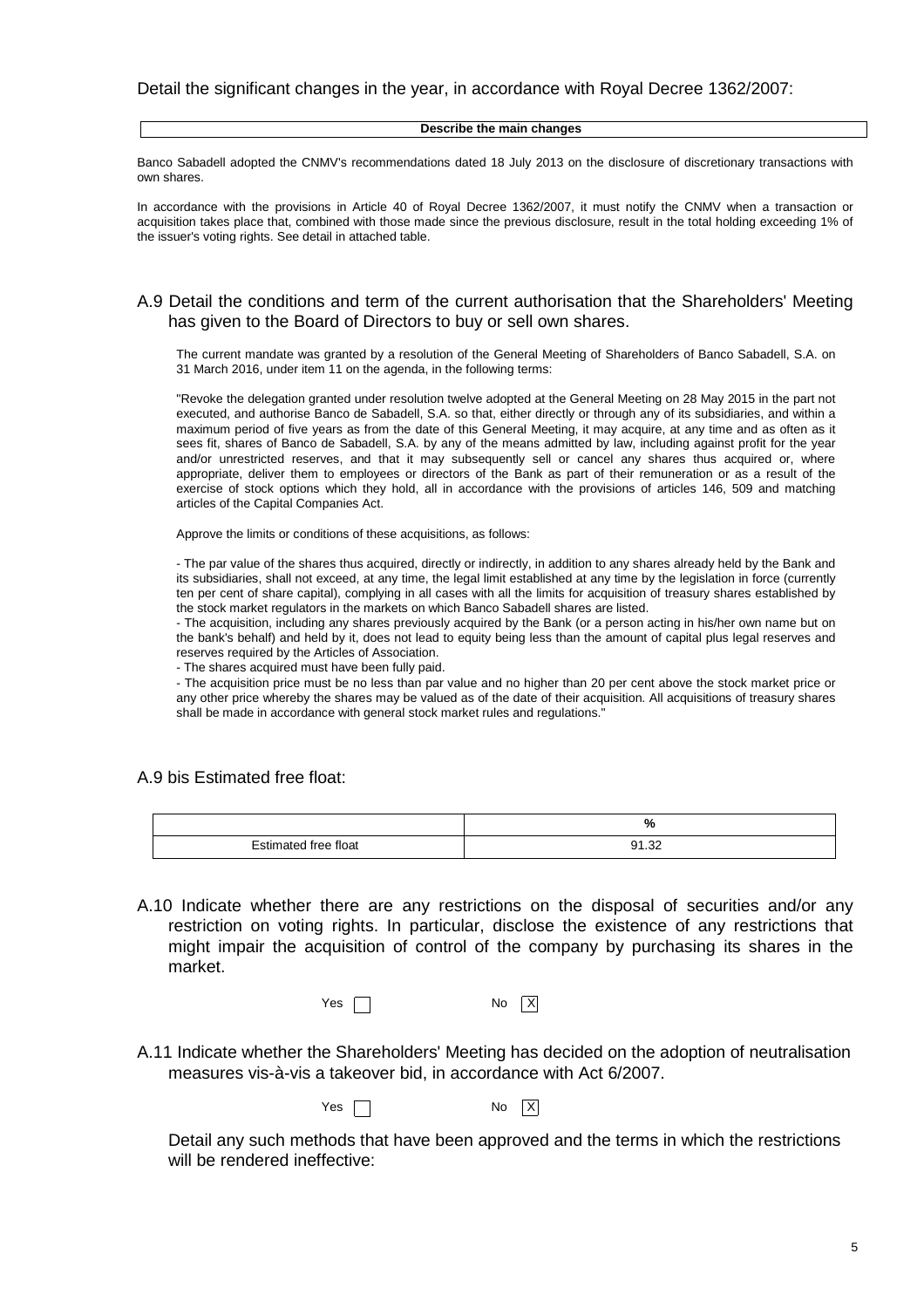Detail the significant changes in the year, in accordance with Royal Decree 1362/2007:

| Describe the main changes |
| --- |

Banco Sabadell adopted the CNMV's recommendations dated 18 July 2013 on the disclosure of discretionary transactions with own shares.

In accordance with the provisions in Article 40 of Royal Decree 1362/2007, it must notify the CNMV when a transaction or acquisition takes place that, combined with those made since the previous disclosure, result in the total holding exceeding 1% of the issuer's voting rights. See detail in attached table.

## A.9 Detail the conditions and term of the current authorisation that the Shareholders' Meeting has given to the Board of Directors to buy or sell own shares.

The current mandate was granted by a resolution of the General Meeting of Shareholders of Banco Sabadell, S.A. on 31 March 2016, under item 11 on the agenda, in the following terms:

"Revoke the delegation granted under resolution twelve adopted at the General Meeting on 28 May 2015 in the part not executed, and authorise Banco de Sabadell, S.A. so that, either directly or through any of its subsidiaries, and within a maximum period of five years as from the date of this General Meeting, it may acquire, at any time and as often as it sees fit, shares of Banco de Sabadell, S.A. by any of the means admitted by law, including against profit for the year and/or unrestricted reserves, and that it may subsequently sell or cancel any shares thus acquired or, where appropriate, deliver them to employees or directors of the Bank as part of their remuneration or as a result of the exercise of stock options which they hold, all in accordance with the provisions of articles 146, 509 and matching articles of the Capital Companies Act.

Approve the limits or conditions of these acquisitions, as follows:

- The par value of the shares thus acquired, directly or indirectly, in addition to any shares already held by the Bank and its subsidiaries, shall not exceed, at any time, the legal limit established at any time by the legislation in force (currently ten per cent of share capital), complying in all cases with all the limits for acquisition of treasury shares established by the stock market regulators in the markets on which Banco Sabadell shares are listed.
- The acquisition, including any shares previously acquired by the Bank (or a person acting in his/her own name but on the bank's behalf) and held by it, does not lead to equity being less than the amount of capital plus legal reserves and reserves required by the Articles of Association.
- The shares acquired must have been fully paid.
- The acquisition price must be no less than par value and no higher than 20 per cent above the stock market price or any other price whereby the shares may be valued as of the date of their acquisition. All acquisitions of treasury shares shall be made in accordance with general stock market rules and regulations."

## A.9 bis Estimated free float:

| | % |
| --- | --- |
| Estimated free float | 91.32 |

## A.10 Indicate whether there are any restrictions on the disposal of securities and/or any restriction on voting rights. In particular, disclose the existence of any restrictions that might impair the acquisition of control of the company by purchasing its shares in the market.

Yes ☐ No ☒

## A.11 Indicate whether the Shareholders' Meeting has decided on the adoption of neutralisation measures vis-à-vis a takeover bid, in accordance with Act 6/2007.

Yes ☐ No ☒

Detail any such methods that have been approved and the terms in which the restrictions will be rendered ineffective: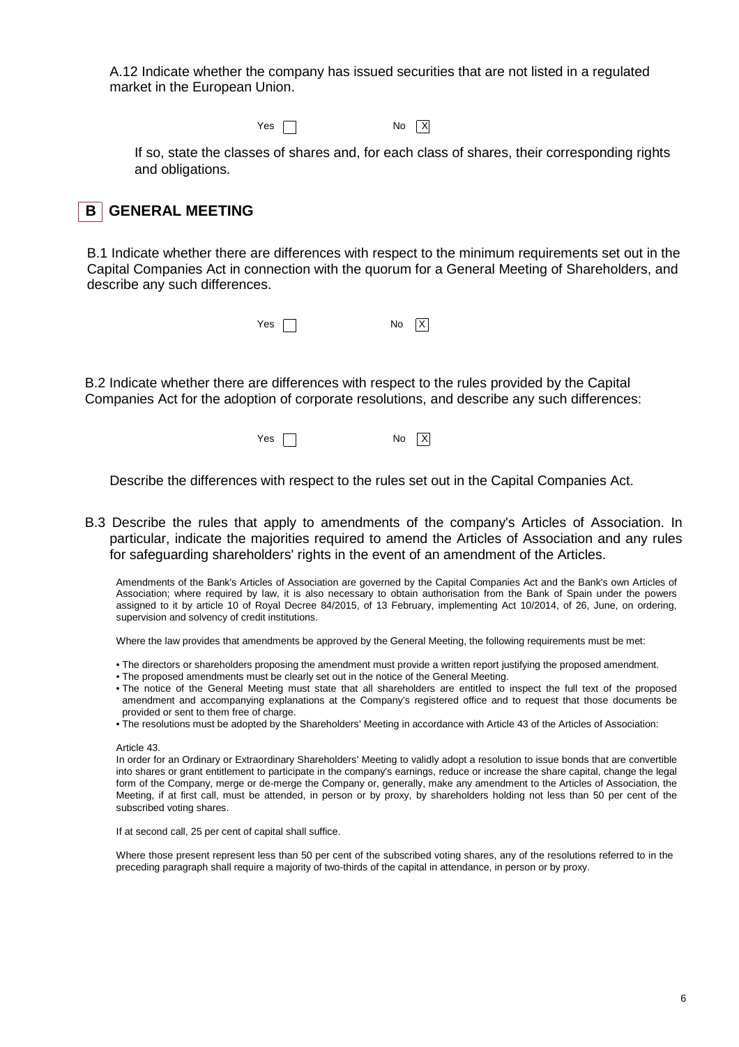A.12 Indicate whether the company has issued securities that are not listed in a regulated market in the European Union.

Yes ☐ No ☒

If so, state the classes of shares and, for each class of shares, their corresponding rights and obligations.

## B GENERAL MEETING

B.1 Indicate whether there are differences with respect to the minimum requirements set out in the Capital Companies Act in connection with the quorum for a General Meeting of Shareholders, and describe any such differences.

Yes ☐ No ☒

B.2 Indicate whether there are differences with respect to the rules provided by the Capital Companies Act for the adoption of corporate resolutions, and describe any such differences:

Yes ☐ No ☒

Describe the differences with respect to the rules set out in the Capital Companies Act.

B.3 Describe the rules that apply to amendments of the company's Articles of Association. In particular, indicate the majorities required to amend the Articles of Association and any rules for safeguarding shareholders' rights in the event of an amendment of the Articles.

Amendments of the Bank's Articles of Association are governed by the Capital Companies Act and the Bank's own Articles of Association; where required by law, it is also necessary to obtain authorisation from the Bank of Spain under the powers assigned to it by article 10 of Royal Decree 84/2015, of 13 February, implementing Act 10/2014, of 26, June, on ordering, supervision and solvency of credit institutions.

Where the law provides that amendments be approved by the General Meeting, the following requirements must be met:

- The directors or shareholders proposing the amendment must provide a written report justifying the proposed amendment.
- The proposed amendments must be clearly set out in the notice of the General Meeting.
- The notice of the General Meeting must state that all shareholders are entitled to inspect the full text of the proposed amendment and accompanying explanations at the Company's registered office and to request that those documents be provided or sent to them free of charge.
- The resolutions must be adopted by the Shareholders' Meeting in accordance with Article 43 of the Articles of Association:

Article 43.

In order for an Ordinary or Extraordinary Shareholders' Meeting to validly adopt a resolution to issue bonds that are convertible into shares or grant entitlement to participate in the company's earnings, reduce or increase the share capital, change the legal form of the Company, merge or de-merge the Company or, generally, make any amendment to the Articles of Association, the Meeting, if at first call, must be attended, in person or by proxy, by shareholders holding not less than 50 per cent of the subscribed voting shares.

If at second call, 25 per cent of capital shall suffice.

Where those present represent less than 50 per cent of the subscribed voting shares, any of the resolutions referred to in the preceding paragraph shall require a majority of two-thirds of the capital in attendance, in person or by proxy.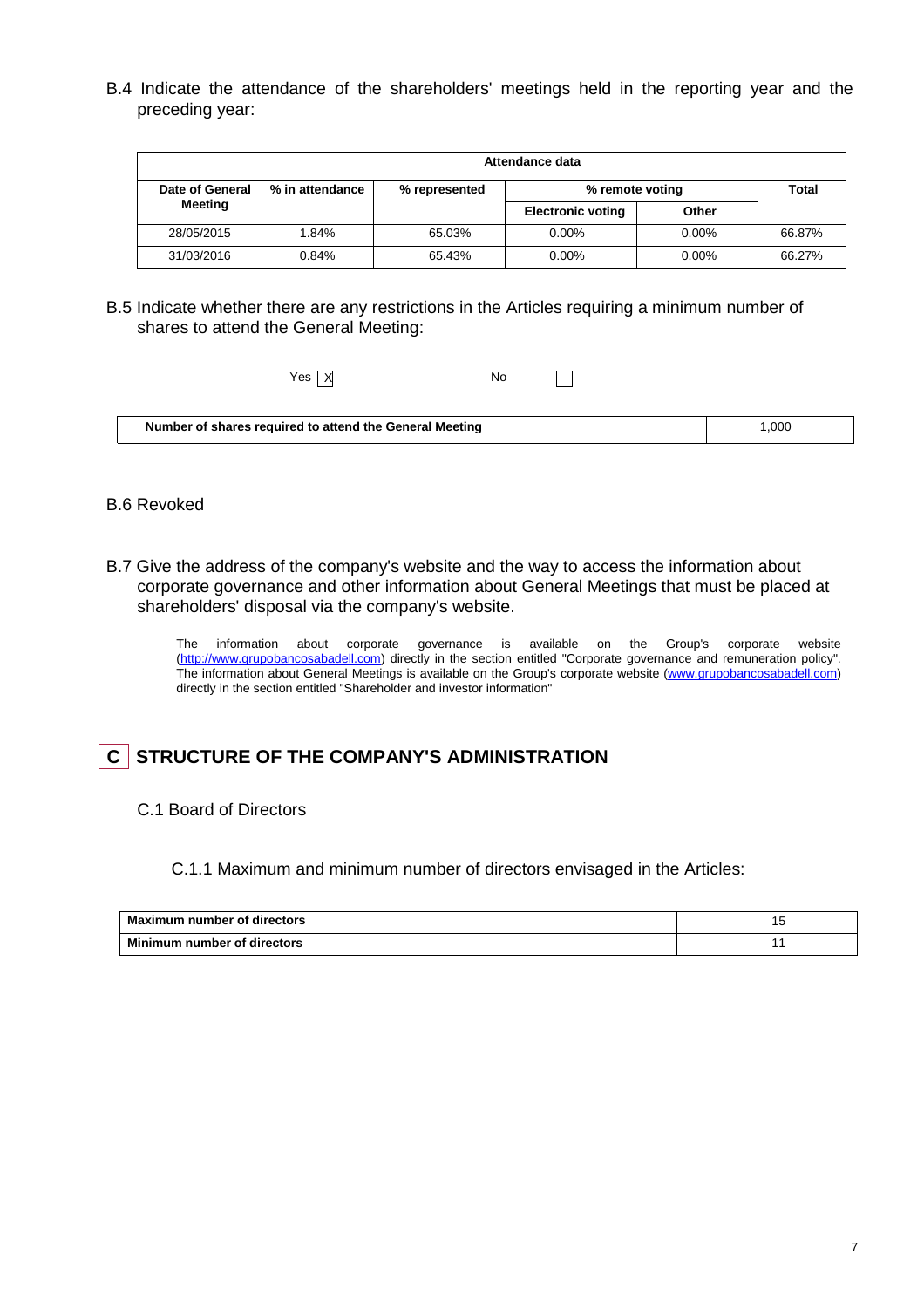B.4 Indicate the attendance of the shareholders' meetings held in the reporting year and the preceding year:

| Attendance data | | | | | |
|---|---|---|---|---|---|
| Date of General Meeting | % in attendance | % represented | % remote voting | | Total |
| | | | Electronic voting | Other | |
| 28/05/2015 | 1.84% | 65.03% | 0.00% | 0.00% | 66.87% |
| 31/03/2016 | 0.84% | 65.43% | 0.00% | 0.00% | 66.27% |

B.5 Indicate whether there are any restrictions in the Articles requiring a minimum number of shares to attend the General Meeting:

Yes [X] No [ ]

| Number of shares required to attend the General Meeting | 1,000 |
|---|---|

B.6 Revoked

B.7 Give the address of the company's website and the way to access the information about corporate governance and other information about General Meetings that must be placed at shareholders' disposal via the company's website.

The information about corporate governance is available on the Group's corporate website (http://www.grupobancosabadell.com) directly in the section entitled "Corporate governance and remuneration policy". The information about General Meetings is available on the Group's corporate website (www.grupobancosabadell.com) directly in the section entitled "Shareholder and investor information"

# C STRUCTURE OF THE COMPANY'S ADMINISTRATION

## C.1 Board of Directors

### C.1.1 Maximum and minimum number of directors envisaged in the Articles:

| Maximum number of directors | 15 |
|---|---|
| Minimum number of directors | 11 |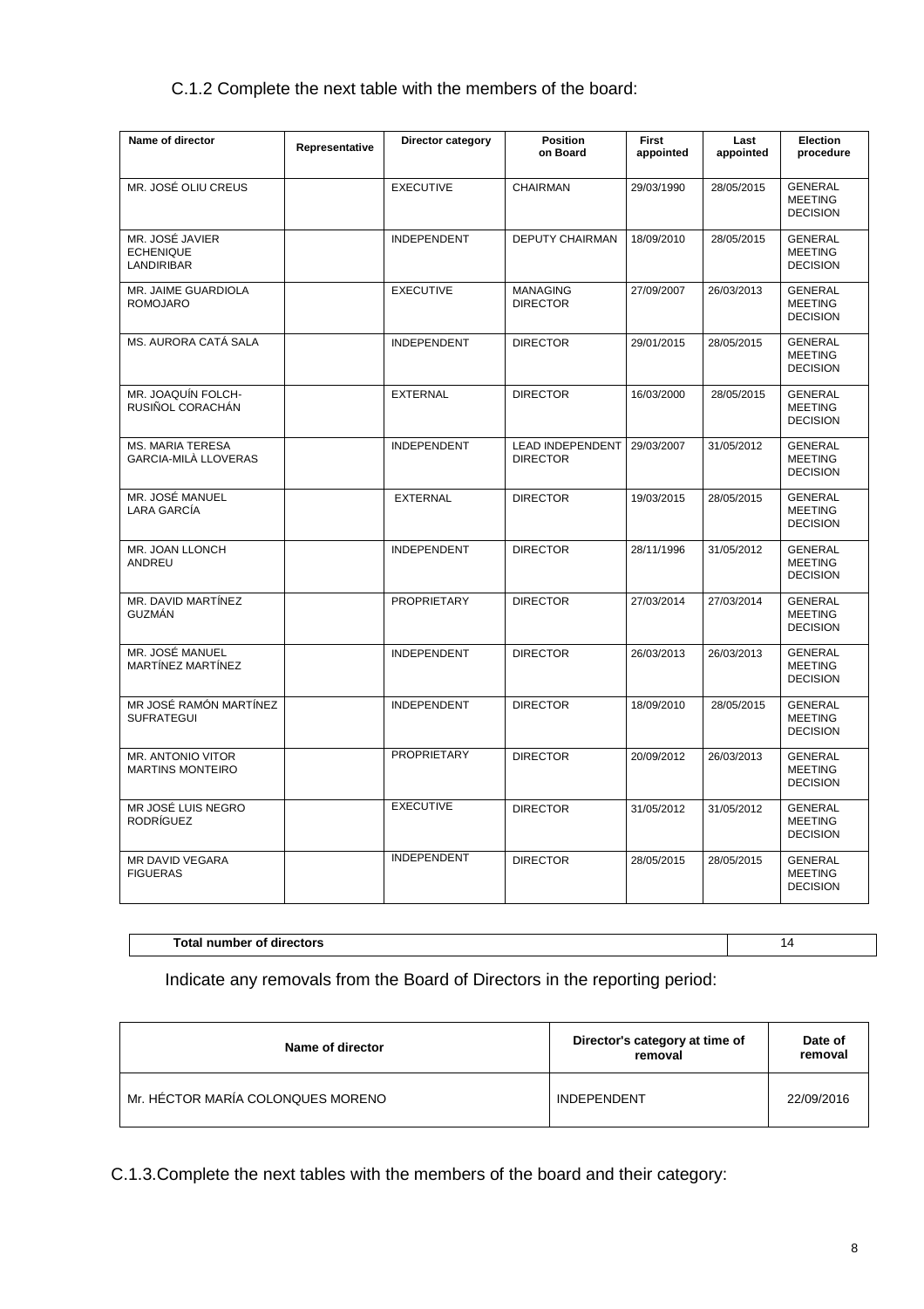C.1.2 Complete the next table with the members of the board:

| Name of director | Representative | Director category | Position on Board | First appointed | Last appointed | Election procedure |
|---|---|---|---|---|---|---|
| MR. JOSÉ OLIU CREUS | | EXECUTIVE | CHAIRMAN | 29/03/1990 | 28/05/2015 | GENERAL MEETING DECISION |
| MR. JOSÉ JAVIER ECHENIQUE LANDIRIBAR | | INDEPENDENT | DEPUTY CHAIRMAN | 18/09/2010 | 28/05/2015 | GENERAL MEETING DECISION |
| MR. JAIME GUARDIOLA ROMOJARO | | EXECUTIVE | MANAGING DIRECTOR | 27/09/2007 | 26/03/2013 | GENERAL MEETING DECISION |
| MS. AURORA CATÁ SALA | | INDEPENDENT | DIRECTOR | 29/01/2015 | 28/05/2015 | GENERAL MEETING DECISION |
| MR. JOAQUÍN FOLCH-RUSIÑOL CORACHÁN | | EXTERNAL | DIRECTOR | 16/03/2000 | 28/05/2015 | GENERAL MEETING DECISION |
| MS. MARIA TERESA GARCIA-MILÀ LLOVERAS | | INDEPENDENT | LEAD INDEPENDENT DIRECTOR | 29/03/2007 | 31/05/2012 | GENERAL MEETING DECISION |
| MR. JOSÉ MANUEL LARA GARCÍA | | EXTERNAL | DIRECTOR | 19/03/2015 | 28/05/2015 | GENERAL MEETING DECISION |
| MR. JOAN LLONCH ANDREU | | INDEPENDENT | DIRECTOR | 28/11/1996 | 31/05/2012 | GENERAL MEETING DECISION |
| MR. DAVID MARTÍNEZ GUZMÁN | | PROPRIETARY | DIRECTOR | 27/03/2014 | 27/03/2014 | GENERAL MEETING DECISION |
| MR. JOSÉ MANUEL MARTÍNEZ MARTÍNEZ | | INDEPENDENT | DIRECTOR | 26/03/2013 | 26/03/2013 | GENERAL MEETING DECISION |
| MR JOSÉ RAMÓN MARTÍNEZ SUFRATEGUI | | INDEPENDENT | DIRECTOR | 18/09/2010 | 28/05/2015 | GENERAL MEETING DECISION |
| MR. ANTONIO VITOR MARTINS MONTEIRO | | PROPRIETARY | DIRECTOR | 20/09/2012 | 26/03/2013 | GENERAL MEETING DECISION |
| MR JOSÉ LUIS NEGRO RODRÍGUEZ | | EXECUTIVE | DIRECTOR | 31/05/2012 | 31/05/2012 | GENERAL MEETING DECISION |
| MR DAVID VEGARA FIGUERAS | | INDEPENDENT | DIRECTOR | 28/05/2015 | 28/05/2015 | GENERAL MEETING DECISION |

| Total number of directors | 14 |
|---|---|

Indicate any removals from the Board of Directors in the reporting period:

| Name of director | Director's category at time of removal | Date of removal |
|---|---|---|
| Mr. HÉCTOR MARÍA COLONQUES MORENO | INDEPENDENT | 22/09/2016 |

C.1.3.Complete the next tables with the members of the board and their category: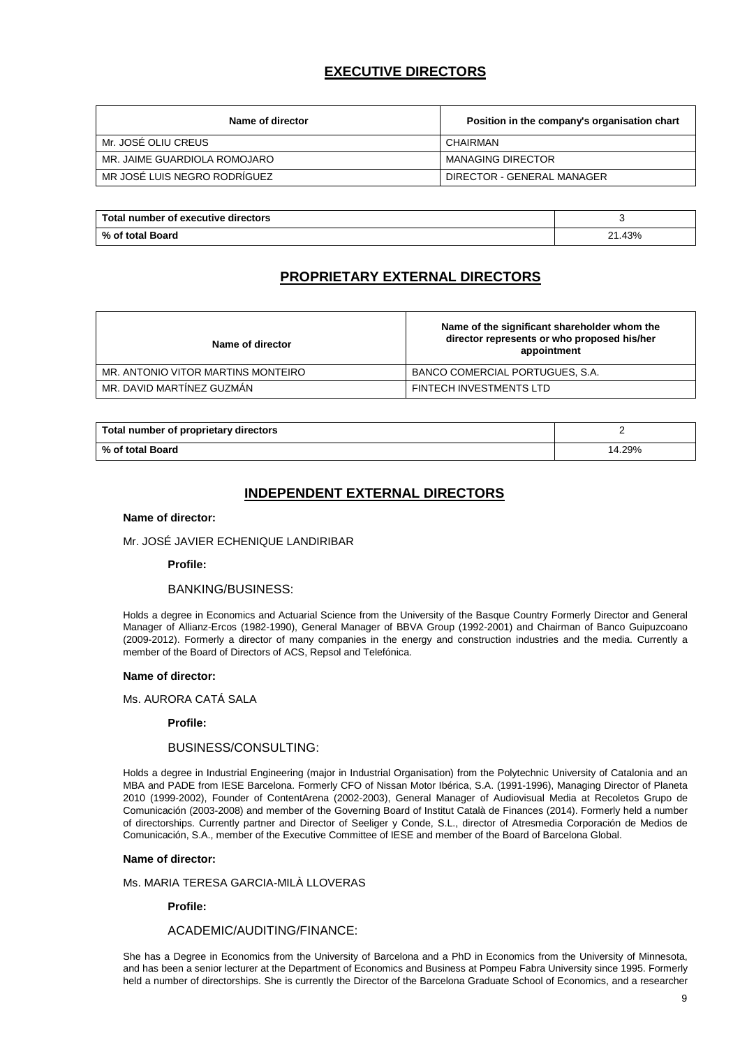## EXECUTIVE DIRECTORS

| Name of director | Position in the company's organisation chart |
|---|---|
| Mr. JOSÉ OLIU CREUS | CHAIRMAN |
| MR. JAIME GUARDIOLA ROMOJARO | MANAGING DIRECTOR |
| MR JOSÉ LUIS NEGRO RODRÍGUEZ | DIRECTOR - GENERAL MANAGER |

| Total number of executive directors | 3 |
|---|---|
| % of total Board | 21.43% |

## PROPRIETARY EXTERNAL DIRECTORS

| Name of director | Name of the significant shareholder whom the director represents or who proposed his/her appointment |
|---|---|
| MR. ANTONIO VITOR MARTINS MONTEIRO | BANCO COMERCIAL PORTUGUES, S.A. |
| MR. DAVID MARTÍNEZ GUZMÁN | FINTECH INVESTMENTS LTD |

| Total number of proprietary directors | 2 |
|---|---|
| % of total Board | 14.29% |

## INDEPENDENT EXTERNAL DIRECTORS

**Name of director:**

Mr. JOSÉ JAVIER ECHENIQUE LANDIRIBAR

**Profile:**

BANKING/BUSINESS:

Holds a degree in Economics and Actuarial Science from the University of the Basque Country Formerly Director and General Manager of Allianz-Ercos (1982-1990), General Manager of BBVA Group (1992-2001) and Chairman of Banco Guipuzcoano (2009-2012). Formerly a director of many companies in the energy and construction industries and the media. Currently a member of the Board of Directors of ACS, Repsol and Telefónica.

**Name of director:**

Ms. AURORA CATÁ SALA

**Profile:**

BUSINESS/CONSULTING:

Holds a degree in Industrial Engineering (major in Industrial Organisation) from the Polytechnic University of Catalonia and an MBA and PADE from IESE Barcelona. Formerly CFO of Nissan Motor Ibérica, S.A. (1991-1996), Managing Director of Planeta 2010 (1999-2002), Founder of ContentArena (2002-2003), General Manager of Audiovisual Media at Recoletos Grupo de Comunicación (2003-2008) and member of the Governing Board of Institut Català de Finances (2014). Formerly held a number of directorships. Currently partner and Director of Seeliger y Conde, S.L., director of Atresmedia Corporación de Medios de Comunicación, S.A., member of the Executive Committee of IESE and member of the Board of Barcelona Global.

**Name of director:**

Ms. MARIA TERESA GARCIA-MILÀ LLOVERAS

**Profile:**

ACADEMIC/AUDITING/FINANCE:

She has a Degree in Economics from the University of Barcelona and a PhD in Economics from the University of Minnesota, and has been a senior lecturer at the Department of Economics and Business at Pompeu Fabra University since 1995. Formerly held a number of directorships. She is currently the Director of the Barcelona Graduate School of Economics, and a researcher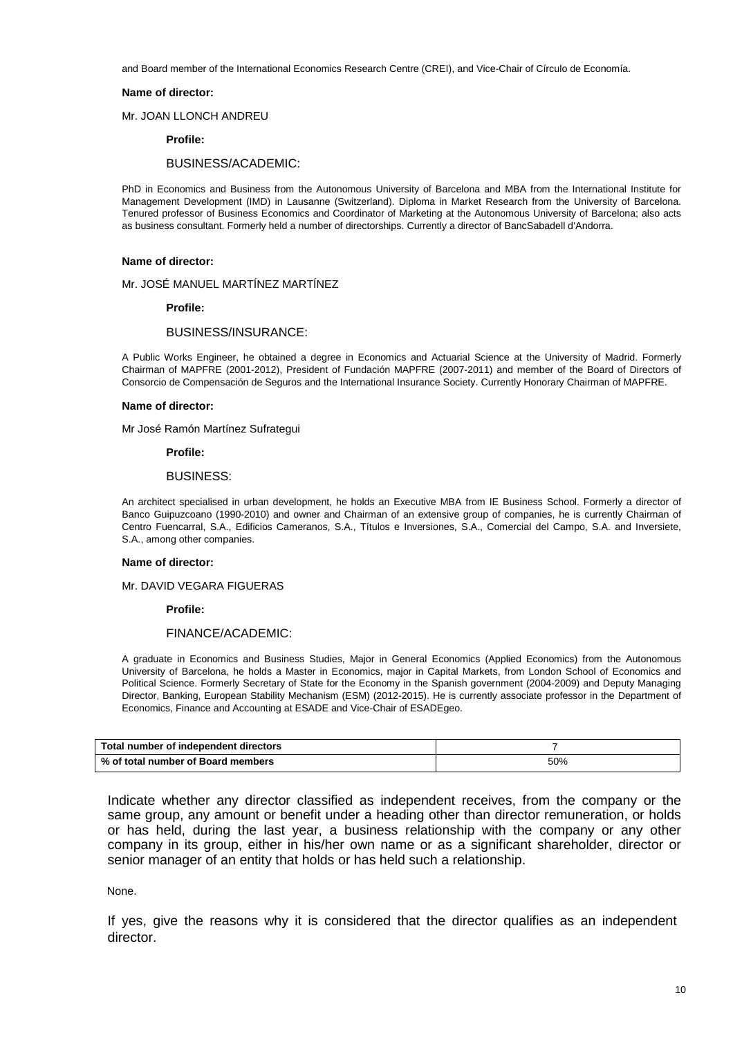and Board member of the International Economics Research Centre (CREI), and Vice-Chair of Círculo de Economía.

**Name of director:**

Mr. JOAN LLONCH ANDREU

**Profile:**

BUSINESS/ACADEMIC:

PhD in Economics and Business from the Autonomous University of Barcelona and MBA from the International Institute for Management Development (IMD) in Lausanne (Switzerland). Diploma in Market Research from the University of Barcelona. Tenured professor of Business Economics and Coordinator of Marketing at the Autonomous University of Barcelona; also acts as business consultant. Formerly held a number of directorships. Currently a director of BancSabadell d'Andorra.

**Name of director:**

Mr. JOSÉ MANUEL MARTÍNEZ MARTÍNEZ

**Profile:**

BUSINESS/INSURANCE:

A Public Works Engineer, he obtained a degree in Economics and Actuarial Science at the University of Madrid. Formerly Chairman of MAPFRE (2001-2012), President of Fundación MAPFRE (2007-2011) and member of the Board of Directors of Consorcio de Compensación de Seguros and the International Insurance Society. Currently Honorary Chairman of MAPFRE.

**Name of director:**

Mr José Ramón Martínez Sufrategui

**Profile:**

BUSINESS:

An architect specialised in urban development, he holds an Executive MBA from IE Business School. Formerly a director of Banco Guipuzcoano (1990-2010) and owner and Chairman of an extensive group of companies, he is currently Chairman of Centro Fuencarral, S.A., Edificios Cameranos, S.A., Títulos e Inversiones, S.A., Comercial del Campo, S.A. and Inversiete, S.A., among other companies.

**Name of director:**

Mr. DAVID VEGARA FIGUERAS

**Profile:**

FINANCE/ACADEMIC:

A graduate in Economics and Business Studies, Major in General Economics (Applied Economics) from the Autonomous University of Barcelona, he holds a Master in Economics, major in Capital Markets, from London School of Economics and Political Science. Formerly Secretary of State for the Economy in the Spanish government (2004-2009) and Deputy Managing Director, Banking, European Stability Mechanism (ESM) (2012-2015). He is currently associate professor in the Department of Economics, Finance and Accounting at ESADE and Vice-Chair of ESADEgeo.

| **Total number of independent directors** | 7 |
|---|---|
| **% of total number of Board members** | 50% |

Indicate whether any director classified as independent receives, from the company or the same group, any amount or benefit under a heading other than director remuneration, or holds or has held, during the last year, a business relationship with the company or any other company in its group, either in his/her own name or as a significant shareholder, director or senior manager of an entity that holds or has held such a relationship.

None.

If yes, give the reasons why it is considered that the director qualifies as an independent director.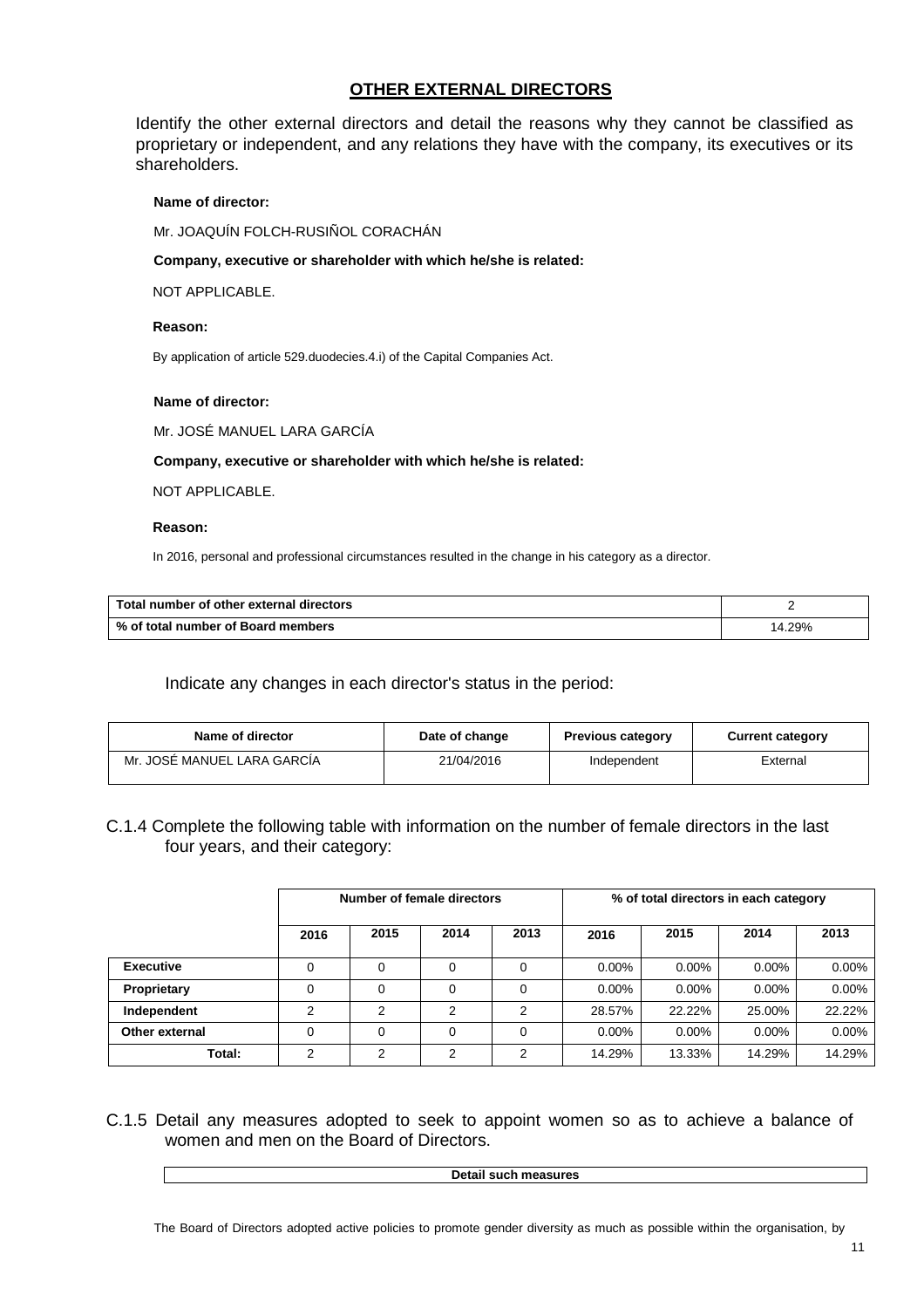## OTHER EXTERNAL DIRECTORS

Identify the other external directors and detail the reasons why they cannot be classified as proprietary or independent, and any relations they have with the company, its executives or its shareholders.

**Name of director:**

Mr. JOAQUÍN FOLCH-RUSIÑOL CORACHÁN

**Company, executive or shareholder with which he/she is related:**

NOT APPLICABLE.

**Reason:**

By application of article 529.duodecies.4.i) of the Capital Companies Act.

**Name of director:**

Mr. JOSÉ MANUEL LARA GARCÍA

**Company, executive or shareholder with which he/she is related:**

NOT APPLICABLE.

**Reason:**

In 2016, personal and professional circumstances resulted in the change in his category as a director.

| Total number of other external directors | 2 |
|---|---|
| % of total number of Board members | 14.29% |

Indicate any changes in each director's status in the period:

| Name of director | Date of change | Previous category | Current category |
|---|---|---|---|
| Mr. JOSÉ MANUEL LARA GARCÍA | 21/04/2016 | Independent | External |

C.1.4 Complete the following table with information on the number of female directors in the last four years, and their category:

| | Number of female directors | | | | % of total directors in each category | | | |
|---|---|---|---|---|---|---|---|---|
| | 2016 | 2015 | 2014 | 2013 | 2016 | 2015 | 2014 | 2013 |
| **Executive** | 0 | 0 | 0 | 0 | 0.00% | 0.00% | 0.00% | 0.00% |
| **Proprietary** | 0 | 0 | 0 | 0 | 0.00% | 0.00% | 0.00% | 0.00% |
| **Independent** | 2 | 2 | 2 | 2 | 28.57% | 22.22% | 25.00% | 22.22% |
| **Other external** | 0 | 0 | 0 | 0 | 0.00% | 0.00% | 0.00% | 0.00% |
| **Total:** | 2 | 2 | 2 | 2 | 14.29% | 13.33% | 14.29% | 14.29% |

C.1.5 Detail any measures adopted to seek to appoint women so as to achieve a balance of women and men on the Board of Directors.

| Detail such measures |
|---|

The Board of Directors adopted active policies to promote gender diversity as much as possible within the organisation, by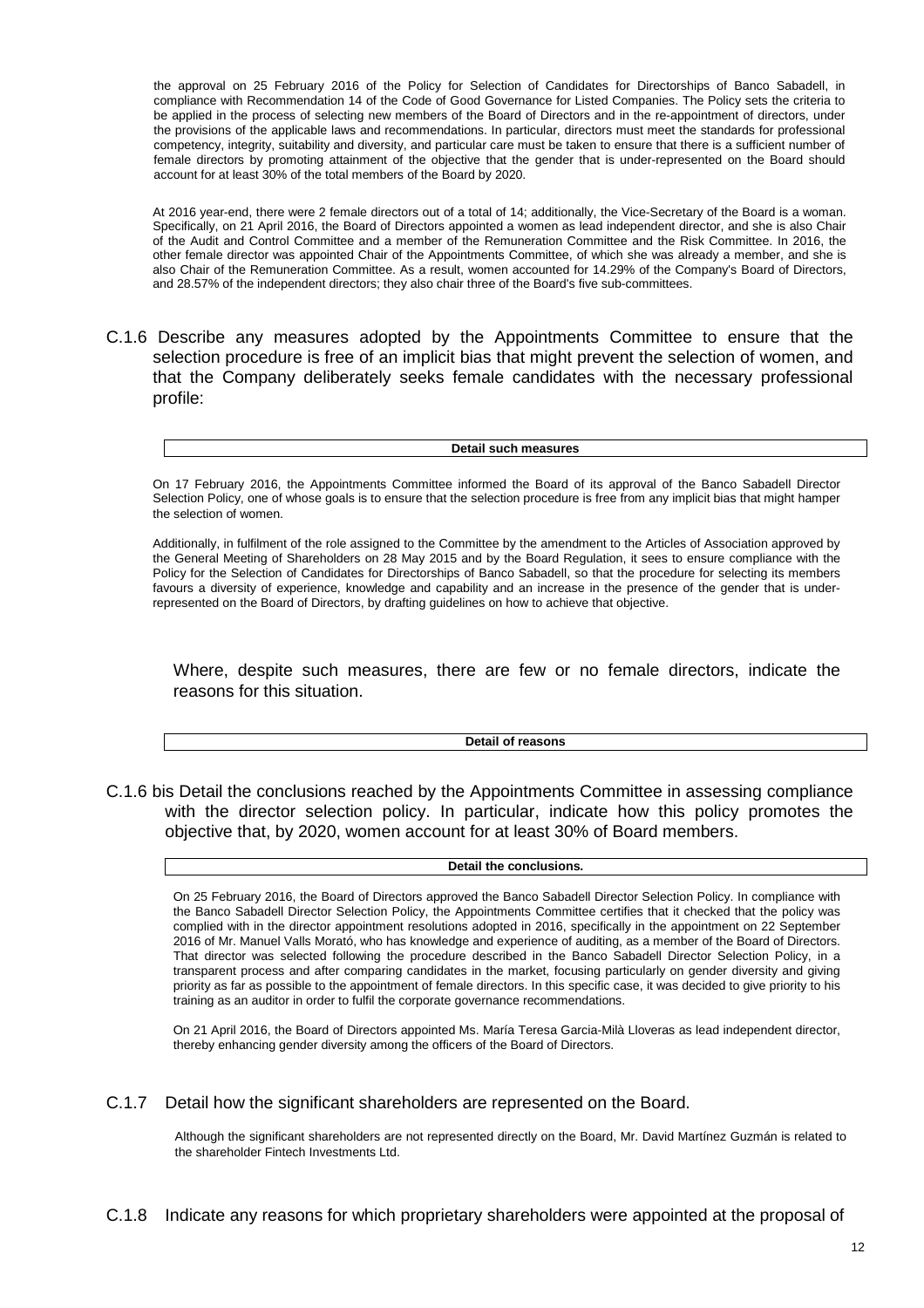the approval on 25 February 2016 of the Policy for Selection of Candidates for Directorships of Banco Sabadell, in compliance with Recommendation 14 of the Code of Good Governance for Listed Companies. The Policy sets the criteria to be applied in the process of selecting new members of the Board of Directors and in the re-appointment of directors, under the provisions of the applicable laws and recommendations. In particular, directors must meet the standards for professional competency, integrity, suitability and diversity, and particular care must be taken to ensure that there is a sufficient number of female directors by promoting attainment of the objective that the gender that is under-represented on the Board should account for at least 30% of the total members of the Board by 2020.

At 2016 year-end, there were 2 female directors out of a total of 14; additionally, the Vice-Secretary of the Board is a woman. Specifically, on 21 April 2016, the Board of Directors appointed a women as lead independent director, and she is also Chair of the Audit and Control Committee and a member of the Remuneration Committee and the Risk Committee. In 2016, the other female director was appointed Chair of the Appointments Committee, of which she was already a member, and she is also Chair of the Remuneration Committee. As a result, women accounted for 14.29% of the Company's Board of Directors, and 28.57% of the independent directors; they also chair three of the Board's five sub-committees.

## C.1.6 Describe any measures adopted by the Appointments Committee to ensure that the selection procedure is free of an implicit bias that might prevent the selection of women, and that the Company deliberately seeks female candidates with the necessary professional profile:

| Detail such measures |
|---|

On 17 February 2016, the Appointments Committee informed the Board of its approval of the Banco Sabadell Director Selection Policy, one of whose goals is to ensure that the selection procedure is free from any implicit bias that might hamper the selection of women.

Additionally, in fulfilment of the role assigned to the Committee by the amendment to the Articles of Association approved by the General Meeting of Shareholders on 28 May 2015 and by the Board Regulation, it sees to ensure compliance with the Policy for the Selection of Candidates for Directorships of Banco Sabadell, so that the procedure for selecting its members favours a diversity of experience, knowledge and capability and an increase in the presence of the gender that is under-represented on the Board of Directors, by drafting guidelines on how to achieve that objective.

Where, despite such measures, there are few or no female directors, indicate the reasons for this situation.

| Detail of reasons |
|---|

## C.1.6 bis Detail the conclusions reached by the Appointments Committee in assessing compliance with the director selection policy. In particular, indicate how this policy promotes the objective that, by 2020, women account for at least 30% of Board members.

| Detail the conclusions. |
|---|

On 25 February 2016, the Board of Directors approved the Banco Sabadell Director Selection Policy. In compliance with the Banco Sabadell Director Selection Policy, the Appointments Committee certifies that it checked that the policy was complied with in the director appointment resolutions adopted in 2016, specifically in the appointment on 22 September 2016 of Mr. Manuel Valls Morató, who has knowledge and experience of auditing, as a member of the Board of Directors. That director was selected following the procedure described in the Banco Sabadell Director Selection Policy, in a transparent process and after comparing candidates in the market, focusing particularly on gender diversity and giving priority as far as possible to the appointment of female directors. In this specific case, it was decided to give priority to his training as an auditor in order to fulfil the corporate governance recommendations.

On 21 April 2016, the Board of Directors appointed Ms. María Teresa Garcia-Milà Lloveras as lead independent director, thereby enhancing gender diversity among the officers of the Board of Directors.

## C.1.7 Detail how the significant shareholders are represented on the Board.

Although the significant shareholders are not represented directly on the Board, Mr. David Martínez Guzmán is related to the shareholder Fintech Investments Ltd.

## C.1.8 Indicate any reasons for which proprietary shareholders were appointed at the proposal of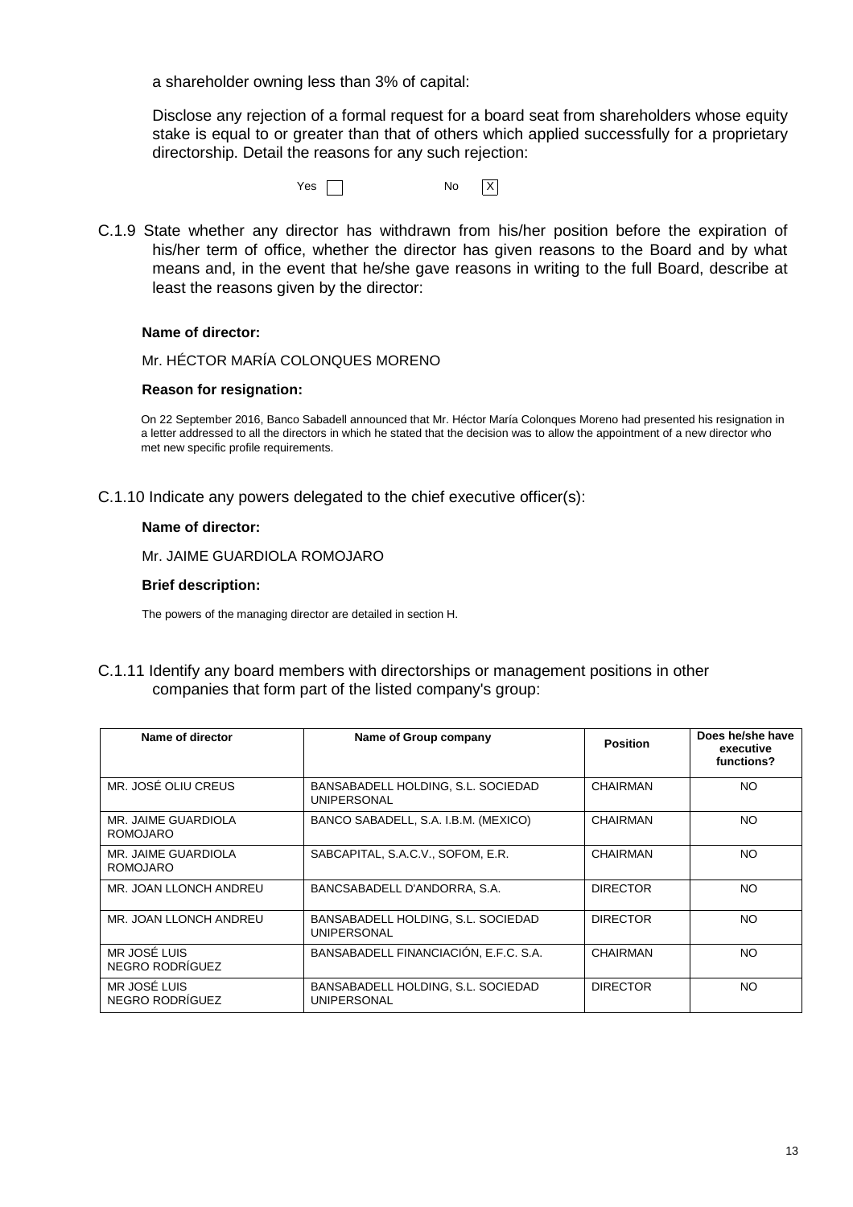a shareholder owning less than 3% of capital:

Disclose any rejection of a formal request for a board seat from shareholders whose equity stake is equal to or greater than that of others which applied successfully for a proprietary directorship. Detail the reasons for any such rejection:

Yes ☐ No ☒

C.1.9 State whether any director has withdrawn from his/her position before the expiration of his/her term of office, whether the director has given reasons to the Board and by what means and, in the event that he/she gave reasons in writing to the full Board, describe at least the reasons given by the director:

**Name of director:**

Mr. HÉCTOR MARÍA COLONQUES MORENO

**Reason for resignation:**

On 22 September 2016, Banco Sabadell announced that Mr. Héctor María Colonques Moreno had presented his resignation in a letter addressed to all the directors in which he stated that the decision was to allow the appointment of a new director who met new specific profile requirements.

C.1.10 Indicate any powers delegated to the chief executive officer(s):

**Name of director:**

Mr. JAIME GUARDIOLA ROMOJARO

**Brief description:**

The powers of the managing director are detailed in section H.

C.1.11 Identify any board members with directorships or management positions in other companies that form part of the listed company's group:

| Name of director | Name of Group company | Position | Does he/she have executive functions? |
|---|---|---|---|
| MR. JOSÉ OLIU CREUS | BANSABADELL HOLDING, S.L. SOCIEDAD UNIPERSONAL | CHAIRMAN | NO |
| MR. JAIME GUARDIOLA ROMOJARO | BANCO SABADELL, S.A. I.B.M. (MEXICO) | CHAIRMAN | NO |
| MR. JAIME GUARDIOLA ROMOJARO | SABCAPITAL, S.A.C.V., SOFOM, E.R. | CHAIRMAN | NO |
| MR. JOAN LLONCH ANDREU | BANCSABADELL D'ANDORRA, S.A. | DIRECTOR | NO |
| MR. JOAN LLONCH ANDREU | BANSABADELL HOLDING, S.L. SOCIEDAD UNIPERSONAL | DIRECTOR | NO |
| MR JOSÉ LUIS NEGRO RODRÍGUEZ | BANSABADELL FINANCIACIÓN, E.F.C. S.A. | CHAIRMAN | NO |
| MR JOSÉ LUIS NEGRO RODRÍGUEZ | BANSABADELL HOLDING, S.L. SOCIEDAD UNIPERSONAL | DIRECTOR | NO |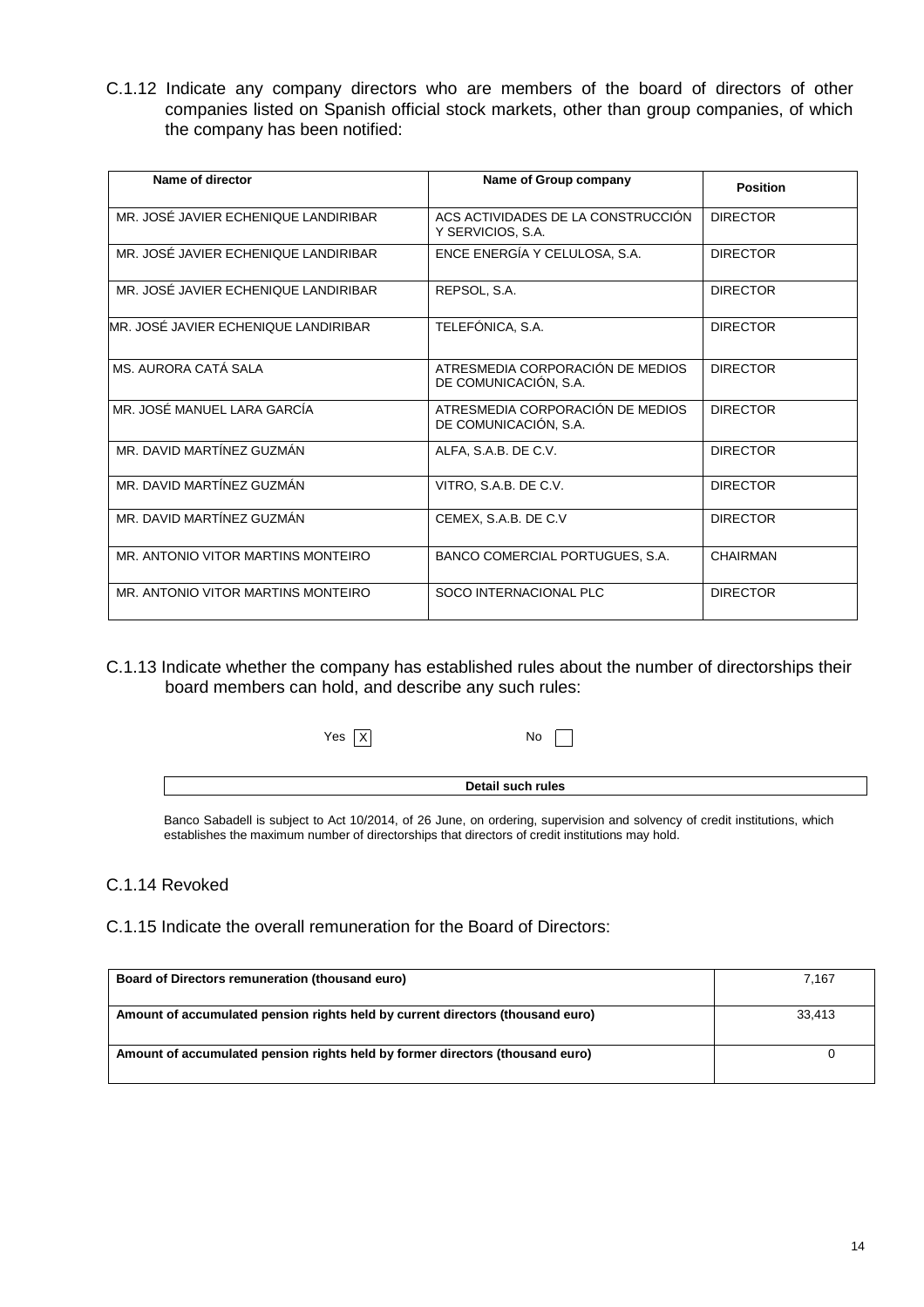C.1.12 Indicate any company directors who are members of the board of directors of other companies listed on Spanish official stock markets, other than group companies, of which the company has been notified:

| Name of director | Name of Group company | Position |
| --- | --- | --- |
| MR. JOSÉ JAVIER ECHENIQUE LANDIRIBAR | ACS ACTIVIDADES DE LA CONSTRUCCIÓN Y SERVICIOS, S.A. | DIRECTOR |
| MR. JOSÉ JAVIER ECHENIQUE LANDIRIBAR | ENCE ENERGÍA Y CELULOSA, S.A. | DIRECTOR |
| MR. JOSÉ JAVIER ECHENIQUE LANDIRIBAR | REPSOL, S.A. | DIRECTOR |
| MR. JOSÉ JAVIER ECHENIQUE LANDIRIBAR | TELEFÓNICA, S.A. | DIRECTOR |
| MS. AURORA CATÁ SALA | ATRESMEDIA CORPORACIÓN DE MEDIOS DE COMUNICACIÓN, S.A. | DIRECTOR |
| MR. JOSÉ MANUEL LARA GARCÍA | ATRESMEDIA CORPORACIÓN DE MEDIOS DE COMUNICACIÓN, S.A. | DIRECTOR |
| MR. DAVID MARTÍNEZ GUZMÁN | ALFA, S.A.B. DE C.V. | DIRECTOR |
| MR. DAVID MARTÍNEZ GUZMÁN | VITRO, S.A.B. DE C.V. | DIRECTOR |
| MR. DAVID MARTÍNEZ GUZMÁN | CEMEX, S.A.B. DE C.V | DIRECTOR |
| MR. ANTONIO VITOR MARTINS MONTEIRO | BANCO COMERCIAL PORTUGUES, S.A. | CHAIRMAN |
| MR. ANTONIO VITOR MARTINS MONTEIRO | SOCO INTERNACIONAL PLC | DIRECTOR |

C.1.13 Indicate whether the company has established rules about the number of directorships their board members can hold, and describe any such rules:

Yes [X] No [ ]

| Detail such rules |
| --- |

Banco Sabadell is subject to Act 10/2014, of 26 June, on ordering, supervision and solvency of credit institutions, which establishes the maximum number of directorships that directors of credit institutions may hold.

C.1.14 Revoked

C.1.15 Indicate the overall remuneration for the Board of Directors:

| | |
| --- | --- |
| **Board of Directors remuneration (thousand euro)** | 7,167 |
| **Amount of accumulated pension rights held by current directors (thousand euro)** | 33,413 |
| **Amount of accumulated pension rights held by former directors (thousand euro)** | 0 |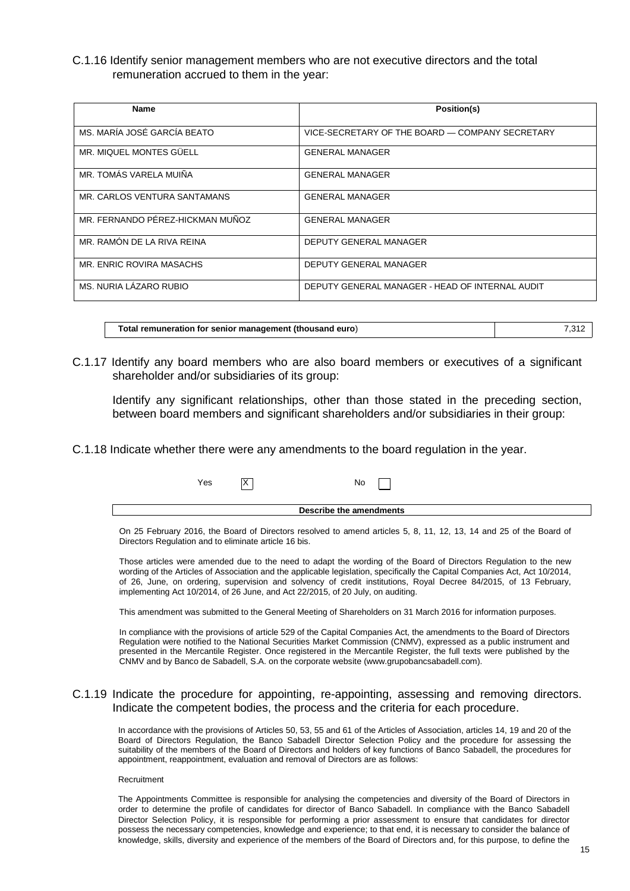### C.1.16 Identify senior management members who are not executive directors and the total remuneration accrued to them in the year:

| Name | Position(s) |
|---|---|
| MS. MARÍA JOSÉ GARCÍA BEATO | VICE-SECRETARY OF THE BOARD — COMPANY SECRETARY |
| MR. MIQUEL MONTES GÜELL | GENERAL MANAGER |
| MR. TOMÁS VARELA MUIÑA | GENERAL MANAGER |
| MR. CARLOS VENTURA SANTAMANS | GENERAL MANAGER |
| MR. FERNANDO PÉREZ-HICKMAN MUÑOZ | GENERAL MANAGER |
| MR. RAMÓN DE LA RIVA REINA | DEPUTY GENERAL MANAGER |
| MR. ENRIC ROVIRA MASACHS | DEPUTY GENERAL MANAGER |
| MS. NURIA LÁZARO RUBIO | DEPUTY GENERAL MANAGER - HEAD OF INTERNAL AUDIT |

| Total remuneration for senior management (thousand euro) | 7,312 |
|---|---|

### C.1.17 Identify any board members who are also board members or executives of a significant shareholder and/or subsidiaries of its group:

Identify any significant relationships, other than those stated in the preceding section, between board members and significant shareholders and/or subsidiaries in their group:

### C.1.18 Indicate whether there were any amendments to the board regulation in the year.

Yes [X] No [ ]

**Describe the amendments**

On 25 February 2016, the Board of Directors resolved to amend articles 5, 8, 11, 12, 13, 14 and 25 of the Board of Directors Regulation and to eliminate article 16 bis.

Those articles were amended due to the need to adapt the wording of the Board of Directors Regulation to the new wording of the Articles of Association and the applicable legislation, specifically the Capital Companies Act, Act 10/2014, of 26, June, on ordering, supervision and solvency of credit institutions, Royal Decree 84/2015, of 13 February, implementing Act 10/2014, of 26 June, and Act 22/2015, of 20 July, on auditing.

This amendment was submitted to the General Meeting of Shareholders on 31 March 2016 for information purposes.

In compliance with the provisions of article 529 of the Capital Companies Act, the amendments to the Board of Directors Regulation were notified to the National Securities Market Commission (CNMV), expressed as a public instrument and presented in the Mercantile Register. Once registered in the Mercantile Register, the full texts were published by the CNMV and by Banco de Sabadell, S.A. on the corporate website (www.grupobancsabadell.com).

### C.1.19 Indicate the procedure for appointing, re-appointing, assessing and removing directors. Indicate the competent bodies, the process and the criteria for each procedure.

In accordance with the provisions of Articles 50, 53, 55 and 61 of the Articles of Association, articles 14, 19 and 20 of the Board of Directors Regulation, the Banco Sabadell Director Selection Policy and the procedure for assessing the suitability of the members of the Board of Directors and holders of key functions of Banco Sabadell, the procedures for appointment, reappointment, evaluation and removal of Directors are as follows:

Recruitment

The Appointments Committee is responsible for analysing the competencies and diversity of the Board of Directors in order to determine the profile of candidates for director of Banco Sabadell. In compliance with the Banco Sabadell Director Selection Policy, it is responsible for performing a prior assessment to ensure that candidates for director possess the necessary competencies, knowledge and experience; to that end, it is necessary to consider the balance of knowledge, skills, diversity and experience of the members of the Board of Directors and, for this purpose, to define the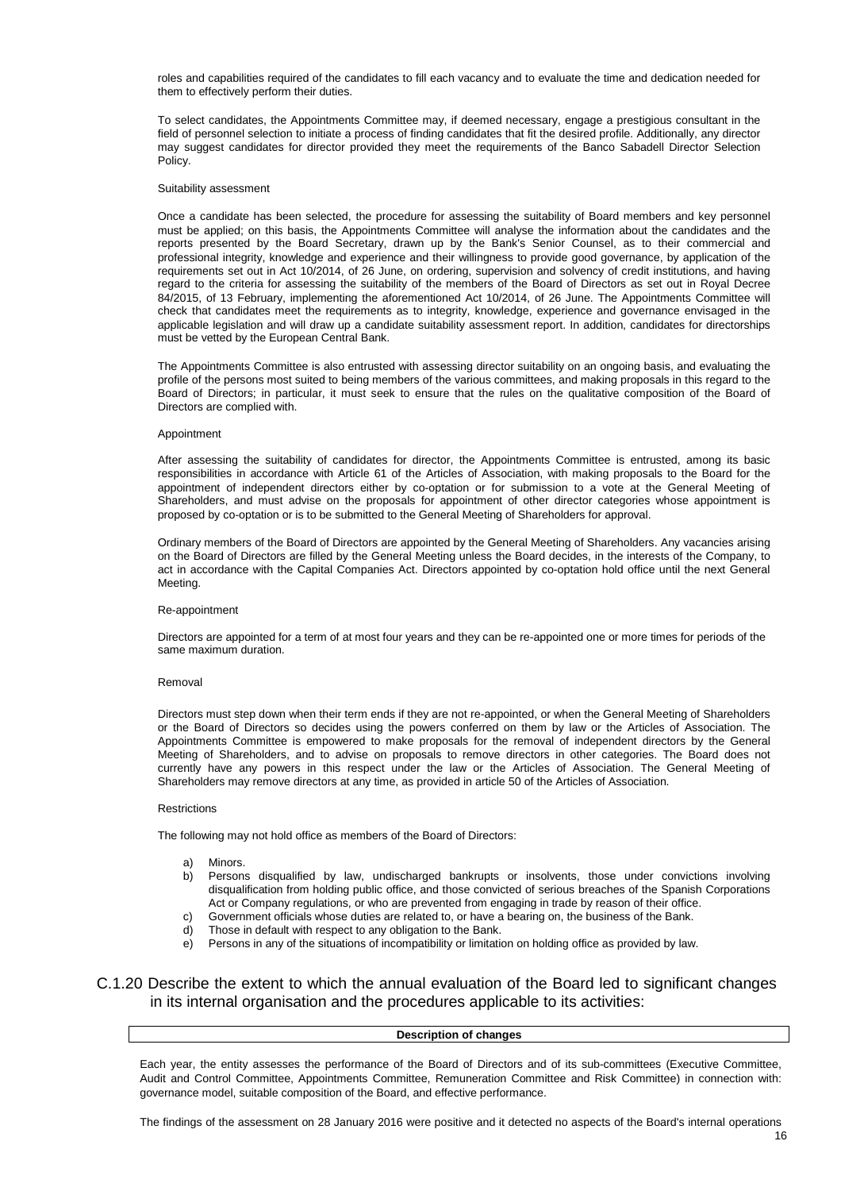roles and capabilities required of the candidates to fill each vacancy and to evaluate the time and dedication needed for them to effectively perform their duties.

To select candidates, the Appointments Committee may, if deemed necessary, engage a prestigious consultant in the field of personnel selection to initiate a process of finding candidates that fit the desired profile. Additionally, any director may suggest candidates for director provided they meet the requirements of the Banco Sabadell Director Selection Policy.

Suitability assessment

Once a candidate has been selected, the procedure for assessing the suitability of Board members and key personnel must be applied; on this basis, the Appointments Committee will analyse the information about the candidates and the reports presented by the Board Secretary, drawn up by the Bank's Senior Counsel, as to their commercial and professional integrity, knowledge and experience and their willingness to provide good governance, by application of the requirements set out in Act 10/2014, of 26 June, on ordering, supervision and solvency of credit institutions, and having regard to the criteria for assessing the suitability of the members of the Board of Directors as set out in Royal Decree 84/2015, of 13 February, implementing the aforementioned Act 10/2014, of 26 June. The Appointments Committee will check that candidates meet the requirements as to integrity, knowledge, experience and governance envisaged in the applicable legislation and will draw up a candidate suitability assessment report. In addition, candidates for directorships must be vetted by the European Central Bank.

The Appointments Committee is also entrusted with assessing director suitability on an ongoing basis, and evaluating the profile of the persons most suited to being members of the various committees, and making proposals in this regard to the Board of Directors; in particular, it must seek to ensure that the rules on the qualitative composition of the Board of Directors are complied with.

Appointment

After assessing the suitability of candidates for director, the Appointments Committee is entrusted, among its basic responsibilities in accordance with Article 61 of the Articles of Association, with making proposals to the Board for the appointment of independent directors either by co-optation or for submission to a vote at the General Meeting of Shareholders, and must advise on the proposals for appointment of other director categories whose appointment is proposed by co-optation or is to be submitted to the General Meeting of Shareholders for approval.

Ordinary members of the Board of Directors are appointed by the General Meeting of Shareholders. Any vacancies arising on the Board of Directors are filled by the General Meeting unless the Board decides, in the interests of the Company, to act in accordance with the Capital Companies Act. Directors appointed by co-optation hold office until the next General Meeting.

Re-appointment

Directors are appointed for a term of at most four years and they can be re-appointed one or more times for periods of the same maximum duration.

Removal

Directors must step down when their term ends if they are not re-appointed, or when the General Meeting of Shareholders or the Board of Directors so decides using the powers conferred on them by law or the Articles of Association. The Appointments Committee is empowered to make proposals for the removal of independent directors by the General Meeting of Shareholders, and to advise on proposals to remove directors in other categories. The Board does not currently have any powers in this respect under the law or the Articles of Association. The General Meeting of Shareholders may remove directors at any time, as provided in article 50 of the Articles of Association.

Restrictions

The following may not hold office as members of the Board of Directors:

a) Minors.
b) Persons disqualified by law, undischarged bankrupts or insolvents, those under convictions involving disqualification from holding public office, and those convicted of serious breaches of the Spanish Corporations Act or Company regulations, or who are prevented from engaging in trade by reason of their office.
c) Government officials whose duties are related to, or have a bearing on, the business of the Bank.
d) Those in default with respect to any obligation to the Bank.
e) Persons in any of the situations of incompatibility or limitation on holding office as provided by law.

## C.1.20 Describe the extent to which the annual evaluation of the Board led to significant changes in its internal organisation and the procedures applicable to its activities:

| Description of changes |
|---|

Each year, the entity assesses the performance of the Board of Directors and of its sub-committees (Executive Committee, Audit and Control Committee, Appointments Committee, Remuneration Committee and Risk Committee) in connection with: governance model, suitable composition of the Board, and effective performance.

The findings of the assessment on 28 January 2016 were positive and it detected no aspects of the Board's internal operations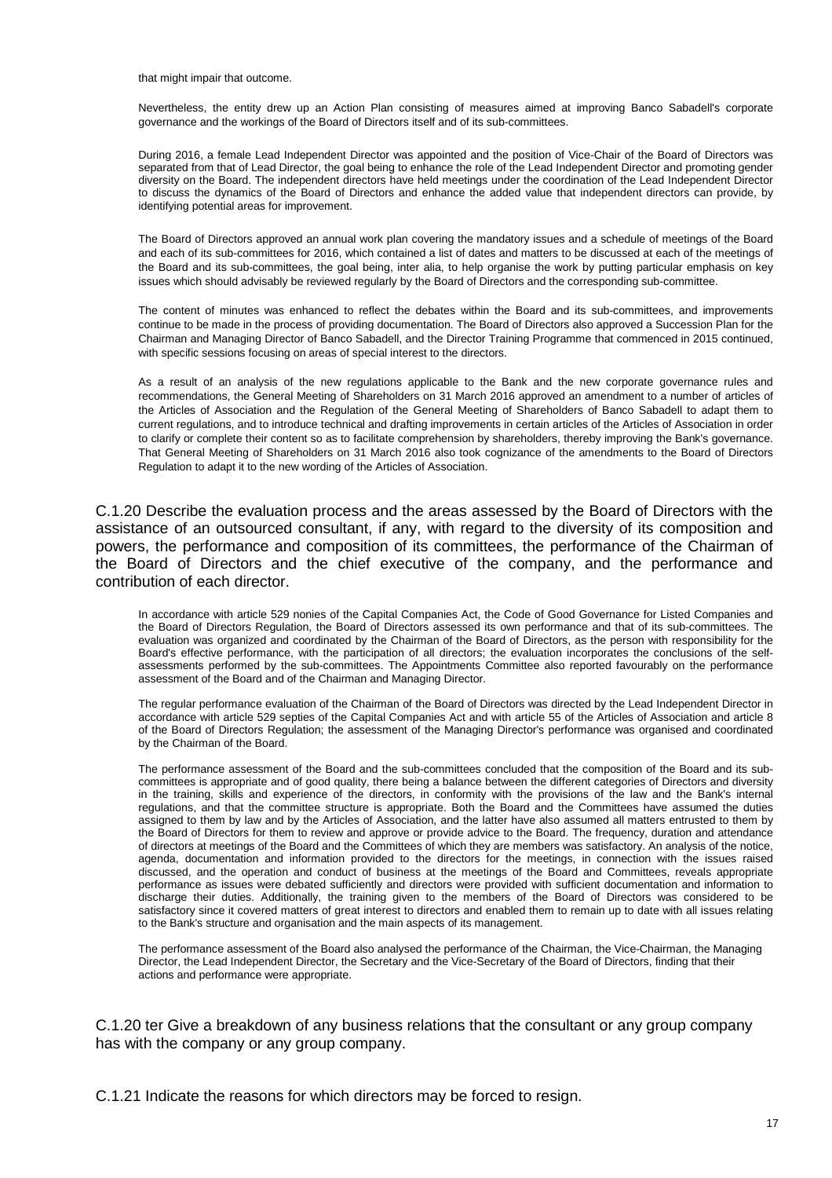that might impair that outcome.

Nevertheless, the entity drew up an Action Plan consisting of measures aimed at improving Banco Sabadell's corporate governance and the workings of the Board of Directors itself and of its sub-committees.

During 2016, a female Lead Independent Director was appointed and the position of Vice-Chair of the Board of Directors was separated from that of Lead Director, the goal being to enhance the role of the Lead Independent Director and promoting gender diversity on the Board. The independent directors have held meetings under the coordination of the Lead Independent Director to discuss the dynamics of the Board of Directors and enhance the added value that independent directors can provide, by identifying potential areas for improvement.

The Board of Directors approved an annual work plan covering the mandatory issues and a schedule of meetings of the Board and each of its sub-committees for 2016, which contained a list of dates and matters to be discussed at each of the meetings of the Board and its sub-committees, the goal being, inter alia, to help organise the work by putting particular emphasis on key issues which should advisably be reviewed regularly by the Board of Directors and the corresponding sub-committee.

The content of minutes was enhanced to reflect the debates within the Board and its sub-committees, and improvements continue to be made in the process of providing documentation. The Board of Directors also approved a Succession Plan for the Chairman and Managing Director of Banco Sabadell, and the Director Training Programme that commenced in 2015 continued, with specific sessions focusing on areas of special interest to the directors.

As a result of an analysis of the new regulations applicable to the Bank and the new corporate governance rules and recommendations, the General Meeting of Shareholders on 31 March 2016 approved an amendment to a number of articles of the Articles of Association and the Regulation of the General Meeting of Shareholders of Banco Sabadell to adapt them to current regulations, and to introduce technical and drafting improvements in certain articles of the Articles of Association in order to clarify or complete their content so as to facilitate comprehension by shareholders, thereby improving the Bank's governance. That General Meeting of Shareholders on 31 March 2016 also took cognizance of the amendments to the Board of Directors Regulation to adapt it to the new wording of the Articles of Association.

C.1.20 Describe the evaluation process and the areas assessed by the Board of Directors with the assistance of an outsourced consultant, if any, with regard to the diversity of its composition and powers, the performance and composition of its committees, the performance of the Chairman of the Board of Directors and the chief executive of the company, and the performance and contribution of each director.

In accordance with article 529 nonies of the Capital Companies Act, the Code of Good Governance for Listed Companies and the Board of Directors Regulation, the Board of Directors assessed its own performance and that of its sub-committees. The evaluation was organized and coordinated by the Chairman of the Board of Directors, as the person with responsibility for the Board's effective performance, with the participation of all directors; the evaluation incorporates the conclusions of the self-assessments performed by the sub-committees. The Appointments Committee also reported favourably on the performance assessment of the Board and of the Chairman and Managing Director.

The regular performance evaluation of the Chairman of the Board of Directors was directed by the Lead Independent Director in accordance with article 529 septies of the Capital Companies Act and with article 55 of the Articles of Association and article 8 of the Board of Directors Regulation; the assessment of the Managing Director's performance was organised and coordinated by the Chairman of the Board.

The performance assessment of the Board and the sub-committees concluded that the composition of the Board and its sub-committees is appropriate and of good quality, there being a balance between the different categories of Directors and diversity in the training, skills and experience of the directors, in conformity with the provisions of the law and the Bank's internal regulations, and that the committee structure is appropriate. Both the Board and the Committees have assumed the duties assigned to them by law and by the Articles of Association, and the latter have also assumed all matters entrusted to them by the Board of Directors for them to review and approve or provide advice to the Board. The frequency, duration and attendance of directors at meetings of the Board and the Committees of which they are members was satisfactory. An analysis of the notice, agenda, documentation and information provided to the directors for the meetings, in connection with the issues raised discussed, and the operation and conduct of business at the meetings of the Board and Committees, reveals appropriate performance as issues were debated sufficiently and directors were provided with sufficient documentation and information to discharge their duties. Additionally, the training given to the members of the Board of Directors was considered to be satisfactory since it covered matters of great interest to directors and enabled them to remain up to date with all issues relating to the Bank's structure and organisation and the main aspects of its management.

The performance assessment of the Board also analysed the performance of the Chairman, the Vice-Chairman, the Managing Director, the Lead Independent Director, the Secretary and the Vice-Secretary of the Board of Directors, finding that their actions and performance were appropriate.

C.1.20 ter Give a breakdown of any business relations that the consultant or any group company has with the company or any group company.

C.1.21 Indicate the reasons for which directors may be forced to resign.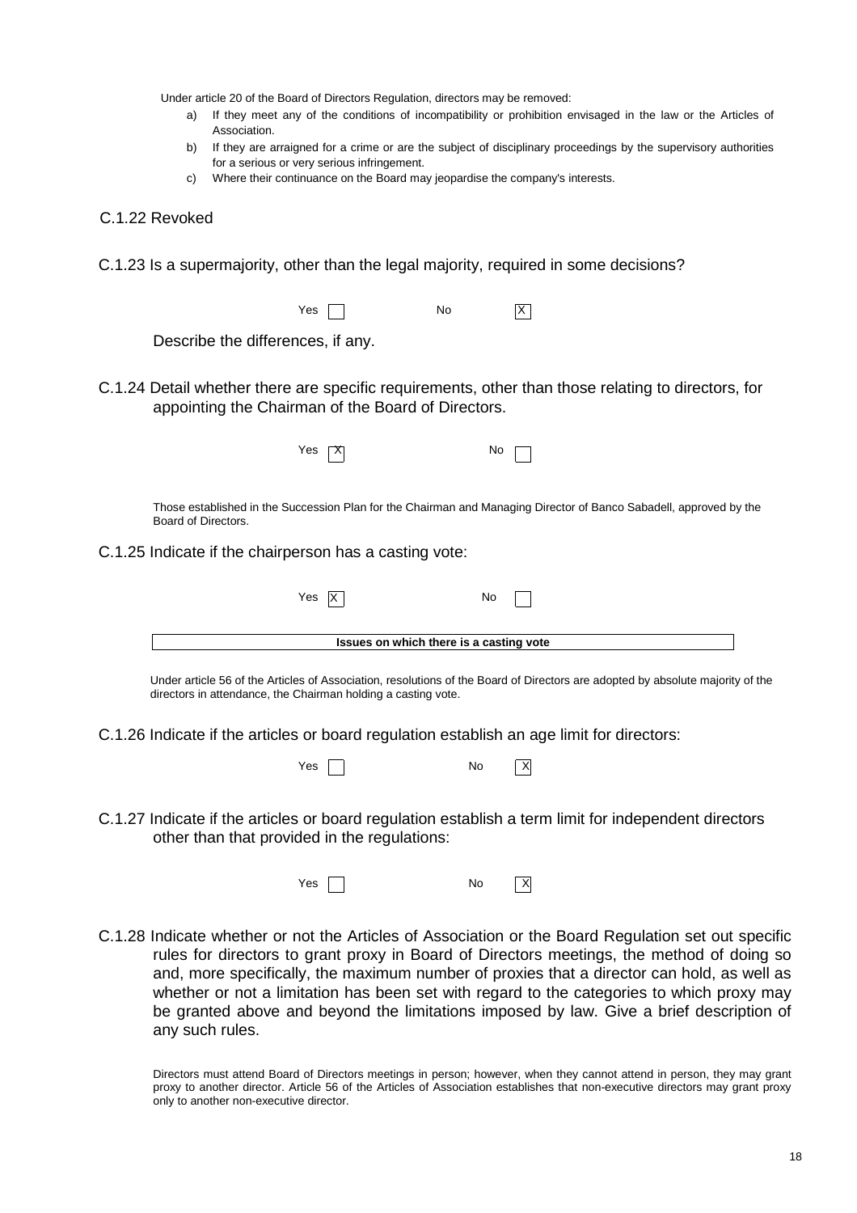Under article 20 of the Board of Directors Regulation, directors may be removed:

a) If they meet any of the conditions of incompatibility or prohibition envisaged in the law or the Articles of Association.
b) If they are arraigned for a crime or are the subject of disciplinary proceedings by the supervisory authorities for a serious or very serious infringement.
c) Where their continuance on the Board may jeopardise the company's interests.

C.1.22 Revoked

C.1.23 Is a supermajority, other than the legal majority, required in some decisions?

Yes [ ] No [X]

Describe the differences, if any.

C.1.24 Detail whether there are specific requirements, other than those relating to directors, for appointing the Chairman of the Board of Directors.

Yes [X] No [ ]

Those established in the Succession Plan for the Chairman and Managing Director of Banco Sabadell, approved by the Board of Directors.

C.1.25 Indicate if the chairperson has a casting vote:

Yes [X] No [ ]

| Issues on which there is a casting vote |
|---|

Under article 56 of the Articles of Association, resolutions of the Board of Directors are adopted by absolute majority of the directors in attendance, the Chairman holding a casting vote.

C.1.26 Indicate if the articles or board regulation establish an age limit for directors:

Yes [ ] No [X]

C.1.27 Indicate if the articles or board regulation establish a term limit for independent directors other than that provided in the regulations:

Yes [ ] No [X]

C.1.28 Indicate whether or not the Articles of Association or the Board Regulation set out specific rules for directors to grant proxy in Board of Directors meetings, the method of doing so and, more specifically, the maximum number of proxies that a director can hold, as well as whether or not a limitation has been set with regard to the categories to which proxy may be granted above and beyond the limitations imposed by law. Give a brief description of any such rules.

Directors must attend Board of Directors meetings in person; however, when they cannot attend in person, they may grant proxy to another director. Article 56 of the Articles of Association establishes that non-executive directors may grant proxy only to another non-executive director.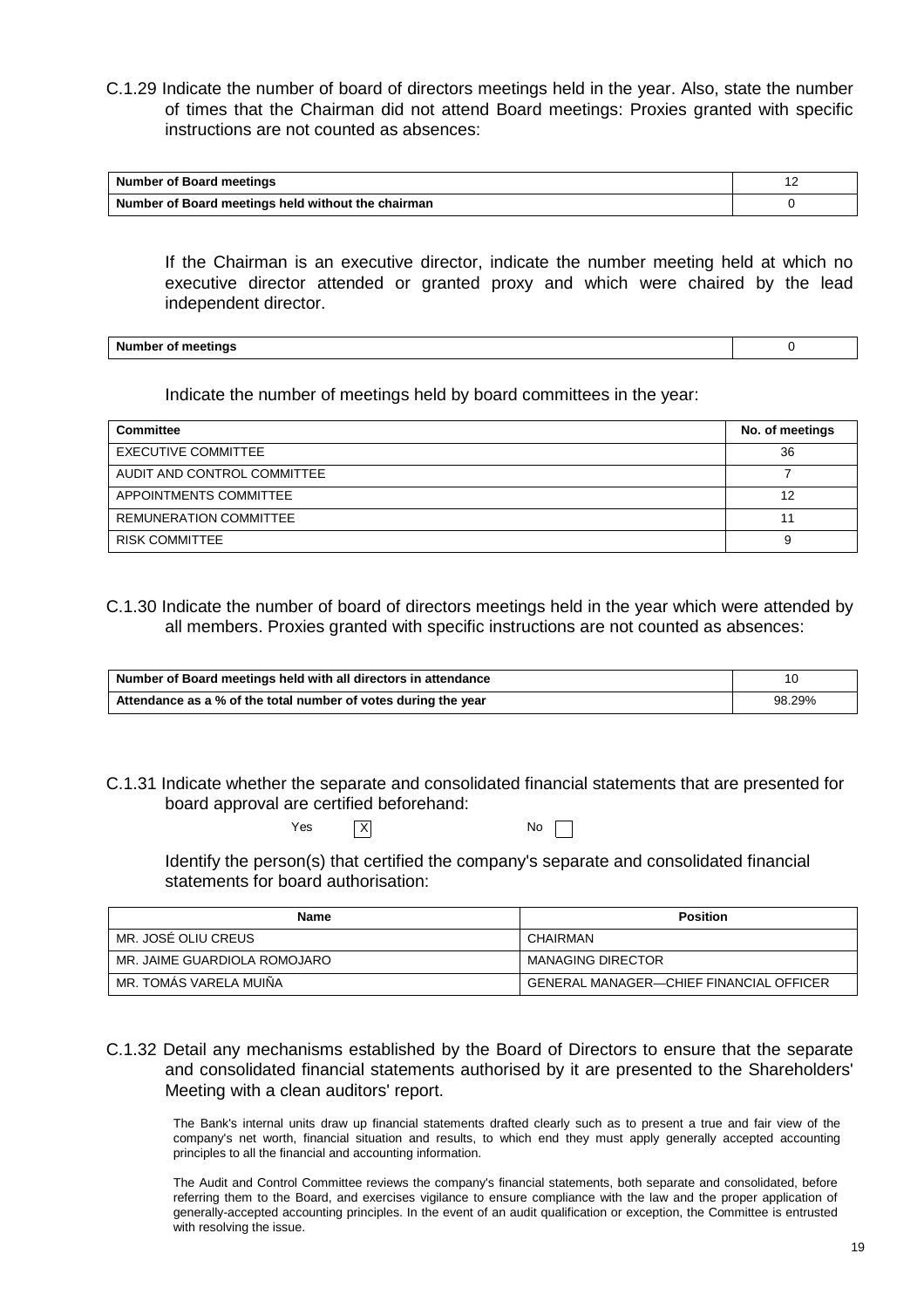C.1.29 Indicate the number of board of directors meetings held in the year. Also, state the number of times that the Chairman did not attend Board meetings: Proxies granted with specific instructions are not counted as absences:

| Number of Board meetings | 12 |
|---|---|
| Number of Board meetings held without the chairman | 0 |

If the Chairman is an executive director, indicate the number meeting held at which no executive director attended or granted proxy and which were chaired by the lead independent director.

| Number of meetings | 0 |
|---|---|

Indicate the number of meetings held by board committees in the year:

| Committee | No. of meetings |
|---|---|
| EXECUTIVE COMMITTEE | 36 |
| AUDIT AND CONTROL COMMITTEE | 7 |
| APPOINTMENTS COMMITTEE | 12 |
| REMUNERATION COMMITTEE | 11 |
| RISK COMMITTEE | 9 |

C.1.30 Indicate the number of board of directors meetings held in the year which were attended by all members. Proxies granted with specific instructions are not counted as absences:

| Number of Board meetings held with all directors in attendance | 10 |
|---|---|
| Attendance as a % of the total number of votes during the year | 98.29% |

C.1.31 Indicate whether the separate and consolidated financial statements that are presented for board approval are certified beforehand:

Yes [X] No [ ]

Identify the person(s) that certified the company's separate and consolidated financial statements for board authorisation:

| Name | Position |
|---|---|
| MR. JOSÉ OLIU CREUS | CHAIRMAN |
| MR. JAIME GUARDIOLA ROMOJARO | MANAGING DIRECTOR |
| MR. TOMÁS VARELA MUIÑA | GENERAL MANAGER—CHIEF FINANCIAL OFFICER |

C.1.32 Detail any mechanisms established by the Board of Directors to ensure that the separate and consolidated financial statements authorised by it are presented to the Shareholders' Meeting with a clean auditors' report.

The Bank's internal units draw up financial statements drafted clearly such as to present a true and fair view of the company's net worth, financial situation and results, to which end they must apply generally accepted accounting principles to all the financial and accounting information.

The Audit and Control Committee reviews the company's financial statements, both separate and consolidated, before referring them to the Board, and exercises vigilance to ensure compliance with the law and the proper application of generally-accepted accounting principles. In the event of an audit qualification or exception, the Committee is entrusted with resolving the issue.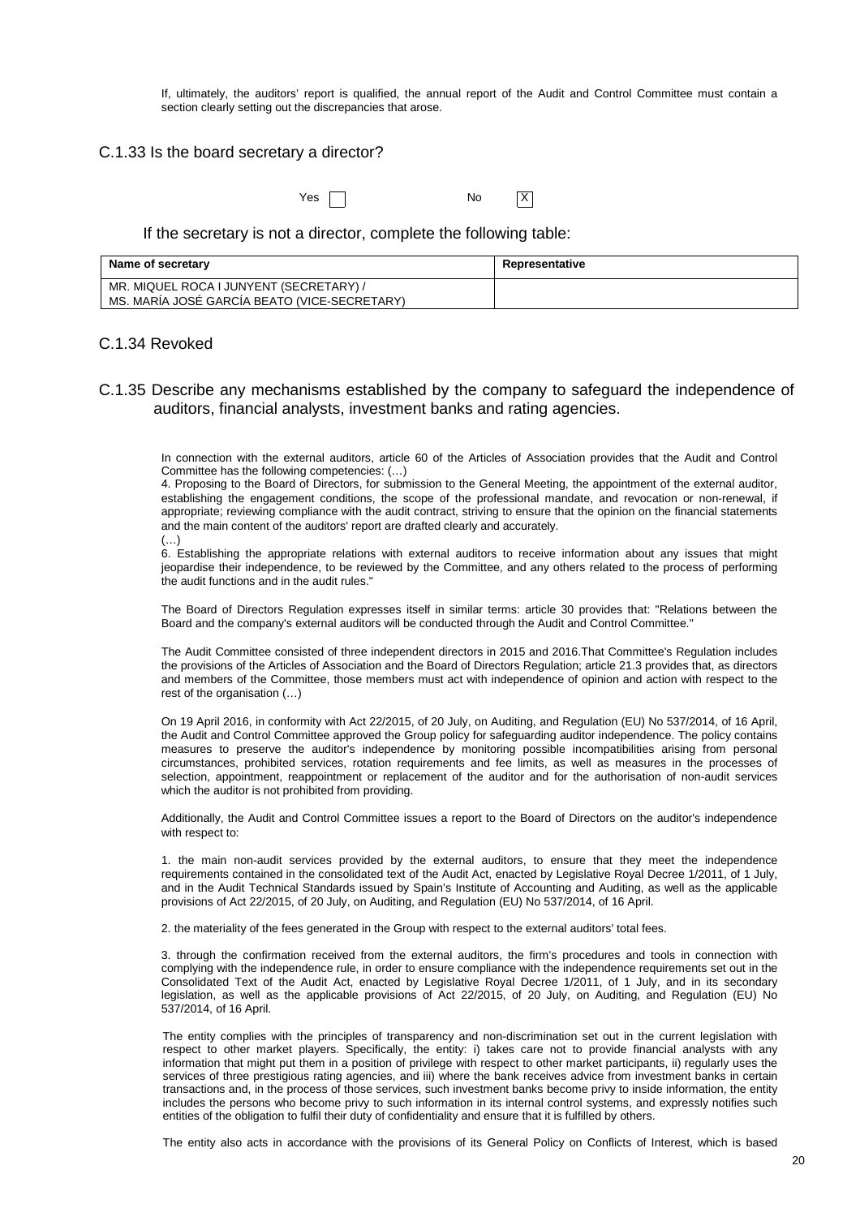If, ultimately, the auditors' report is qualified, the annual report of the Audit and Control Committee must contain a section clearly setting out the discrepancies that arose.

## C.1.33 Is the board secretary a director?

Yes [ ] No [X]

If the secretary is not a director, complete the following table:

| Name of secretary | Representative |
| --- | --- |
| MR. MIQUEL ROCA I JUNYENT (SECRETARY) / MS. MARÍA JOSÉ GARCÍA BEATO (VICE-SECRETARY) | |

## C.1.34 Revoked

## C.1.35 Describe any mechanisms established by the company to safeguard the independence of auditors, financial analysts, investment banks and rating agencies.

In connection with the external auditors, article 60 of the Articles of Association provides that the Audit and Control Committee has the following competencies: (…)

4. Proposing to the Board of Directors, for submission to the General Meeting, the appointment of the external auditor, establishing the engagement conditions, the scope of the professional mandate, and revocation or non-renewal, if appropriate; reviewing compliance with the audit contract, striving to ensure that the opinion on the financial statements and the main content of the auditors' report are drafted clearly and accurately.

(…)

6. Establishing the appropriate relations with external auditors to receive information about any issues that might jeopardise their independence, to be reviewed by the Committee, and any others related to the process of performing the audit functions and in the audit rules."

The Board of Directors Regulation expresses itself in similar terms: article 30 provides that: "Relations between the Board and the company's external auditors will be conducted through the Audit and Control Committee."

The Audit Committee consisted of three independent directors in 2015 and 2016.That Committee's Regulation includes the provisions of the Articles of Association and the Board of Directors Regulation; article 21.3 provides that, as directors and members of the Committee, those members must act with independence of opinion and action with respect to the rest of the organisation (…)

On 19 April 2016, in conformity with Act 22/2015, of 20 July, on Auditing, and Regulation (EU) No 537/2014, of 16 April, the Audit and Control Committee approved the Group policy for safeguarding auditor independence. The policy contains measures to preserve the auditor's independence by monitoring possible incompatibilities arising from personal circumstances, prohibited services, rotation requirements and fee limits, as well as measures in the processes of selection, appointment, reappointment or replacement of the auditor and for the authorisation of non-audit services which the auditor is not prohibited from providing.

Additionally, the Audit and Control Committee issues a report to the Board of Directors on the auditor's independence with respect to:

1. the main non-audit services provided by the external auditors, to ensure that they meet the independence requirements contained in the consolidated text of the Audit Act, enacted by Legislative Royal Decree 1/2011, of 1 July, and in the Audit Technical Standards issued by Spain's Institute of Accounting and Auditing, as well as the applicable provisions of Act 22/2015, of 20 July, on Auditing, and Regulation (EU) No 537/2014, of 16 April.

2. the materiality of the fees generated in the Group with respect to the external auditors' total fees.

3. through the confirmation received from the external auditors, the firm's procedures and tools in connection with complying with the independence rule, in order to ensure compliance with the independence requirements set out in the Consolidated Text of the Audit Act, enacted by Legislative Royal Decree 1/2011, of 1 July, and in its secondary legislation, as well as the applicable provisions of Act 22/2015, of 20 July, on Auditing, and Regulation (EU) No 537/2014, of 16 April.

The entity complies with the principles of transparency and non-discrimination set out in the current legislation with respect to other market players. Specifically, the entity: i) takes care not to provide financial analysts with any information that might put them in a position of privilege with respect to other market participants, ii) regularly uses the services of three prestigious rating agencies, and iii) where the bank receives advice from investment banks in certain transactions and, in the process of those services, such investment banks become privy to inside information, the entity includes the persons who become privy to such information in its internal control systems, and expressly notifies such entities of the obligation to fulfil their duty of confidentiality and ensure that it is fulfilled by others.

The entity also acts in accordance with the provisions of its General Policy on Conflicts of Interest, which is based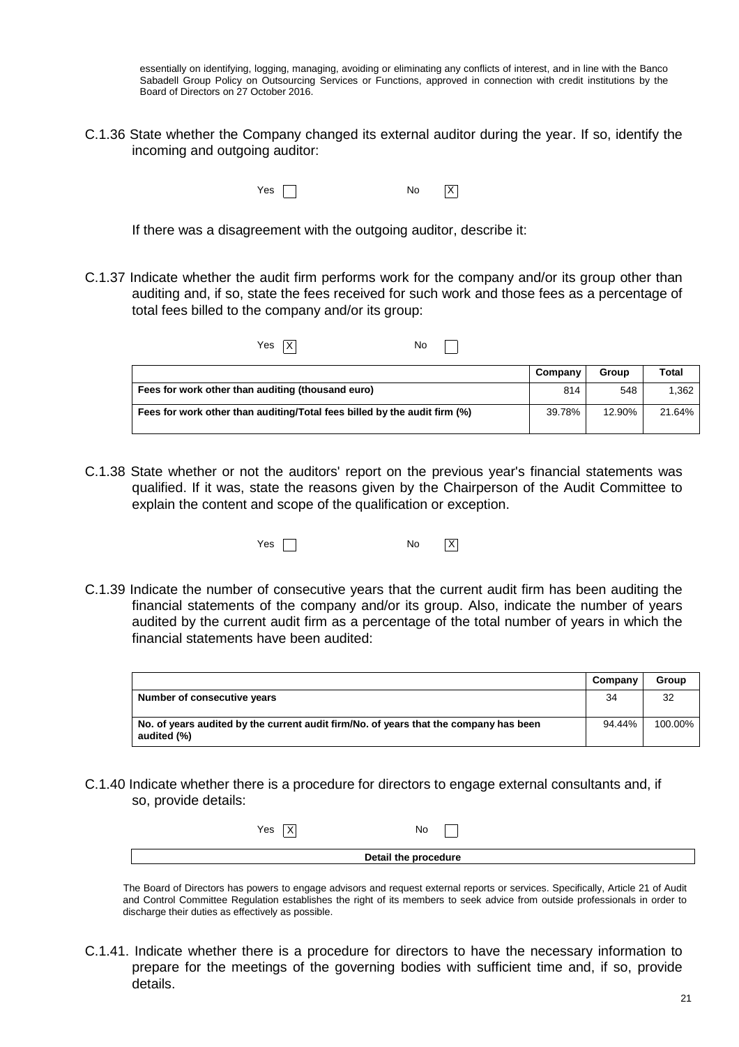essentially on identifying, logging, managing, avoiding or eliminating any conflicts of interest, and in line with the Banco Sabadell Group Policy on Outsourcing Services or Functions, approved in connection with credit institutions by the Board of Directors on 27 October 2016.

C.1.36 State whether the Company changed its external auditor during the year. If so, identify the incoming and outgoing auditor:

Yes [ ] No [X]

If there was a disagreement with the outgoing auditor, describe it:

C.1.37 Indicate whether the audit firm performs work for the company and/or its group other than auditing and, if so, state the fees received for such work and those fees as a percentage of total fees billed to the company and/or its group:

Yes [X] No [ ]

| | Company | Group | Total |
|---|---|---|---|
| **Fees for work other than auditing (thousand euro)** | 814 | 548 | 1,362 |
| **Fees for work other than auditing/Total fees billed by the audit firm (%)** | 39.78% | 12.90% | 21.64% |

C.1.38 State whether or not the auditors' report on the previous year's financial statements was qualified. If it was, state the reasons given by the Chairperson of the Audit Committee to explain the content and scope of the qualification or exception.

Yes [ ] No [X]

C.1.39 Indicate the number of consecutive years that the current audit firm has been auditing the financial statements of the company and/or its group. Also, indicate the number of years audited by the current audit firm as a percentage of the total number of years in which the financial statements have been audited:

| | Company | Group |
|---|---|---|
| **Number of consecutive years** | 34 | 32 |
| **No. of years audited by the current audit firm/No. of years that the company has been audited (%)** | 94.44% | 100.00% |

C.1.40 Indicate whether there is a procedure for directors to engage external consultants and, if so, provide details:

Yes [X] No [ ]

**Detail the procedure**

The Board of Directors has powers to engage advisors and request external reports or services. Specifically, Article 21 of Audit and Control Committee Regulation establishes the right of its members to seek advice from outside professionals in order to discharge their duties as effectively as possible.

C.1.41. Indicate whether there is a procedure for directors to have the necessary information to prepare for the meetings of the governing bodies with sufficient time and, if so, provide details.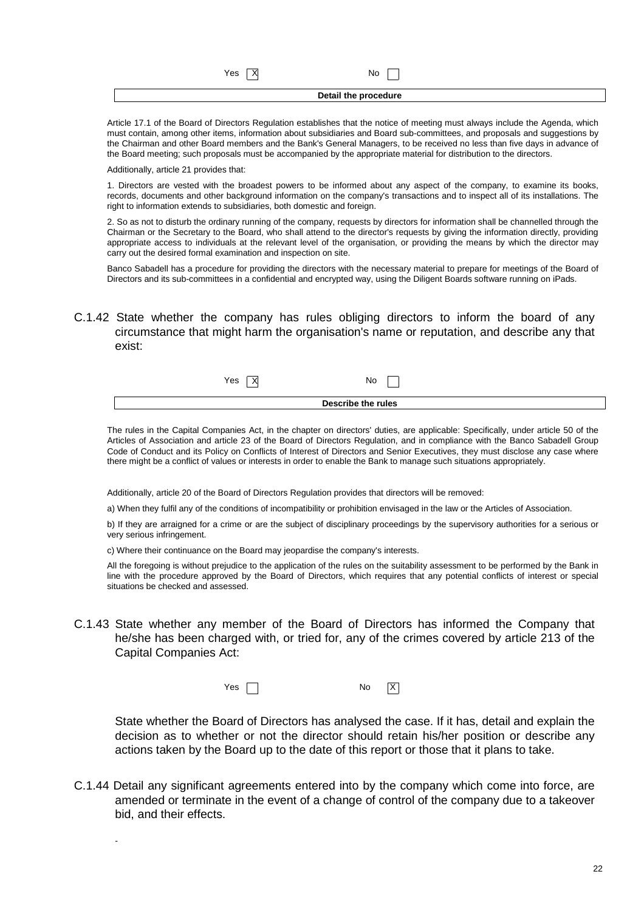Yes [X] No [ ]

**Detail the procedure**

Article 17.1 of the Board of Directors Regulation establishes that the notice of meeting must always include the Agenda, which must contain, among other items, information about subsidiaries and Board sub-committees, and proposals and suggestions by the Chairman and other Board members and the Bank's General Managers, to be received no less than five days in advance of the Board meeting; such proposals must be accompanied by the appropriate material for distribution to the directors.

Additionally, article 21 provides that:

1. Directors are vested with the broadest powers to be informed about any aspect of the company, to examine its books, records, documents and other background information on the company's transactions and to inspect all of its installations. The right to information extends to subsidiaries, both domestic and foreign.

2. So as not to disturb the ordinary running of the company, requests by directors for information shall be channelled through the Chairman or the Secretary to the Board, who shall attend to the director's requests by giving the information directly, providing appropriate access to individuals at the relevant level of the organisation, or providing the means by which the director may carry out the desired formal examination and inspection on site.

Banco Sabadell has a procedure for providing the directors with the necessary material to prepare for meetings of the Board of Directors and its sub-committees in a confidential and encrypted way, using the Diligent Boards software running on iPads.

C.1.42 State whether the company has rules obliging directors to inform the board of any circumstance that might harm the organisation's name or reputation, and describe any that exist:

Yes [X] No [ ]

**Describe the rules**

The rules in the Capital Companies Act, in the chapter on directors' duties, are applicable: Specifically, under article 50 of the Articles of Association and article 23 of the Board of Directors Regulation, and in compliance with the Banco Sabadell Group Code of Conduct and its Policy on Conflicts of Interest of Directors and Senior Executives, they must disclose any case where there might be a conflict of values or interests in order to enable the Bank to manage such situations appropriately.

Additionally, article 20 of the Board of Directors Regulation provides that directors will be removed:

a) When they fulfil any of the conditions of incompatibility or prohibition envisaged in the law or the Articles of Association.

b) If they are arraigned for a crime or are the subject of disciplinary proceedings by the supervisory authorities for a serious or very serious infringement.

c) Where their continuance on the Board may jeopardise the company's interests.

All the foregoing is without prejudice to the application of the rules on the suitability assessment to be performed by the Bank in line with the procedure approved by the Board of Directors, which requires that any potential conflicts of interest or special situations be checked and assessed.

C.1.43 State whether any member of the Board of Directors has informed the Company that he/she has been charged with, or tried for, any of the crimes covered by article 213 of the Capital Companies Act:

Yes [ ] No [X]

State whether the Board of Directors has analysed the case. If it has, detail and explain the decision as to whether or not the director should retain his/her position or describe any actions taken by the Board up to the date of this report or those that it plans to take.

C.1.44 Detail any significant agreements entered into by the company which come into force, are amended or terminate in the event of a change of control of the company due to a takeover bid, and their effects.

-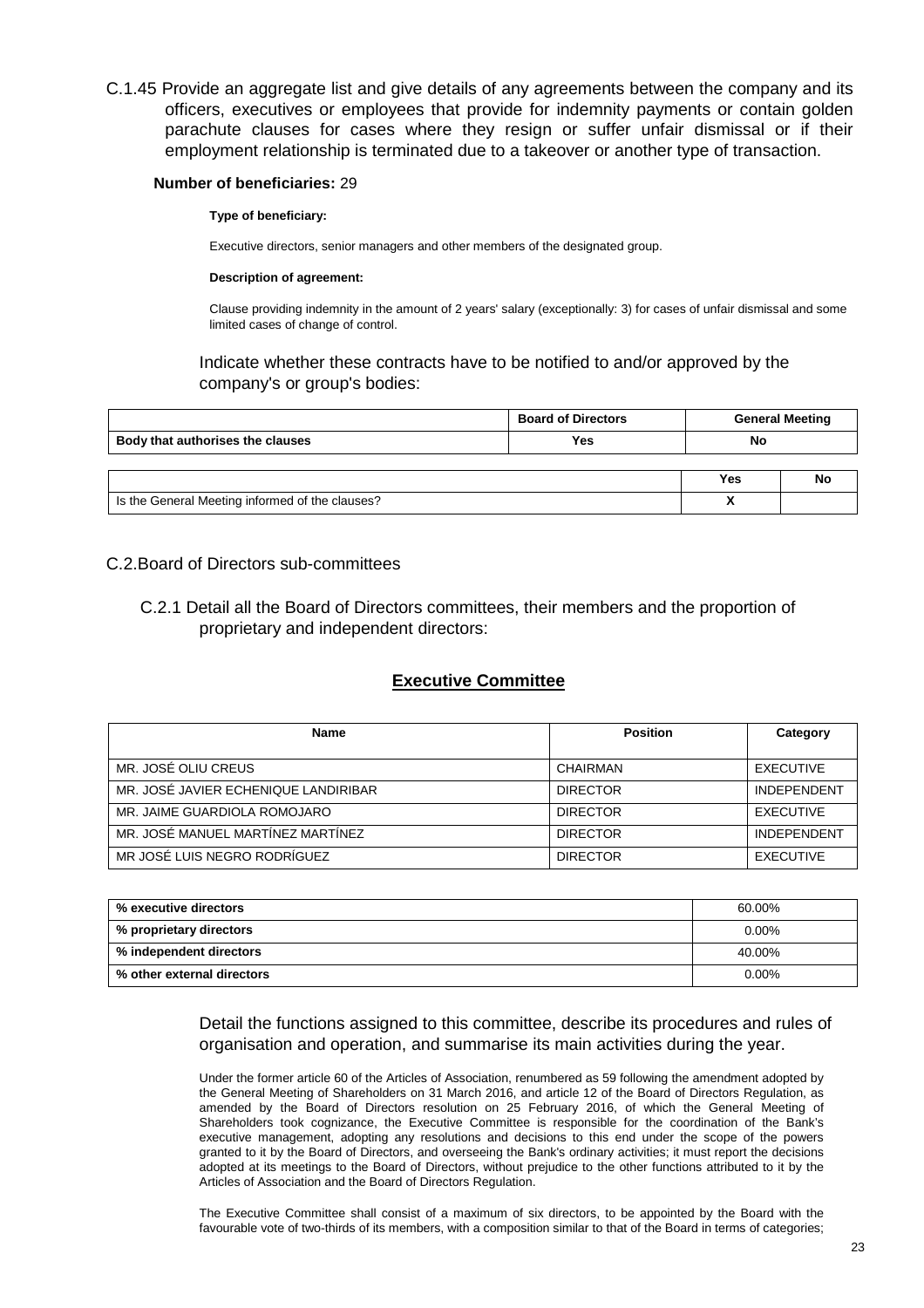C.1.45 Provide an aggregate list and give details of any agreements between the company and its officers, executives or employees that provide for indemnity payments or contain golden parachute clauses for cases where they resign or suffer unfair dismissal or if their employment relationship is terminated due to a takeover or another type of transaction.

**Number of beneficiaries:** 29

**Type of beneficiary:**

Executive directors, senior managers and other members of the designated group.

**Description of agreement:**

Clause providing indemnity in the amount of 2 years' salary (exceptionally: 3) for cases of unfair dismissal and some limited cases of change of control.

Indicate whether these contracts have to be notified to and/or approved by the company's or group's bodies:

| | Board of Directors | General Meeting |
|---|---|---|
| **Body that authorises the clauses** | Yes | No |

| | Yes | No |
|---|---|---|
| Is the General Meeting informed of the clauses? | X | |

## C.2.Board of Directors sub-committees

C.2.1 Detail all the Board of Directors committees, their members and the proportion of proprietary and independent directors:

### Executive Committee

| Name | Position | Category |
|---|---|---|
| MR. JOSÉ OLIU CREUS | CHAIRMAN | EXECUTIVE |
| MR. JOSÉ JAVIER ECHENIQUE LANDIRIBAR | DIRECTOR | INDEPENDENT |
| MR. JAIME GUARDIOLA ROMOJARO | DIRECTOR | EXECUTIVE |
| MR. JOSÉ MANUEL MARTÍNEZ MARTÍNEZ | DIRECTOR | INDEPENDENT |
| MR JOSÉ LUIS NEGRO RODRÍGUEZ | DIRECTOR | EXECUTIVE |

| | |
|---|---|
| **% executive directors** | 60.00% |
| **% proprietary directors** | 0.00% |
| **% independent directors** | 40.00% |
| **% other external directors** | 0.00% |

Detail the functions assigned to this committee, describe its procedures and rules of organisation and operation, and summarise its main activities during the year.

Under the former article 60 of the Articles of Association, renumbered as 59 following the amendment adopted by the General Meeting of Shareholders on 31 March 2016, and article 12 of the Board of Directors Regulation, as amended by the Board of Directors resolution on 25 February 2016, of which the General Meeting of Shareholders took cognizance, the Executive Committee is responsible for the coordination of the Bank's executive management, adopting any resolutions and decisions to this end under the scope of the powers granted to it by the Board of Directors, and overseeing the Bank's ordinary activities; it must report the decisions adopted at its meetings to the Board of Directors, without prejudice to the other functions attributed to it by the Articles of Association and the Board of Directors Regulation.

The Executive Committee shall consist of a maximum of six directors, to be appointed by the Board with the favourable vote of two-thirds of its members, with a composition similar to that of the Board in terms of categories;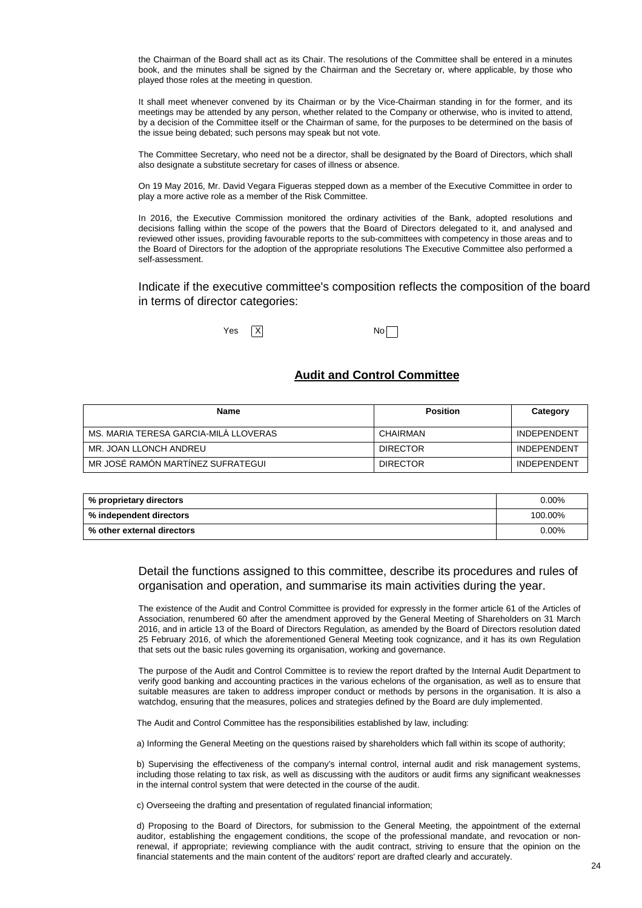the Chairman of the Board shall act as its Chair. The resolutions of the Committee shall be entered in a minutes book, and the minutes shall be signed by the Chairman and the Secretary or, where applicable, by those who played those roles at the meeting in question.

It shall meet whenever convened by its Chairman or by the Vice-Chairman standing in for the former, and its meetings may be attended by any person, whether related to the Company or otherwise, who is invited to attend, by a decision of the Committee itself or the Chairman of same, for the purposes to be determined on the basis of the issue being debated; such persons may speak but not vote.

The Committee Secretary, who need not be a director, shall be designated by the Board of Directors, which shall also designate a substitute secretary for cases of illness or absence.

On 19 May 2016, Mr. David Vegara Figueras stepped down as a member of the Executive Committee in order to play a more active role as a member of the Risk Committee.

In 2016, the Executive Commission monitored the ordinary activities of the Bank, adopted resolutions and decisions falling within the scope of the powers that the Board of Directors delegated to it, and analysed and reviewed other issues, providing favourable reports to the sub-committees with competency in those areas and to the Board of Directors for the adoption of the appropriate resolutions The Executive Committee also performed a self-assessment.

Indicate if the executive committee's composition reflects the composition of the board in terms of director categories:

Yes [X] No [ ]

## Audit and Control Committee

| Name | Position | Category |
|---|---|---|
| MS. MARIA TERESA GARCIA-MILÀ LLOVERAS | CHAIRMAN | INDEPENDENT |
| MR. JOAN LLONCH ANDREU | DIRECTOR | INDEPENDENT |
| MR JOSÉ RAMÓN MARTÍNEZ SUFRATEGUI | DIRECTOR | INDEPENDENT |

| | |
|---|---|
| % proprietary directors | 0.00% |
| % independent directors | 100.00% |
| % other external directors | 0.00% |

Detail the functions assigned to this committee, describe its procedures and rules of organisation and operation, and summarise its main activities during the year.

The existence of the Audit and Control Committee is provided for expressly in the former article 61 of the Articles of Association, renumbered 60 after the amendment approved by the General Meeting of Shareholders on 31 March 2016, and in article 13 of the Board of Directors Regulation, as amended by the Board of Directors resolution dated 25 February 2016, of which the aforementioned General Meeting took cognizance, and it has its own Regulation that sets out the basic rules governing its organisation, working and governance.

The purpose of the Audit and Control Committee is to review the report drafted by the Internal Audit Department to verify good banking and accounting practices in the various echelons of the organisation, as well as to ensure that suitable measures are taken to address improper conduct or methods by persons in the organisation. It is also a watchdog, ensuring that the measures, polices and strategies defined by the Board are duly implemented.

The Audit and Control Committee has the responsibilities established by law, including:

a) Informing the General Meeting on the questions raised by shareholders which fall within its scope of authority;

b) Supervising the effectiveness of the company's internal control, internal audit and risk management systems, including those relating to tax risk, as well as discussing with the auditors or audit firms any significant weaknesses in the internal control system that were detected in the course of the audit.

c) Overseeing the drafting and presentation of regulated financial information;

d) Proposing to the Board of Directors, for submission to the General Meeting, the appointment of the external auditor, establishing the engagement conditions, the scope of the professional mandate, and revocation or non-renewal, if appropriate; reviewing compliance with the audit contract, striving to ensure that the opinion on the financial statements and the main content of the auditors' report are drafted clearly and accurately.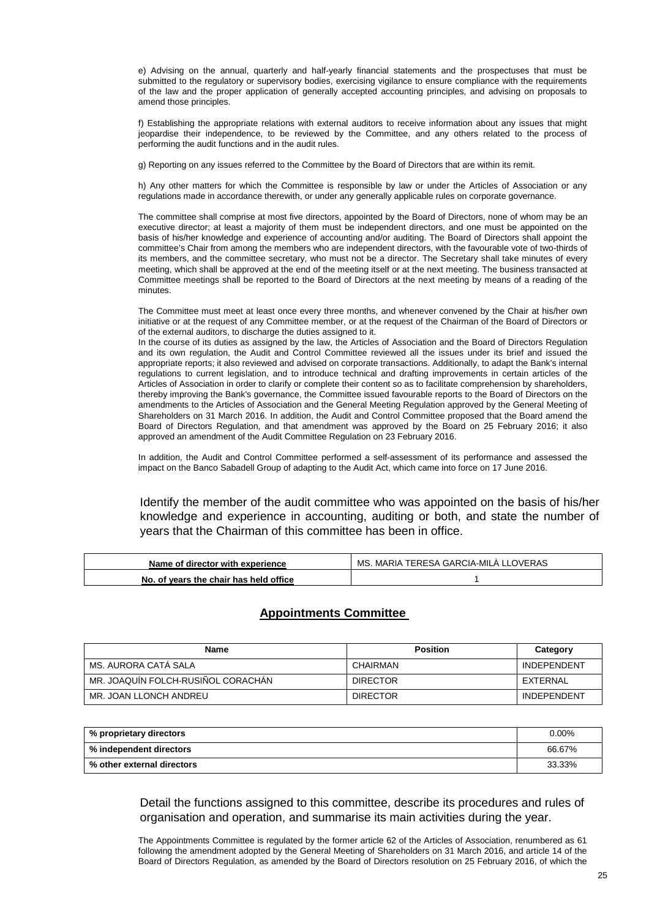e) Advising on the annual, quarterly and half-yearly financial statements and the prospectuses that must be submitted to the regulatory or supervisory bodies, exercising vigilance to ensure compliance with the requirements of the law and the proper application of generally accepted accounting principles, and advising on proposals to amend those principles.

f) Establishing the appropriate relations with external auditors to receive information about any issues that might jeopardise their independence, to be reviewed by the Committee, and any others related to the process of performing the audit functions and in the audit rules.

g) Reporting on any issues referred to the Committee by the Board of Directors that are within its remit.

h) Any other matters for which the Committee is responsible by law or under the Articles of Association or any regulations made in accordance therewith, or under any generally applicable rules on corporate governance.

The committee shall comprise at most five directors, appointed by the Board of Directors, none of whom may be an executive director; at least a majority of them must be independent directors, and one must be appointed on the basis of his/her knowledge and experience of accounting and/or auditing. The Board of Directors shall appoint the committee's Chair from among the members who are independent directors, with the favourable vote of two-thirds of its members, and the committee secretary, who must not be a director. The Secretary shall take minutes of every meeting, which shall be approved at the end of the meeting itself or at the next meeting. The business transacted at Committee meetings shall be reported to the Board of Directors at the next meeting by means of a reading of the minutes.

The Committee must meet at least once every three months, and whenever convened by the Chair at his/her own initiative or at the request of any Committee member, or at the request of the Chairman of the Board of Directors or of the external auditors, to discharge the duties assigned to it.
In the course of its duties as assigned by the law, the Articles of Association and the Board of Directors Regulation and its own regulation, the Audit and Control Committee reviewed all the issues under its brief and issued the appropriate reports; it also reviewed and advised on corporate transactions. Additionally, to adapt the Bank's internal regulations to current legislation, and to introduce technical and drafting improvements in certain articles of the Articles of Association in order to clarify or complete their content so as to facilitate comprehension by shareholders, thereby improving the Bank's governance, the Committee issued favourable reports to the Board of Directors on the amendments to the Articles of Association and the General Meeting Regulation approved by the General Meeting of Shareholders on 31 March 2016. In addition, the Audit and Control Committee proposed that the Board amend the Board of Directors Regulation, and that amendment was approved by the Board on 25 February 2016; it also approved an amendment of the Audit Committee Regulation on 23 February 2016.

In addition, the Audit and Control Committee performed a self-assessment of its performance and assessed the impact on the Banco Sabadell Group of adapting to the Audit Act, which came into force on 17 June 2016.

Identify the member of the audit committee who was appointed on the basis of his/her knowledge and experience in accounting, auditing or both, and state the number of years that the Chairman of this committee has been in office.

| Name of director with experience | MS. MARIA TERESA GARCIA-MILÀ LLOVERAS |
|---|---|
| No. of years the chair has held office | 1 |

## Appointments Committee

| Name | Position | Category |
|---|---|---|
| MS. AURORA CATÁ SALA | CHAIRMAN | INDEPENDENT |
| MR. JOAQUÍN FOLCH-RUSIÑOL CORACHÁN | DIRECTOR | EXTERNAL |
| MR. JOAN LLONCH ANDREU | DIRECTOR | INDEPENDENT |

| % proprietary directors | 0.00% |
|---|---|
| % independent directors | 66.67% |
| % other external directors | 33.33% |

Detail the functions assigned to this committee, describe its procedures and rules of organisation and operation, and summarise its main activities during the year.

The Appointments Committee is regulated by the former article 62 of the Articles of Association, renumbered as 61 following the amendment adopted by the General Meeting of Shareholders on 31 March 2016, and article 14 of the Board of Directors Regulation, as amended by the Board of Directors resolution on 25 February 2016, of which the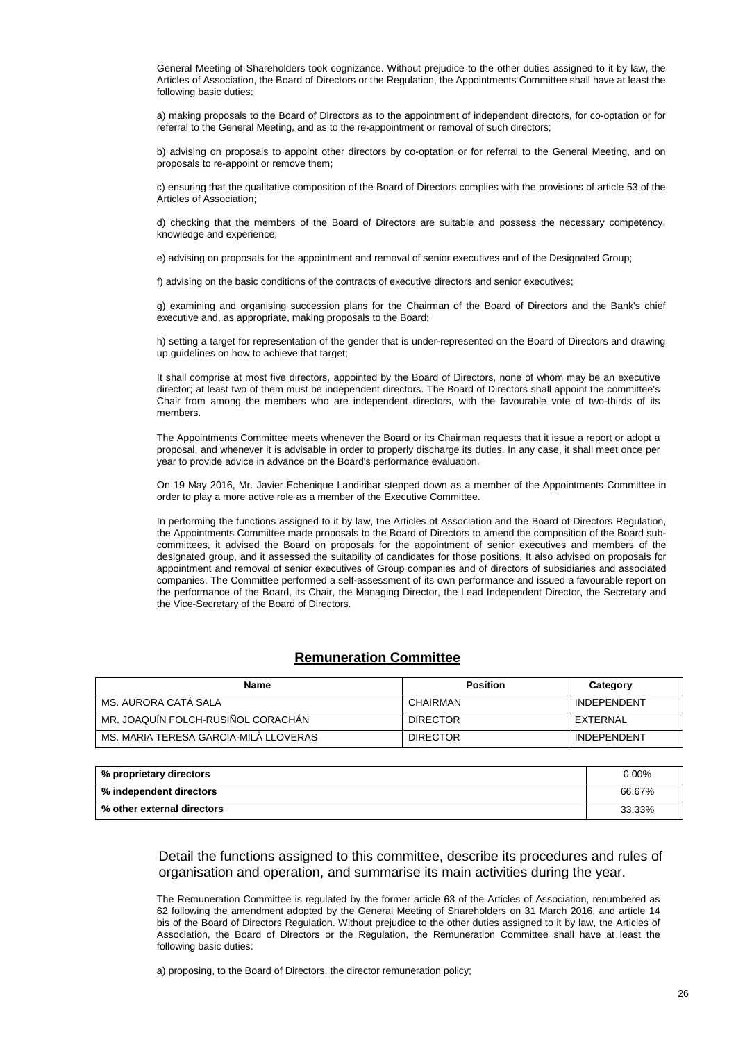General Meeting of Shareholders took cognizance. Without prejudice to the other duties assigned to it by law, the Articles of Association, the Board of Directors or the Regulation, the Appointments Committee shall have at least the following basic duties:

a) making proposals to the Board of Directors as to the appointment of independent directors, for co-optation or for referral to the General Meeting, and as to the re-appointment or removal of such directors;

b) advising on proposals to appoint other directors by co-optation or for referral to the General Meeting, and on proposals to re-appoint or remove them;

c) ensuring that the qualitative composition of the Board of Directors complies with the provisions of article 53 of the Articles of Association;

d) checking that the members of the Board of Directors are suitable and possess the necessary competency, knowledge and experience;

e) advising on proposals for the appointment and removal of senior executives and of the Designated Group;

f) advising on the basic conditions of the contracts of executive directors and senior executives;

g) examining and organising succession plans for the Chairman of the Board of Directors and the Bank's chief executive and, as appropriate, making proposals to the Board;

h) setting a target for representation of the gender that is under-represented on the Board of Directors and drawing up guidelines on how to achieve that target;

It shall comprise at most five directors, appointed by the Board of Directors, none of whom may be an executive director; at least two of them must be independent directors. The Board of Directors shall appoint the committee's Chair from among the members who are independent directors, with the favourable vote of two-thirds of its members.

The Appointments Committee meets whenever the Board or its Chairman requests that it issue a report or adopt a proposal, and whenever it is advisable in order to properly discharge its duties. In any case, it shall meet once per year to provide advice in advance on the Board's performance evaluation.

On 19 May 2016, Mr. Javier Echenique Landiribar stepped down as a member of the Appointments Committee in order to play a more active role as a member of the Executive Committee.

In performing the functions assigned to it by law, the Articles of Association and the Board of Directors Regulation, the Appointments Committee made proposals to the Board of Directors to amend the composition of the Board sub-committees, it advised the Board on proposals for the appointment of senior executives and members of the designated group, and it assessed the suitability of candidates for those positions. It also advised on proposals for appointment and removal of senior executives of Group companies and of directors of subsidiaries and associated companies. The Committee performed a self-assessment of its own performance and issued a favourable report on the performance of the Board, its Chair, the Managing Director, the Lead Independent Director, the Secretary and the Vice-Secretary of the Board of Directors.

## Remuneration Committee

| Name | Position | Category |
|---|---|---|
| MS. AURORA CATÁ SALA | CHAIRMAN | INDEPENDENT |
| MR. JOAQUÍN FOLCH-RUSIÑOL CORACHÁN | DIRECTOR | EXTERNAL |
| MS. MARIA TERESA GARCIA-MILÀ LLOVERAS | DIRECTOR | INDEPENDENT |

| | |
|---|---|
| **% proprietary directors** | 0.00% |
| **% independent directors** | 66.67% |
| **% other external directors** | 33.33% |

Detail the functions assigned to this committee, describe its procedures and rules of organisation and operation, and summarise its main activities during the year.

The Remuneration Committee is regulated by the former article 63 of the Articles of Association, renumbered as 62 following the amendment adopted by the General Meeting of Shareholders on 31 March 2016, and article 14 bis of the Board of Directors Regulation. Without prejudice to the other duties assigned to it by law, the Articles of Association, the Board of Directors or the Regulation, the Remuneration Committee shall have at least the following basic duties:

a) proposing, to the Board of Directors, the director remuneration policy;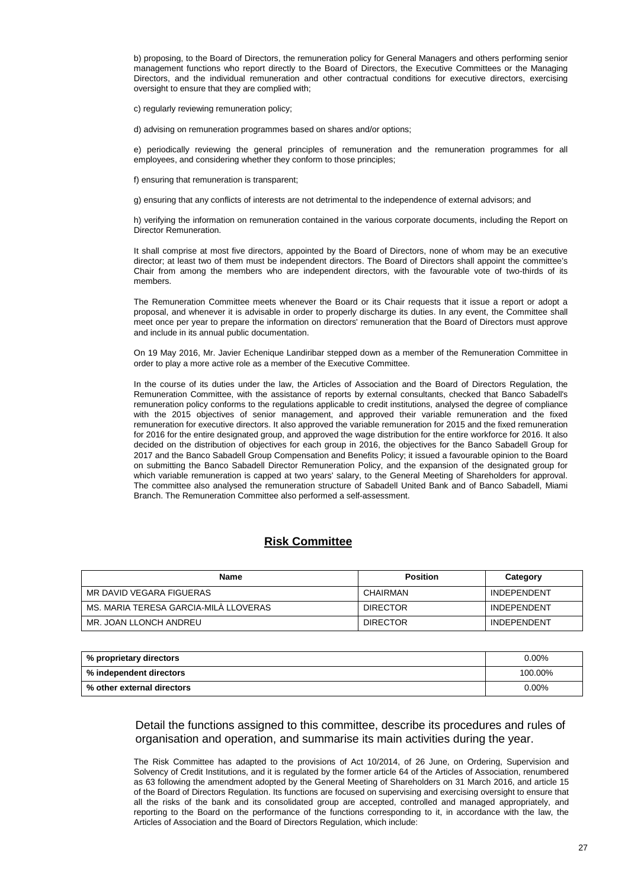b) proposing, to the Board of Directors, the remuneration policy for General Managers and others performing senior management functions who report directly to the Board of Directors, the Executive Committees or the Managing Directors, and the individual remuneration and other contractual conditions for executive directors, exercising oversight to ensure that they are complied with;

c) regularly reviewing remuneration policy;

d) advising on remuneration programmes based on shares and/or options;

e) periodically reviewing the general principles of remuneration and the remuneration programmes for all employees, and considering whether they conform to those principles;

f) ensuring that remuneration is transparent;

g) ensuring that any conflicts of interests are not detrimental to the independence of external advisors; and

h) verifying the information on remuneration contained in the various corporate documents, including the Report on Director Remuneration.

It shall comprise at most five directors, appointed by the Board of Directors, none of whom may be an executive director; at least two of them must be independent directors. The Board of Directors shall appoint the committee's Chair from among the members who are independent directors, with the favourable vote of two-thirds of its members.

The Remuneration Committee meets whenever the Board or its Chair requests that it issue a report or adopt a proposal, and whenever it is advisable in order to properly discharge its duties. In any event, the Committee shall meet once per year to prepare the information on directors' remuneration that the Board of Directors must approve and include in its annual public documentation.

On 19 May 2016, Mr. Javier Echenique Landiribar stepped down as a member of the Remuneration Committee in order to play a more active role as a member of the Executive Committee.

In the course of its duties under the law, the Articles of Association and the Board of Directors Regulation, the Remuneration Committee, with the assistance of reports by external consultants, checked that Banco Sabadell's remuneration policy conforms to the regulations applicable to credit institutions, analysed the degree of compliance with the 2015 objectives of senior management, and approved their variable remuneration and the fixed remuneration for executive directors. It also approved the variable remuneration for 2015 and the fixed remuneration for 2016 for the entire designated group, and approved the wage distribution for the entire workforce for 2016. It also decided on the distribution of objectives for each group in 2016, the objectives for the Banco Sabadell Group for 2017 and the Banco Sabadell Group Compensation and Benefits Policy; it issued a favourable opinion to the Board on submitting the Banco Sabadell Director Remuneration Policy, and the expansion of the designated group for which variable remuneration is capped at two years' salary, to the General Meeting of Shareholders for approval. The committee also analysed the remuneration structure of Sabadell United Bank and of Banco Sabadell, Miami Branch. The Remuneration Committee also performed a self-assessment.

## Risk Committee

| Name | Position | Category |
|---|---|---|
| MR DAVID VEGARA FIGUERAS | CHAIRMAN | INDEPENDENT |
| MS. MARIA TERESA GARCIA-MILÀ LLOVERAS | DIRECTOR | INDEPENDENT |
| MR. JOAN LLONCH ANDREU | DIRECTOR | INDEPENDENT |

| | |
|---|---|
| **% proprietary directors** | 0.00% |
| **% independent directors** | 100.00% |
| **% other external directors** | 0.00% |

Detail the functions assigned to this committee, describe its procedures and rules of organisation and operation, and summarise its main activities during the year.

The Risk Committee has adapted to the provisions of Act 10/2014, of 26 June, on Ordering, Supervision and Solvency of Credit Institutions, and it is regulated by the former article 64 of the Articles of Association, renumbered as 63 following the amendment adopted by the General Meeting of Shareholders on 31 March 2016, and article 15 of the Board of Directors Regulation. Its functions are focused on supervising and exercising oversight to ensure that all the risks of the bank and its consolidated group are accepted, controlled and managed appropriately, and reporting to the Board on the performance of the functions corresponding to it, in accordance with the law, the Articles of Association and the Board of Directors Regulation, which include: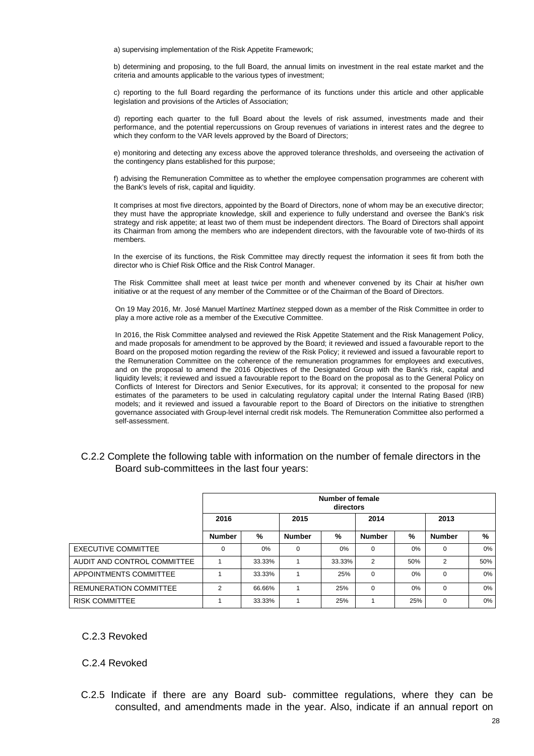a) supervising implementation of the Risk Appetite Framework;

b) determining and proposing, to the full Board, the annual limits on investment in the real estate market and the criteria and amounts applicable to the various types of investment;

c) reporting to the full Board regarding the performance of its functions under this article and other applicable legislation and provisions of the Articles of Association;

d) reporting each quarter to the full Board about the levels of risk assumed, investments made and their performance, and the potential repercussions on Group revenues of variations in interest rates and the degree to which they conform to the VAR levels approved by the Board of Directors;

e) monitoring and detecting any excess above the approved tolerance thresholds, and overseeing the activation of the contingency plans established for this purpose;

f) advising the Remuneration Committee as to whether the employee compensation programmes are coherent with the Bank's levels of risk, capital and liquidity.

It comprises at most five directors, appointed by the Board of Directors, none of whom may be an executive director; they must have the appropriate knowledge, skill and experience to fully understand and oversee the Bank's risk strategy and risk appetite; at least two of them must be independent directors. The Board of Directors shall appoint its Chairman from among the members who are independent directors, with the favourable vote of two-thirds of its members.

In the exercise of its functions, the Risk Committee may directly request the information it sees fit from both the director who is Chief Risk Office and the Risk Control Manager.

The Risk Committee shall meet at least twice per month and whenever convened by its Chair at his/her own initiative or at the request of any member of the Committee or of the Chairman of the Board of Directors.

On 19 May 2016, Mr. José Manuel Martínez Martínez stepped down as a member of the Risk Committee in order to play a more active role as a member of the Executive Committee.

In 2016, the Risk Committee analysed and reviewed the Risk Appetite Statement and the Risk Management Policy, and made proposals for amendment to be approved by the Board; it reviewed and issued a favourable report to the Board on the proposed motion regarding the review of the Risk Policy; it reviewed and issued a favourable report to the Remuneration Committee on the coherence of the remuneration programmes for employees and executives, and on the proposal to amend the 2016 Objectives of the Designated Group with the Bank's risk, capital and liquidity levels; it reviewed and issued a favourable report to the Board on the proposal as to the General Policy on Conflicts of Interest for Directors and Senior Executives, for its approval; it consented to the proposal for new estimates of the parameters to be used in calculating regulatory capital under the Internal Rating Based (IRB) models; and it reviewed and issued a favourable report to the Board of Directors on the initiative to strengthen governance associated with Group-level internal credit risk models. The Remuneration Committee also performed a self-assessment.

## C.2.2 Complete the following table with information on the number of female directors in the Board sub-committees in the last four years:

| | Number of female directors | | | | | | | |
|---|---|---|---|---|---|---|---|---|
| | 2016 | | 2015 | | 2014 | | 2013 | |
| | Number | % | Number | % | Number | % | Number | % |
| EXECUTIVE COMMITTEE | 0 | 0% | 0 | 0% | 0 | 0% | 0 | 0% |
| AUDIT AND CONTROL COMMITTEE | 1 | 33.33% | 1 | 33.33% | 2 | 50% | 2 | 50% |
| APPOINTMENTS COMMITTEE | 1 | 33.33% | 1 | 25% | 0 | 0% | 0 | 0% |
| REMUNERATION COMMITTEE | 2 | 66.66% | 1 | 25% | 0 | 0% | 0 | 0% |
| RISK COMMITTEE | 1 | 33.33% | 1 | 25% | 1 | 25% | 0 | 0% |

## C.2.3 Revoked

## C.2.4 Revoked

## C.2.5 Indicate if there are any Board sub- committee regulations, where they can be consulted, and amendments made in the year. Also, indicate if an annual report on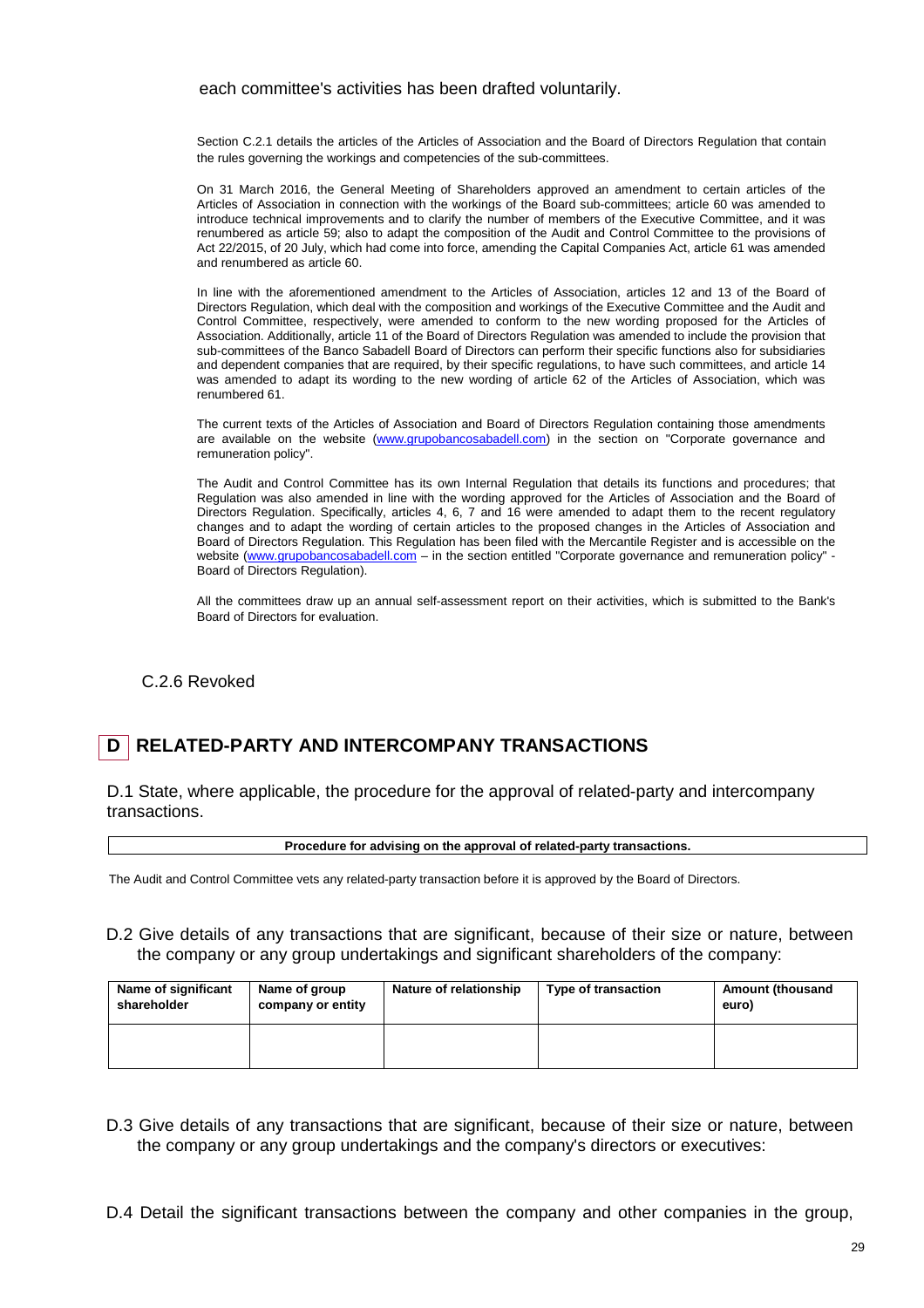each committee's activities has been drafted voluntarily.

Section C.2.1 details the articles of the Articles of Association and the Board of Directors Regulation that contain the rules governing the workings and competencies of the sub-committees.

On 31 March 2016, the General Meeting of Shareholders approved an amendment to certain articles of the Articles of Association in connection with the workings of the Board sub-committees; article 60 was amended to introduce technical improvements and to clarify the number of members of the Executive Committee, and it was renumbered as article 59; also to adapt the composition of the Audit and Control Committee to the provisions of Act 22/2015, of 20 July, which had come into force, amending the Capital Companies Act, article 61 was amended and renumbered as article 60.

In line with the aforementioned amendment to the Articles of Association, articles 12 and 13 of the Board of Directors Regulation, which deal with the composition and workings of the Executive Committee and the Audit and Control Committee, respectively, were amended to conform to the new wording proposed for the Articles of Association. Additionally, article 11 of the Board of Directors Regulation was amended to include the provision that sub-committees of the Banco Sabadell Board of Directors can perform their specific functions also for subsidiaries and dependent companies that are required, by their specific regulations, to have such committees, and article 14 was amended to adapt its wording to the new wording of article 62 of the Articles of Association, which was renumbered 61.

The current texts of the Articles of Association and Board of Directors Regulation containing those amendments are available on the website (www.grupobancosabadell.com) in the section on "Corporate governance and remuneration policy".

The Audit and Control Committee has its own Internal Regulation that details its functions and procedures; that Regulation was also amended in line with the wording approved for the Articles of Association and the Board of Directors Regulation. Specifically, articles 4, 6, 7 and 16 were amended to adapt them to the recent regulatory changes and to adapt the wording of certain articles to the proposed changes in the Articles of Association and Board of Directors Regulation. This Regulation has been filed with the Mercantile Register and is accessible on the website (www.grupobancosabadell.com – in the section entitled "Corporate governance and remuneration policy" - Board of Directors Regulation).

All the committees draw up an annual self-assessment report on their activities, which is submitted to the Bank's Board of Directors for evaluation.

C.2.6 Revoked

# D RELATED-PARTY AND INTERCOMPANY TRANSACTIONS

D.1 State, where applicable, the procedure for the approval of related-party and intercompany transactions.

| Procedure for advising on the approval of related-party transactions. |
|---|

The Audit and Control Committee vets any related-party transaction before it is approved by the Board of Directors.

D.2 Give details of any transactions that are significant, because of their size or nature, between the company or any group undertakings and significant shareholders of the company:

| Name of significant shareholder | Name of group company or entity | Nature of relationship | Type of transaction | Amount (thousand euro) |
|---|---|---|---|---|
| | | | | |

D.3 Give details of any transactions that are significant, because of their size or nature, between the company or any group undertakings and the company's directors or executives:

D.4 Detail the significant transactions between the company and other companies in the group,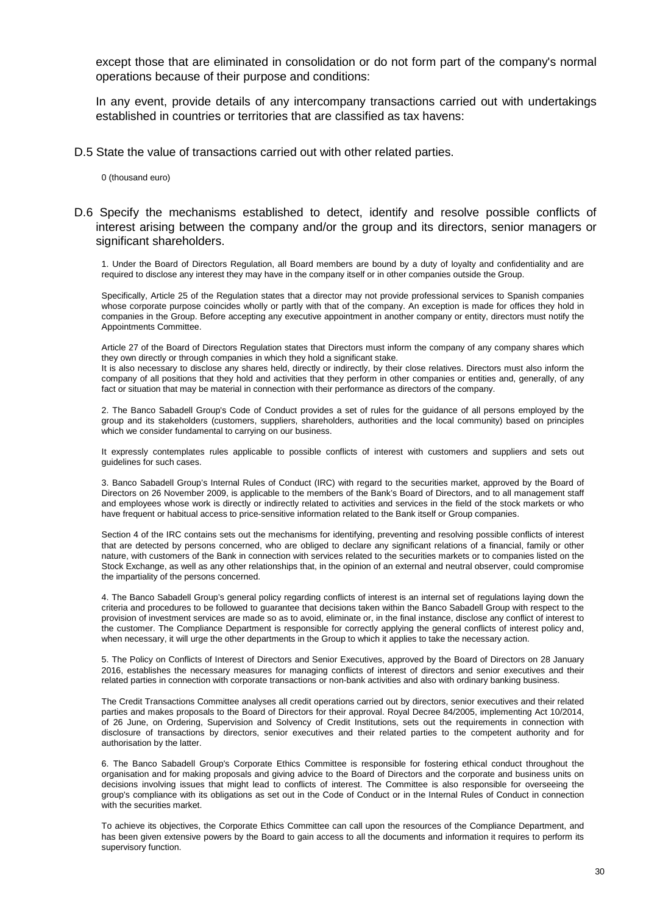except those that are eliminated in consolidation or do not form part of the company's normal operations because of their purpose and conditions:

In any event, provide details of any intercompany transactions carried out with undertakings established in countries or territories that are classified as tax havens:

D.5 State the value of transactions carried out with other related parties.

0 (thousand euro)

D.6 Specify the mechanisms established to detect, identify and resolve possible conflicts of interest arising between the company and/or the group and its directors, senior managers or significant shareholders.

1. Under the Board of Directors Regulation, all Board members are bound by a duty of loyalty and confidentiality and are required to disclose any interest they may have in the company itself or in other companies outside the Group.

Specifically, Article 25 of the Regulation states that a director may not provide professional services to Spanish companies whose corporate purpose coincides wholly or partly with that of the company. An exception is made for offices they hold in companies in the Group. Before accepting any executive appointment in another company or entity, directors must notify the Appointments Committee.

Article 27 of the Board of Directors Regulation states that Directors must inform the company of any company shares which they own directly or through companies in which they hold a significant stake.
It is also necessary to disclose any shares held, directly or indirectly, by their close relatives. Directors must also inform the company of all positions that they hold and activities that they perform in other companies or entities and, generally, of any fact or situation that may be material in connection with their performance as directors of the company.

2. The Banco Sabadell Group's Code of Conduct provides a set of rules for the guidance of all persons employed by the group and its stakeholders (customers, suppliers, shareholders, authorities and the local community) based on principles which we consider fundamental to carrying on our business.

It expressly contemplates rules applicable to possible conflicts of interest with customers and suppliers and sets out guidelines for such cases.

3. Banco Sabadell Group's Internal Rules of Conduct (IRC) with regard to the securities market, approved by the Board of Directors on 26 November 2009, is applicable to the members of the Bank's Board of Directors, and to all management staff and employees whose work is directly or indirectly related to activities and services in the field of the stock markets or who have frequent or habitual access to price-sensitive information related to the Bank itself or Group companies.

Section 4 of the IRC contains sets out the mechanisms for identifying, preventing and resolving possible conflicts of interest that are detected by persons concerned, who are obliged to declare any significant relations of a financial, family or other nature, with customers of the Bank in connection with services related to the securities markets or to companies listed on the Stock Exchange, as well as any other relationships that, in the opinion of an external and neutral observer, could compromise the impartiality of the persons concerned.

4. The Banco Sabadell Group's general policy regarding conflicts of interest is an internal set of regulations laying down the criteria and procedures to be followed to guarantee that decisions taken within the Banco Sabadell Group with respect to the provision of investment services are made so as to avoid, eliminate or, in the final instance, disclose any conflict of interest to the customer. The Compliance Department is responsible for correctly applying the general conflicts of interest policy and, when necessary, it will urge the other departments in the Group to which it applies to take the necessary action.

5. The Policy on Conflicts of Interest of Directors and Senior Executives, approved by the Board of Directors on 28 January 2016, establishes the necessary measures for managing conflicts of interest of directors and senior executives and their related parties in connection with corporate transactions or non-bank activities and also with ordinary banking business.

The Credit Transactions Committee analyses all credit operations carried out by directors, senior executives and their related parties and makes proposals to the Board of Directors for their approval. Royal Decree 84/2005, implementing Act 10/2014, of 26 June, on Ordering, Supervision and Solvency of Credit Institutions, sets out the requirements in connection with disclosure of transactions by directors, senior executives and their related parties to the competent authority and for authorisation by the latter.

6. The Banco Sabadell Group's Corporate Ethics Committee is responsible for fostering ethical conduct throughout the organisation and for making proposals and giving advice to the Board of Directors and the corporate and business units on decisions involving issues that might lead to conflicts of interest. The Committee is also responsible for overseeing the group's compliance with its obligations as set out in the Code of Conduct or in the Internal Rules of Conduct in connection with the securities market.

To achieve its objectives, the Corporate Ethics Committee can call upon the resources of the Compliance Department, and has been given extensive powers by the Board to gain access to all the documents and information it requires to perform its supervisory function.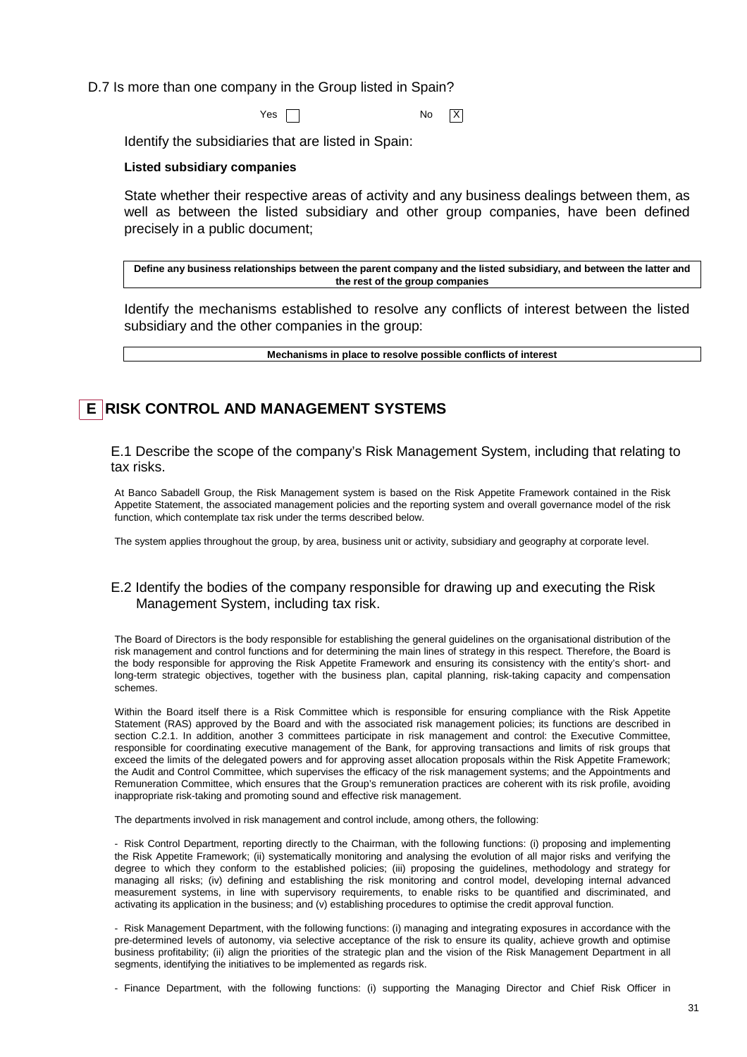D.7 Is more than one company in the Group listed in Spain?

Yes ☐ No ☒

Identify the subsidiaries that are listed in Spain:

**Listed subsidiary companies**

State whether their respective areas of activity and any business dealings between them, as well as between the listed subsidiary and other group companies, have been defined precisely in a public document;

| **Define any business relationships between the parent company and the listed subsidiary, and between the latter and the rest of the group companies** |
|---|

Identify the mechanisms established to resolve any conflicts of interest between the listed subsidiary and the other companies in the group:

| **Mechanisms in place to resolve possible conflicts of interest** |
|---|

# E RISK CONTROL AND MANAGEMENT SYSTEMS

E.1 Describe the scope of the company's Risk Management System, including that relating to tax risks.

At Banco Sabadell Group, the Risk Management system is based on the Risk Appetite Framework contained in the Risk Appetite Statement, the associated management policies and the reporting system and overall governance model of the risk function, which contemplate tax risk under the terms described below.

The system applies throughout the group, by area, business unit or activity, subsidiary and geography at corporate level.

E.2 Identify the bodies of the company responsible for drawing up and executing the Risk Management System, including tax risk.

The Board of Directors is the body responsible for establishing the general guidelines on the organisational distribution of the risk management and control functions and for determining the main lines of strategy in this respect. Therefore, the Board is the body responsible for approving the Risk Appetite Framework and ensuring its consistency with the entity's short- and long-term strategic objectives, together with the business plan, capital planning, risk-taking capacity and compensation schemes.

Within the Board itself there is a Risk Committee which is responsible for ensuring compliance with the Risk Appetite Statement (RAS) approved by the Board and with the associated risk management policies; its functions are described in section C.2.1. In addition, another 3 committees participate in risk management and control: the Executive Committee, responsible for coordinating executive management of the Bank, for approving transactions and limits of risk groups that exceed the limits of the delegated powers and for approving asset allocation proposals within the Risk Appetite Framework; the Audit and Control Committee, which supervises the efficacy of the risk management systems; and the Appointments and Remuneration Committee, which ensures that the Group's remuneration practices are coherent with its risk profile, avoiding inappropriate risk-taking and promoting sound and effective risk management.

The departments involved in risk management and control include, among others, the following:

- Risk Control Department, reporting directly to the Chairman, with the following functions: (i) proposing and implementing the Risk Appetite Framework; (ii) systematically monitoring and analysing the evolution of all major risks and verifying the degree to which they conform to the established policies; (iii) proposing the guidelines, methodology and strategy for managing all risks; (iv) defining and establishing the risk monitoring and control model, developing internal advanced measurement systems, in line with supervisory requirements, to enable risks to be quantified and discriminated, and activating its application in the business; and (v) establishing procedures to optimise the credit approval function.

- Risk Management Department, with the following functions: (i) managing and integrating exposures in accordance with the pre-determined levels of autonomy, via selective acceptance of the risk to ensure its quality, achieve growth and optimise business profitability; (ii) align the priorities of the strategic plan and the vision of the Risk Management Department in all segments, identifying the initiatives to be implemented as regards risk.

- Finance Department, with the following functions: (i) supporting the Managing Director and Chief Risk Officer in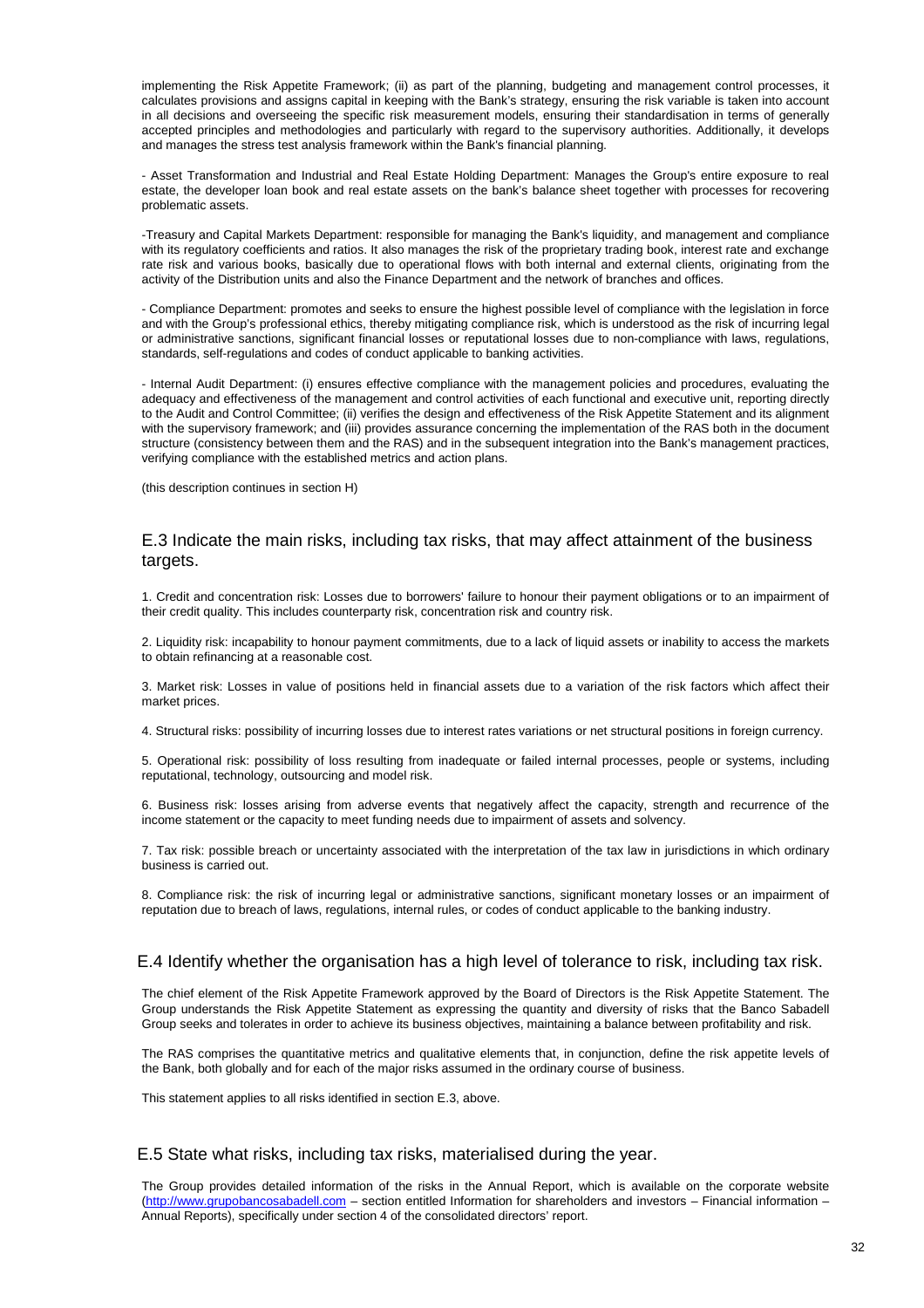implementing the Risk Appetite Framework; (ii) as part of the planning, budgeting and management control processes, it calculates provisions and assigns capital in keeping with the Bank's strategy, ensuring the risk variable is taken into account in all decisions and overseeing the specific risk measurement models, ensuring their standardisation in terms of generally accepted principles and methodologies and particularly with regard to the supervisory authorities. Additionally, it develops and manages the stress test analysis framework within the Bank's financial planning.

- Asset Transformation and Industrial and Real Estate Holding Department: Manages the Group's entire exposure to real estate, the developer loan book and real estate assets on the bank's balance sheet together with processes for recovering problematic assets.

-Treasury and Capital Markets Department: responsible for managing the Bank's liquidity, and management and compliance with its regulatory coefficients and ratios. It also manages the risk of the proprietary trading book, interest rate and exchange rate risk and various books, basically due to operational flows with both internal and external clients, originating from the activity of the Distribution units and also the Finance Department and the network of branches and offices.

- Compliance Department: promotes and seeks to ensure the highest possible level of compliance with the legislation in force and with the Group's professional ethics, thereby mitigating compliance risk, which is understood as the risk of incurring legal or administrative sanctions, significant financial losses or reputational losses due to non-compliance with laws, regulations, standards, self-regulations and codes of conduct applicable to banking activities.

- Internal Audit Department: (i) ensures effective compliance with the management policies and procedures, evaluating the adequacy and effectiveness of the management and control activities of each functional and executive unit, reporting directly to the Audit and Control Committee; (ii) verifies the design and effectiveness of the Risk Appetite Statement and its alignment with the supervisory framework; and (iii) provides assurance concerning the implementation of the RAS both in the document structure (consistency between them and the RAS) and in the subsequent integration into the Bank's management practices, verifying compliance with the established metrics and action plans.

(this description continues in section H)

## E.3 Indicate the main risks, including tax risks, that may affect attainment of the business targets.

1. Credit and concentration risk: Losses due to borrowers' failure to honour their payment obligations or to an impairment of their credit quality. This includes counterparty risk, concentration risk and country risk.

2. Liquidity risk: incapability to honour payment commitments, due to a lack of liquid assets or inability to access the markets to obtain refinancing at a reasonable cost.

3. Market risk: Losses in value of positions held in financial assets due to a variation of the risk factors which affect their market prices.

4. Structural risks: possibility of incurring losses due to interest rates variations or net structural positions in foreign currency.

5. Operational risk: possibility of loss resulting from inadequate or failed internal processes, people or systems, including reputational, technology, outsourcing and model risk.

6. Business risk: losses arising from adverse events that negatively affect the capacity, strength and recurrence of the income statement or the capacity to meet funding needs due to impairment of assets and solvency.

7. Tax risk: possible breach or uncertainty associated with the interpretation of the tax law in jurisdictions in which ordinary business is carried out.

8. Compliance risk: the risk of incurring legal or administrative sanctions, significant monetary losses or an impairment of reputation due to breach of laws, regulations, internal rules, or codes of conduct applicable to the banking industry.

## E.4 Identify whether the organisation has a high level of tolerance to risk, including tax risk.

The chief element of the Risk Appetite Framework approved by the Board of Directors is the Risk Appetite Statement. The Group understands the Risk Appetite Statement as expressing the quantity and diversity of risks that the Banco Sabadell Group seeks and tolerates in order to achieve its business objectives, maintaining a balance between profitability and risk.

The RAS comprises the quantitative metrics and qualitative elements that, in conjunction, define the risk appetite levels of the Bank, both globally and for each of the major risks assumed in the ordinary course of business.

This statement applies to all risks identified in section E.3, above.

## E.5 State what risks, including tax risks, materialised during the year.

The Group provides detailed information of the risks in the Annual Report, which is available on the corporate website (http://www.grupobancosabadell.com – section entitled Information for shareholders and investors – Financial information – Annual Reports), specifically under section 4 of the consolidated directors' report.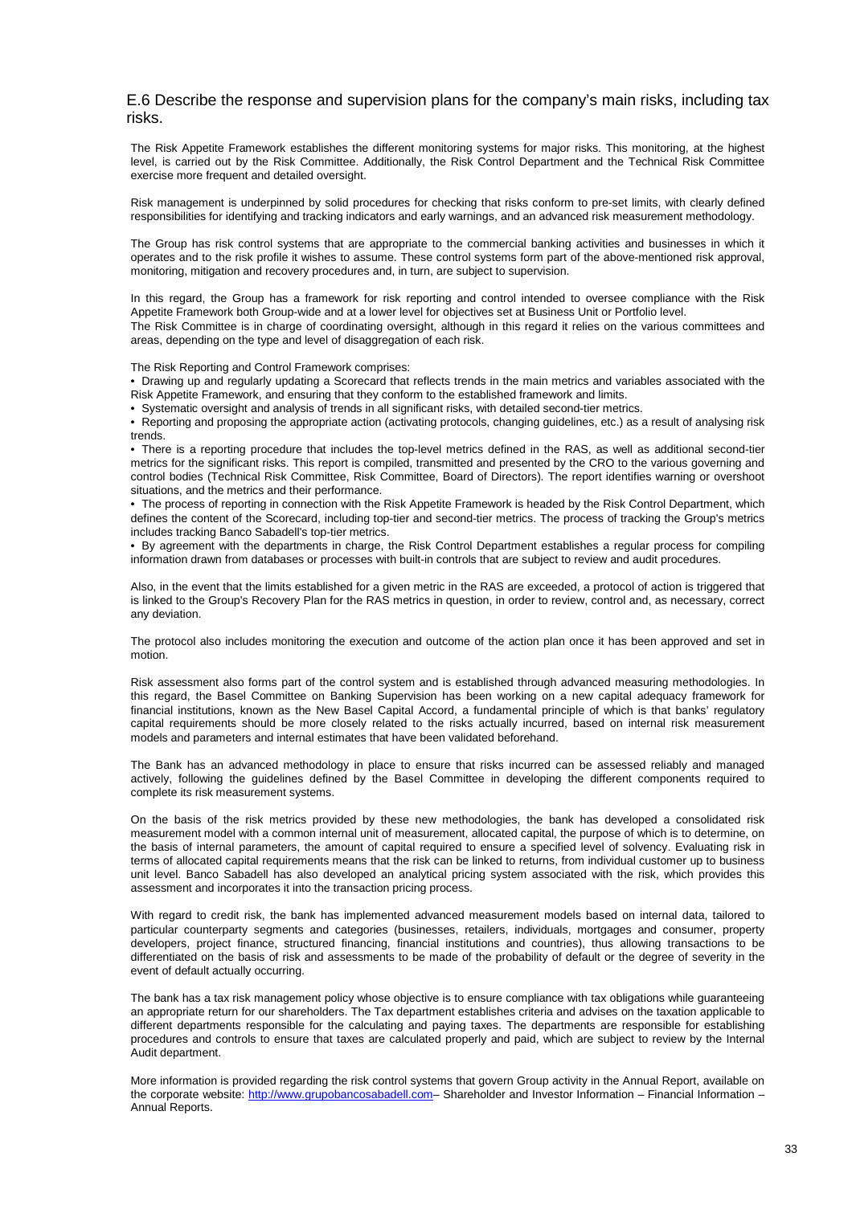## E.6 Describe the response and supervision plans for the company's main risks, including tax risks.

The Risk Appetite Framework establishes the different monitoring systems for major risks. This monitoring, at the highest level, is carried out by the Risk Committee. Additionally, the Risk Control Department and the Technical Risk Committee exercise more frequent and detailed oversight.

Risk management is underpinned by solid procedures for checking that risks conform to pre-set limits, with clearly defined responsibilities for identifying and tracking indicators and early warnings, and an advanced risk measurement methodology.

The Group has risk control systems that are appropriate to the commercial banking activities and businesses in which it operates and to the risk profile it wishes to assume. These control systems form part of the above-mentioned risk approval, monitoring, mitigation and recovery procedures and, in turn, are subject to supervision.

In this regard, the Group has a framework for risk reporting and control intended to oversee compliance with the Risk Appetite Framework both Group-wide and at a lower level for objectives set at Business Unit or Portfolio level.
The Risk Committee is in charge of coordinating oversight, although in this regard it relies on the various committees and areas, depending on the type and level of disaggregation of each risk.

The Risk Reporting and Control Framework comprises:

- Drawing up and regularly updating a Scorecard that reflects trends in the main metrics and variables associated with the Risk Appetite Framework, and ensuring that they conform to the established framework and limits.
- Systematic oversight and analysis of trends in all significant risks, with detailed second-tier metrics.
- Reporting and proposing the appropriate action (activating protocols, changing guidelines, etc.) as a result of analysing risk trends.
- There is a reporting procedure that includes the top-level metrics defined in the RAS, as well as additional second-tier metrics for the significant risks. This report is compiled, transmitted and presented by the CRO to the various governing and control bodies (Technical Risk Committee, Risk Committee, Board of Directors). The report identifies warning or overshoot situations, and the metrics and their performance.
- The process of reporting in connection with the Risk Appetite Framework is headed by the Risk Control Department, which defines the content of the Scorecard, including top-tier and second-tier metrics. The process of tracking the Group's metrics includes tracking Banco Sabadell's top-tier metrics.
- By agreement with the departments in charge, the Risk Control Department establishes a regular process for compiling information drawn from databases or processes with built-in controls that are subject to review and audit procedures.

Also, in the event that the limits established for a given metric in the RAS are exceeded, a protocol of action is triggered that is linked to the Group's Recovery Plan for the RAS metrics in question, in order to review, control and, as necessary, correct any deviation.

The protocol also includes monitoring the execution and outcome of the action plan once it has been approved and set in motion.

Risk assessment also forms part of the control system and is established through advanced measuring methodologies. In this regard, the Basel Committee on Banking Supervision has been working on a new capital adequacy framework for financial institutions, known as the New Basel Capital Accord, a fundamental principle of which is that banks' regulatory capital requirements should be more closely related to the risks actually incurred, based on internal risk measurement models and parameters and internal estimates that have been validated beforehand.

The Bank has an advanced methodology in place to ensure that risks incurred can be assessed reliably and managed actively, following the guidelines defined by the Basel Committee in developing the different components required to complete its risk measurement systems.

On the basis of the risk metrics provided by these new methodologies, the bank has developed a consolidated risk measurement model with a common internal unit of measurement, allocated capital, the purpose of which is to determine, on the basis of internal parameters, the amount of capital required to ensure a specified level of solvency. Evaluating risk in terms of allocated capital requirements means that the risk can be linked to returns, from individual customer up to business unit level. Banco Sabadell has also developed an analytical pricing system associated with the risk, which provides this assessment and incorporates it into the transaction pricing process.

With regard to credit risk, the bank has implemented advanced measurement models based on internal data, tailored to particular counterparty segments and categories (businesses, retailers, individuals, mortgages and consumer, property developers, project finance, structured financing, financial institutions and countries), thus allowing transactions to be differentiated on the basis of risk and assessments to be made of the probability of default or the degree of severity in the event of default actually occurring.

The bank has a tax risk management policy whose objective is to ensure compliance with tax obligations while guaranteeing an appropriate return for our shareholders. The Tax department establishes criteria and advises on the taxation applicable to different departments responsible for the calculating and paying taxes. The departments are responsible for establishing procedures and controls to ensure that taxes are calculated properly and paid, which are subject to review by the Internal Audit department.

More information is provided regarding the risk control systems that govern Group activity in the Annual Report, available on the corporate website: http://www.grupobancosabadell.com– Shareholder and Investor Information – Financial Information – Annual Reports.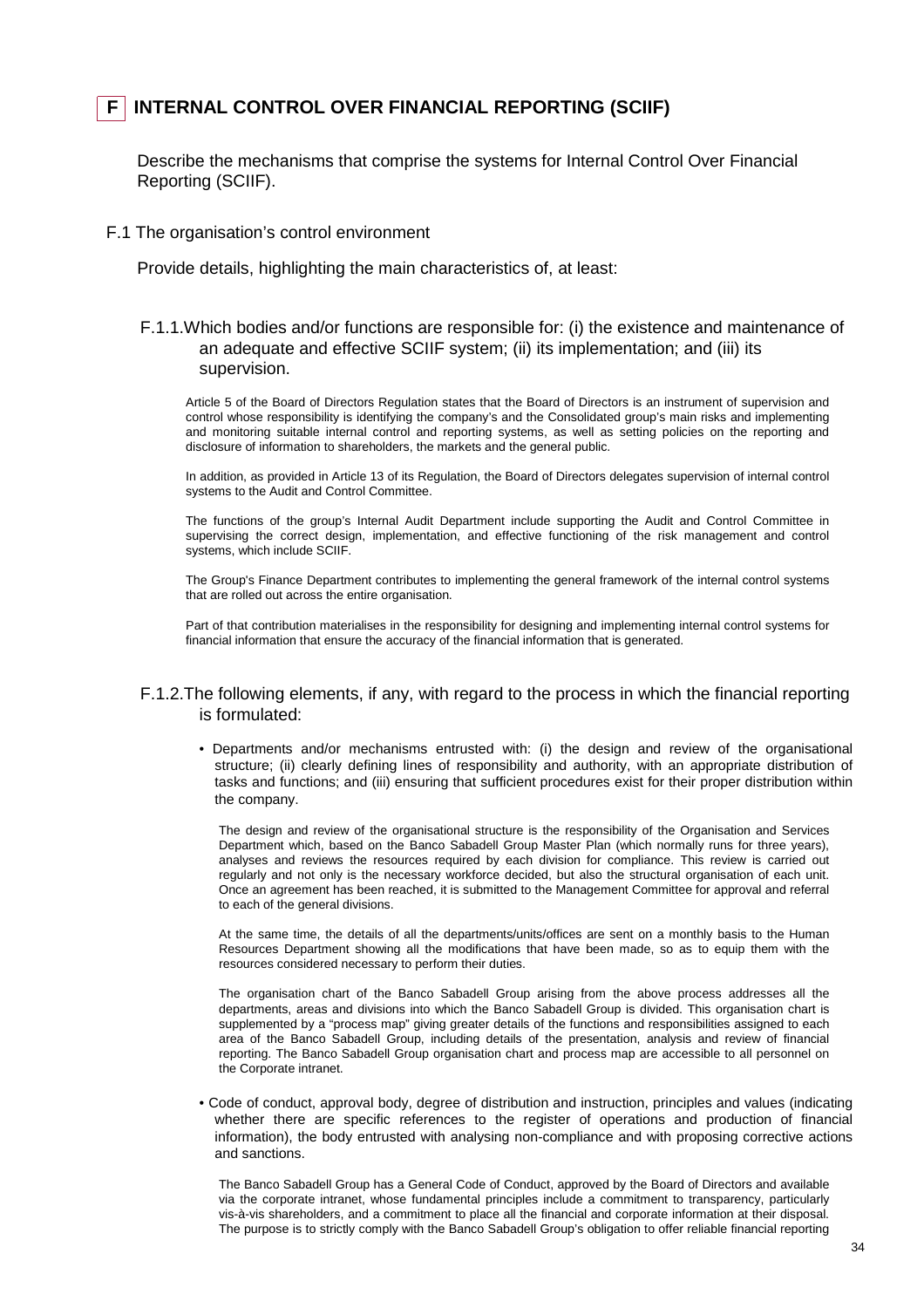# F INTERNAL CONTROL OVER FINANCIAL REPORTING (SCIIF)

Describe the mechanisms that comprise the systems for Internal Control Over Financial Reporting (SCIIF).

## F.1 The organisation's control environment

Provide details, highlighting the main characteristics of, at least:

### F.1.1. Which bodies and/or functions are responsible for: (i) the existence and maintenance of an adequate and effective SCIIF system; (ii) its implementation; and (iii) its supervision.

Article 5 of the Board of Directors Regulation states that the Board of Directors is an instrument of supervision and control whose responsibility is identifying the company's and the Consolidated group's main risks and implementing and monitoring suitable internal control and reporting systems, as well as setting policies on the reporting and disclosure of information to shareholders, the markets and the general public.

In addition, as provided in Article 13 of its Regulation, the Board of Directors delegates supervision of internal control systems to the Audit and Control Committee.

The functions of the group's Internal Audit Department include supporting the Audit and Control Committee in supervising the correct design, implementation, and effective functioning of the risk management and control systems, which include SCIIF.

The Group's Finance Department contributes to implementing the general framework of the internal control systems that are rolled out across the entire organisation.

Part of that contribution materialises in the responsibility for designing and implementing internal control systems for financial information that ensure the accuracy of the financial information that is generated.

### F.1.2. The following elements, if any, with regard to the process in which the financial reporting is formulated:

- Departments and/or mechanisms entrusted with: (i) the design and review of the organisational structure; (ii) clearly defining lines of responsibility and authority, with an appropriate distribution of tasks and functions; and (iii) ensuring that sufficient procedures exist for their proper distribution within the company.

The design and review of the organisational structure is the responsibility of the Organisation and Services Department which, based on the Banco Sabadell Group Master Plan (which normally runs for three years), analyses and reviews the resources required by each division for compliance. This review is carried out regularly and not only is the necessary workforce decided, but also the structural organisation of each unit. Once an agreement has been reached, it is submitted to the Management Committee for approval and referral to each of the general divisions.

At the same time, the details of all the departments/units/offices are sent on a monthly basis to the Human Resources Department showing all the modifications that have been made, so as to equip them with the resources considered necessary to perform their duties.

The organisation chart of the Banco Sabadell Group arising from the above process addresses all the departments, areas and divisions into which the Banco Sabadell Group is divided. This organisation chart is supplemented by a "process map" giving greater details of the functions and responsibilities assigned to each area of the Banco Sabadell Group, including details of the presentation, analysis and review of financial reporting. The Banco Sabadell Group organisation chart and process map are accessible to all personnel on the Corporate intranet.

- Code of conduct, approval body, degree of distribution and instruction, principles and values (indicating whether there are specific references to the register of operations and production of financial information), the body entrusted with analysing non-compliance and with proposing corrective actions and sanctions.

The Banco Sabadell Group has a General Code of Conduct, approved by the Board of Directors and available via the corporate intranet, whose fundamental principles include a commitment to transparency, particularly vis-à-vis shareholders, and a commitment to place all the financial and corporate information at their disposal. The purpose is to strictly comply with the Banco Sabadell Group's obligation to offer reliable financial reporting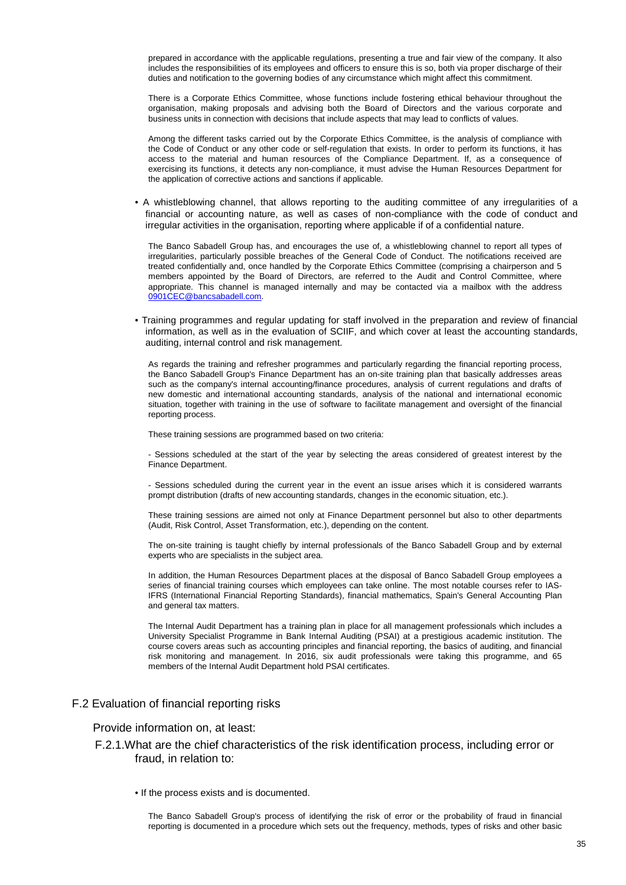prepared in accordance with the applicable regulations, presenting a true and fair view of the company. It also includes the responsibilities of its employees and officers to ensure this is so, both via proper discharge of their duties and notification to the governing bodies of any circumstance which might affect this commitment.

There is a Corporate Ethics Committee, whose functions include fostering ethical behaviour throughout the organisation, making proposals and advising both the Board of Directors and the various corporate and business units in connection with decisions that include aspects that may lead to conflicts of values.

Among the different tasks carried out by the Corporate Ethics Committee, is the analysis of compliance with the Code of Conduct or any other code or self-regulation that exists. In order to perform its functions, it has access to the material and human resources of the Compliance Department. If, as a consequence of exercising its functions, it detects any non-compliance, it must advise the Human Resources Department for the application of corrective actions and sanctions if applicable.

- A whistleblowing channel, that allows reporting to the auditing committee of any irregularities of a financial or accounting nature, as well as cases of non-compliance with the code of conduct and irregular activities in the organisation, reporting where applicable if of a confidential nature.

The Banco Sabadell Group has, and encourages the use of, a whistleblowing channel to report all types of irregularities, particularly possible breaches of the General Code of Conduct. The notifications received are treated confidentially and, once handled by the Corporate Ethics Committee (comprising a chairperson and 5 members appointed by the Board of Directors, are referred to the Audit and Control Committee, where appropriate. This channel is managed internally and may be contacted via a mailbox with the address 0901CEC@bancsabadell.com.

- Training programmes and regular updating for staff involved in the preparation and review of financial information, as well as in the evaluation of SCIIF, and which cover at least the accounting standards, auditing, internal control and risk management.

As regards the training and refresher programmes and particularly regarding the financial reporting process, the Banco Sabadell Group's Finance Department has an on-site training plan that basically addresses areas such as the company's internal accounting/finance procedures, analysis of current regulations and drafts of new domestic and international accounting standards, analysis of the national and international economic situation, together with training in the use of software to facilitate management and oversight of the financial reporting process.

These training sessions are programmed based on two criteria:

- Sessions scheduled at the start of the year by selecting the areas considered of greatest interest by the Finance Department.

- Sessions scheduled during the current year in the event an issue arises which it is considered warrants prompt distribution (drafts of new accounting standards, changes in the economic situation, etc.).

These training sessions are aimed not only at Finance Department personnel but also to other departments (Audit, Risk Control, Asset Transformation, etc.), depending on the content.

The on-site training is taught chiefly by internal professionals of the Banco Sabadell Group and by external experts who are specialists in the subject area.

In addition, the Human Resources Department places at the disposal of Banco Sabadell Group employees a series of financial training courses which employees can take online. The most notable courses refer to IAS-IFRS (International Financial Reporting Standards), financial mathematics, Spain's General Accounting Plan and general tax matters.

The Internal Audit Department has a training plan in place for all management professionals which includes a University Specialist Programme in Bank Internal Auditing (PSAI) at a prestigious academic institution. The course covers areas such as accounting principles and financial reporting, the basics of auditing, and financial risk monitoring and management. In 2016, six audit professionals were taking this programme, and 65 members of the Internal Audit Department hold PSAI certificates.

## F.2 Evaluation of financial reporting risks

Provide information on, at least:

### F.2.1. What are the chief characteristics of the risk identification process, including error or fraud, in relation to:

- If the process exists and is documented.

The Banco Sabadell Group's process of identifying the risk of error or the probability of fraud in financial reporting is documented in a procedure which sets out the frequency, methods, types of risks and other basic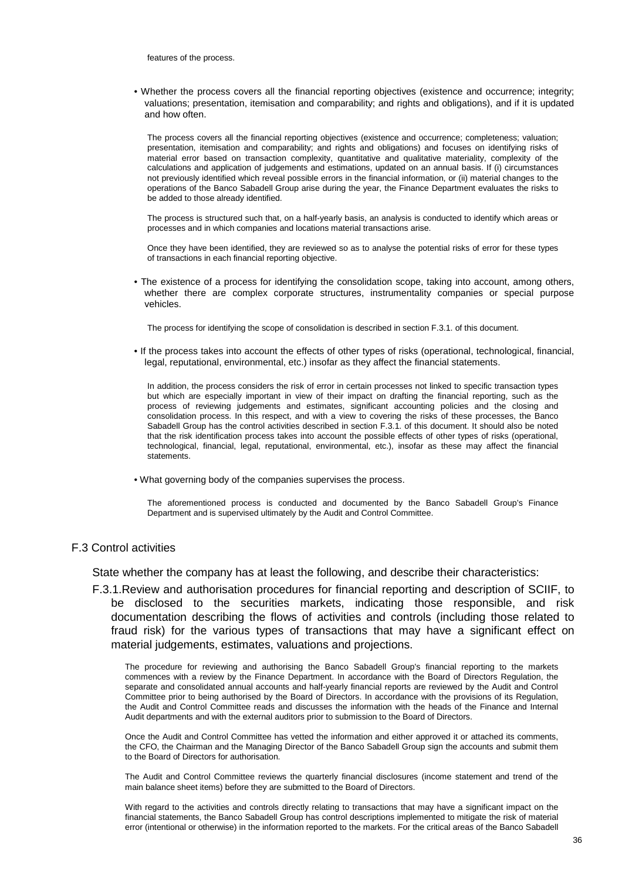features of the process.

- Whether the process covers all the financial reporting objectives (existence and occurrence; integrity; valuations; presentation, itemisation and comparability; and rights and obligations), and if it is updated and how often.

The process covers all the financial reporting objectives (existence and occurrence; completeness; valuation; presentation, itemisation and comparability; and rights and obligations) and focuses on identifying risks of material error based on transaction complexity, quantitative and qualitative materiality, complexity of the calculations and application of judgements and estimations, updated on an annual basis. If (i) circumstances not previously identified which reveal possible errors in the financial information, or (ii) material changes to the operations of the Banco Sabadell Group arise during the year, the Finance Department evaluates the risks to be added to those already identified.

The process is structured such that, on a half-yearly basis, an analysis is conducted to identify which areas or processes and in which companies and locations material transactions arise.

Once they have been identified, they are reviewed so as to analyse the potential risks of error for these types of transactions in each financial reporting objective.

- The existence of a process for identifying the consolidation scope, taking into account, among others, whether there are complex corporate structures, instrumentality companies or special purpose vehicles.

The process for identifying the scope of consolidation is described in section F.3.1. of this document.

- If the process takes into account the effects of other types of risks (operational, technological, financial, legal, reputational, environmental, etc.) insofar as they affect the financial statements.

In addition, the process considers the risk of error in certain processes not linked to specific transaction types but which are especially important in view of their impact on drafting the financial reporting, such as the process of reviewing judgements and estimates, significant accounting policies and the closing and consolidation process. In this respect, and with a view to covering the risks of these processes, the Banco Sabadell Group has the control activities described in section F.3.1. of this document. It should also be noted that the risk identification process takes into account the possible effects of other types of risks (operational, technological, financial, legal, reputational, environmental, etc.), insofar as these may affect the financial statements.

- What governing body of the companies supervises the process.

The aforementioned process is conducted and documented by the Banco Sabadell Group's Finance Department and is supervised ultimately by the Audit and Control Committee.

## F.3 Control activities

State whether the company has at least the following, and describe their characteristics:

F.3.1. Review and authorisation procedures for financial reporting and description of SCIIF, to be disclosed to the securities markets, indicating those responsible, and risk documentation describing the flows of activities and controls (including those related to fraud risk) for the various types of transactions that may have a significant effect on material judgements, estimates, valuations and projections.

The procedure for reviewing and authorising the Banco Sabadell Group's financial reporting to the markets commences with a review by the Finance Department. In accordance with the Board of Directors Regulation, the separate and consolidated annual accounts and half-yearly financial reports are reviewed by the Audit and Control Committee prior to being authorised by the Board of Directors. In accordance with the provisions of its Regulation, the Audit and Control Committee reads and discusses the information with the heads of the Finance and Internal Audit departments and with the external auditors prior to submission to the Board of Directors.

Once the Audit and Control Committee has vetted the information and either approved it or attached its comments, the CFO, the Chairman and the Managing Director of the Banco Sabadell Group sign the accounts and submit them to the Board of Directors for authorisation.

The Audit and Control Committee reviews the quarterly financial disclosures (income statement and trend of the main balance sheet items) before they are submitted to the Board of Directors.

With regard to the activities and controls directly relating to transactions that may have a significant impact on the financial statements, the Banco Sabadell Group has control descriptions implemented to mitigate the risk of material error (intentional or otherwise) in the information reported to the markets. For the critical areas of the Banco Sabadell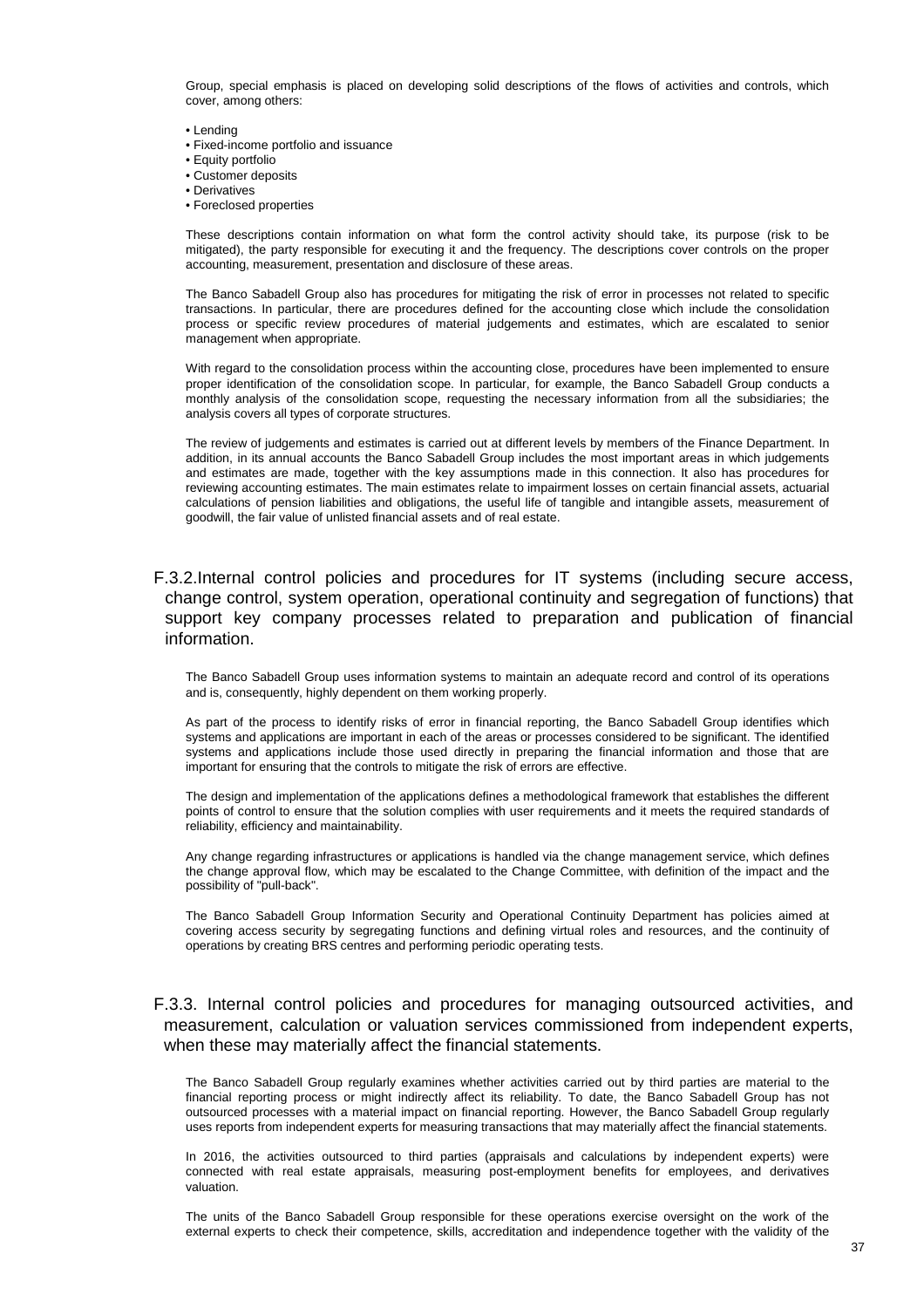Group, special emphasis is placed on developing solid descriptions of the flows of activities and controls, which cover, among others:

- Lending
- Fixed-income portfolio and issuance
- Equity portfolio
- Customer deposits
- Derivatives
- Foreclosed properties

These descriptions contain information on what form the control activity should take, its purpose (risk to be mitigated), the party responsible for executing it and the frequency. The descriptions cover controls on the proper accounting, measurement, presentation and disclosure of these areas.

The Banco Sabadell Group also has procedures for mitigating the risk of error in processes not related to specific transactions. In particular, there are procedures defined for the accounting close which include the consolidation process or specific review procedures of material judgements and estimates, which are escalated to senior management when appropriate.

With regard to the consolidation process within the accounting close, procedures have been implemented to ensure proper identification of the consolidation scope. In particular, for example, the Banco Sabadell Group conducts a monthly analysis of the consolidation scope, requesting the necessary information from all the subsidiaries; the analysis covers all types of corporate structures.

The review of judgements and estimates is carried out at different levels by members of the Finance Department. In addition, in its annual accounts the Banco Sabadell Group includes the most important areas in which judgements and estimates are made, together with the key assumptions made in this connection. It also has procedures for reviewing accounting estimates. The main estimates relate to impairment losses on certain financial assets, actuarial calculations of pension liabilities and obligations, the useful life of tangible and intangible assets, measurement of goodwill, the fair value of unlisted financial assets and of real estate.

## F.3.2. Internal control policies and procedures for IT systems (including secure access, change control, system operation, operational continuity and segregation of functions) that support key company processes related to preparation and publication of financial information.

The Banco Sabadell Group uses information systems to maintain an adequate record and control of its operations and is, consequently, highly dependent on them working properly.

As part of the process to identify risks of error in financial reporting, the Banco Sabadell Group identifies which systems and applications are important in each of the areas or processes considered to be significant. The identified systems and applications include those used directly in preparing the financial information and those that are important for ensuring that the controls to mitigate the risk of errors are effective.

The design and implementation of the applications defines a methodological framework that establishes the different points of control to ensure that the solution complies with user requirements and it meets the required standards of reliability, efficiency and maintainability.

Any change regarding infrastructures or applications is handled via the change management service, which defines the change approval flow, which may be escalated to the Change Committee, with definition of the impact and the possibility of "pull-back".

The Banco Sabadell Group Information Security and Operational Continuity Department has policies aimed at covering access security by segregating functions and defining virtual roles and resources, and the continuity of operations by creating BRS centres and performing periodic operating tests.

## F.3.3. Internal control policies and procedures for managing outsourced activities, and measurement, calculation or valuation services commissioned from independent experts, when these may materially affect the financial statements.

The Banco Sabadell Group regularly examines whether activities carried out by third parties are material to the financial reporting process or might indirectly affect its reliability. To date, the Banco Sabadell Group has not outsourced processes with a material impact on financial reporting. However, the Banco Sabadell Group regularly uses reports from independent experts for measuring transactions that may materially affect the financial statements.

In 2016, the activities outsourced to third parties (appraisals and calculations by independent experts) were connected with real estate appraisals, measuring post-employment benefits for employees, and derivatives valuation.

The units of the Banco Sabadell Group responsible for these operations exercise oversight on the work of the external experts to check their competence, skills, accreditation and independence together with the validity of the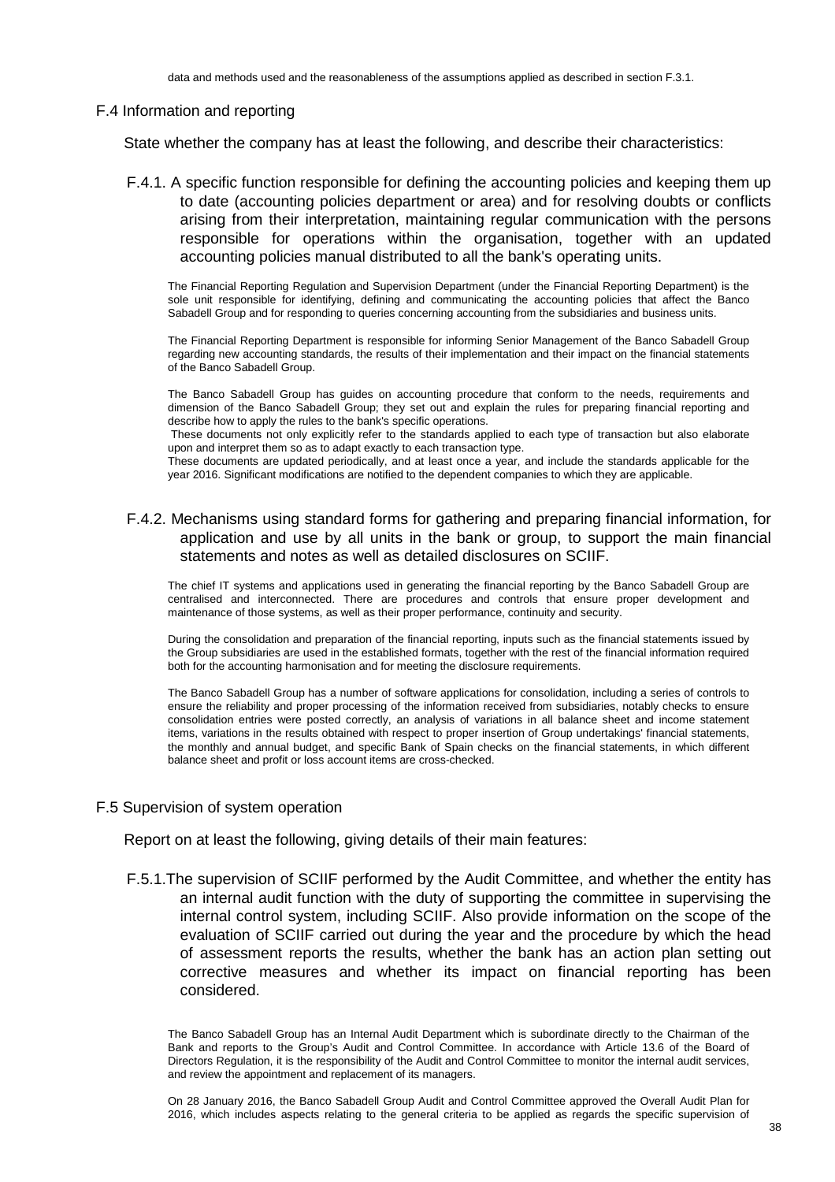data and methods used and the reasonableness of the assumptions applied as described in section F.3.1.

## F.4 Information and reporting

State whether the company has at least the following, and describe their characteristics:

### F.4.1. A specific function responsible for defining the accounting policies and keeping them up to date (accounting policies department or area) and for resolving doubts or conflicts arising from their interpretation, maintaining regular communication with the persons responsible for operations within the organisation, together with an updated accounting policies manual distributed to all the bank's operating units.

The Financial Reporting Regulation and Supervision Department (under the Financial Reporting Department) is the sole unit responsible for identifying, defining and communicating the accounting policies that affect the Banco Sabadell Group and for responding to queries concerning accounting from the subsidiaries and business units.

The Financial Reporting Department is responsible for informing Senior Management of the Banco Sabadell Group regarding new accounting standards, the results of their implementation and their impact on the financial statements of the Banco Sabadell Group.

The Banco Sabadell Group has guides on accounting procedure that conform to the needs, requirements and dimension of the Banco Sabadell Group; they set out and explain the rules for preparing financial reporting and describe how to apply the rules to the bank's specific operations.

These documents not only explicitly refer to the standards applied to each type of transaction but also elaborate upon and interpret them so as to adapt exactly to each transaction type.

These documents are updated periodically, and at least once a year, and include the standards applicable for the year 2016. Significant modifications are notified to the dependent companies to which they are applicable.

### F.4.2. Mechanisms using standard forms for gathering and preparing financial information, for application and use by all units in the bank or group, to support the main financial statements and notes as well as detailed disclosures on SCIIF.

The chief IT systems and applications used in generating the financial reporting by the Banco Sabadell Group are centralised and interconnected. There are procedures and controls that ensure proper development and maintenance of those systems, as well as their proper performance, continuity and security.

During the consolidation and preparation of the financial reporting, inputs such as the financial statements issued by the Group subsidiaries are used in the established formats, together with the rest of the financial information required both for the accounting harmonisation and for meeting the disclosure requirements.

The Banco Sabadell Group has a number of software applications for consolidation, including a series of controls to ensure the reliability and proper processing of the information received from subsidiaries, notably checks to ensure consolidation entries were posted correctly, an analysis of variations in all balance sheet and income statement items, variations in the results obtained with respect to proper insertion of Group undertakings' financial statements, the monthly and annual budget, and specific Bank of Spain checks on the financial statements, in which different balance sheet and profit or loss account items are cross-checked.

## F.5 Supervision of system operation

Report on at least the following, giving details of their main features:

### F.5.1. The supervision of SCIIF performed by the Audit Committee, and whether the entity has an internal audit function with the duty of supporting the committee in supervising the internal control system, including SCIIF. Also provide information on the scope of the evaluation of SCIIF carried out during the year and the procedure by which the head of assessment reports the results, whether the bank has an action plan setting out corrective measures and whether its impact on financial reporting has been considered.

The Banco Sabadell Group has an Internal Audit Department which is subordinate directly to the Chairman of the Bank and reports to the Group's Audit and Control Committee. In accordance with Article 13.6 of the Board of Directors Regulation, it is the responsibility of the Audit and Control Committee to monitor the internal audit services, and review the appointment and replacement of its managers.

On 28 January 2016, the Banco Sabadell Group Audit and Control Committee approved the Overall Audit Plan for 2016, which includes aspects relating to the general criteria to be applied as regards the specific supervision of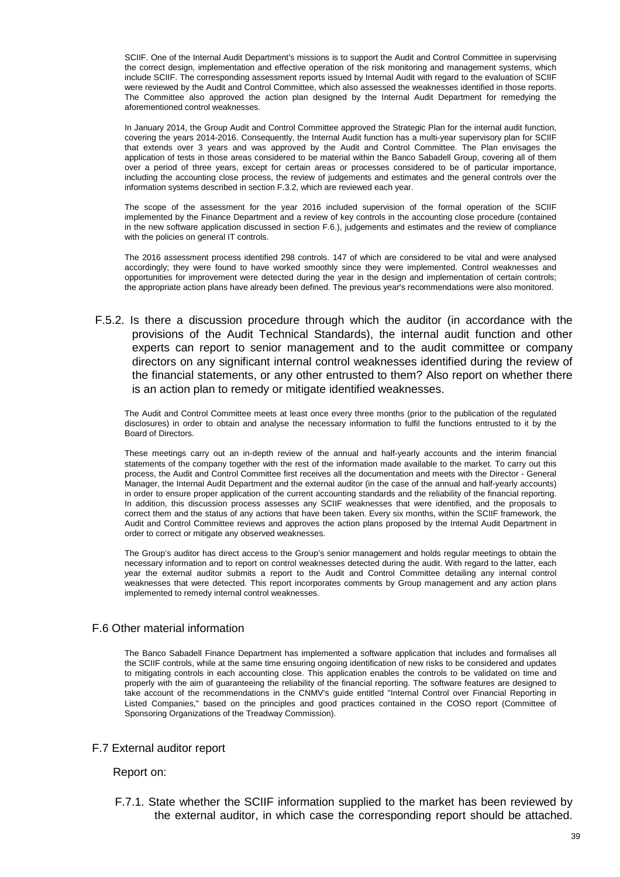SCIIF. One of the Internal Audit Department's missions is to support the Audit and Control Committee in supervising the correct design, implementation and effective operation of the risk monitoring and management systems, which include SCIIF. The corresponding assessment reports issued by Internal Audit with regard to the evaluation of SCIIF were reviewed by the Audit and Control Committee, which also assessed the weaknesses identified in those reports. The Committee also approved the action plan designed by the Internal Audit Department for remedying the aforementioned control weaknesses.

In January 2014, the Group Audit and Control Committee approved the Strategic Plan for the internal audit function, covering the years 2014-2016. Consequently, the Internal Audit function has a multi-year supervisory plan for SCIIF that extends over 3 years and was approved by the Audit and Control Committee. The Plan envisages the application of tests in those areas considered to be material within the Banco Sabadell Group, covering all of them over a period of three years, except for certain areas or processes considered to be of particular importance, including the accounting close process, the review of judgements and estimates and the general controls over the information systems described in section F.3.2, which are reviewed each year.

The scope of the assessment for the year 2016 included supervision of the formal operation of the SCIIF implemented by the Finance Department and a review of key controls in the accounting close procedure (contained in the new software application discussed in section F.6.), judgements and estimates and the review of compliance with the policies on general IT controls.

The 2016 assessment process identified 298 controls. 147 of which are considered to be vital and were analysed accordingly; they were found to have worked smoothly since they were implemented. Control weaknesses and opportunities for improvement were detected during the year in the design and implementation of certain controls; the appropriate action plans have already been defined. The previous year's recommendations were also monitored.

F.5.2. Is there a discussion procedure through which the auditor (in accordance with the provisions of the Audit Technical Standards), the internal audit function and other experts can report to senior management and to the audit committee or company directors on any significant internal control weaknesses identified during the review of the financial statements, or any other entrusted to them? Also report on whether there is an action plan to remedy or mitigate identified weaknesses.

The Audit and Control Committee meets at least once every three months (prior to the publication of the regulated disclosures) in order to obtain and analyse the necessary information to fulfil the functions entrusted to it by the Board of Directors.

These meetings carry out an in-depth review of the annual and half-yearly accounts and the interim financial statements of the company together with the rest of the information made available to the market. To carry out this process, the Audit and Control Committee first receives all the documentation and meets with the Director - General Manager, the Internal Audit Department and the external auditor (in the case of the annual and half-yearly accounts) in order to ensure proper application of the current accounting standards and the reliability of the financial reporting. In addition, this discussion process assesses any SCIIF weaknesses that were identified, and the proposals to correct them and the status of any actions that have been taken. Every six months, within the SCIIF framework, the Audit and Control Committee reviews and approves the action plans proposed by the Internal Audit Department in order to correct or mitigate any observed weaknesses.

The Group's auditor has direct access to the Group's senior management and holds regular meetings to obtain the necessary information and to report on control weaknesses detected during the audit. With regard to the latter, each year the external auditor submits a report to the Audit and Control Committee detailing any internal control weaknesses that were detected. This report incorporates comments by Group management and any action plans implemented to remedy internal control weaknesses.

## F.6 Other material information

The Banco Sabadell Finance Department has implemented a software application that includes and formalises all the SCIIF controls, while at the same time ensuring ongoing identification of new risks to be considered and updates to mitigating controls in each accounting close. This application enables the controls to be validated on time and properly with the aim of guaranteeing the reliability of the financial reporting. The software features are designed to take account of the recommendations in the CNMV's guide entitled "Internal Control over Financial Reporting in Listed Companies," based on the principles and good practices contained in the COSO report (Committee of Sponsoring Organizations of the Treadway Commission).

## F.7 External auditor report

Report on:

F.7.1. State whether the SCIIF information supplied to the market has been reviewed by the external auditor, in which case the corresponding report should be attached.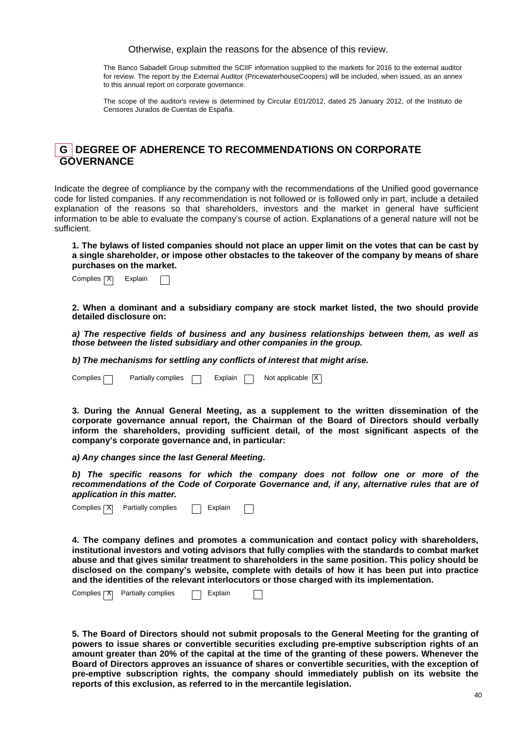Otherwise, explain the reasons for the absence of this review.

The Banco Sabadell Group submitted the SCIIF information supplied to the markets for 2016 to the external auditor for review. The report by the External Auditor (PricewaterhouseCoopers) will be included, when issued, as an annex to this annual report on corporate governance.

The scope of the auditor's review is determined by Circular E01/2012, dated 25 January 2012, of the Instituto de Censores Jurados de Cuentas de España.

## G DEGREE OF ADHERENCE TO RECOMMENDATIONS ON CORPORATE GOVERNANCE

Indicate the degree of compliance by the company with the recommendations of the Unified good governance code for listed companies. If any recommendation is not followed or is followed only in part, include a detailed explanation of the reasons so that shareholders, investors and the market in general have sufficient information to be able to evaluate the company's course of action. Explanations of a general nature will not be sufficient.

**1. The bylaws of listed companies should not place an upper limit on the votes that can be cast by a single shareholder, or impose other obstacles to the takeover of the company by means of share purchases on the market.**

Complies [X] Explain [ ]

**2. When a dominant and a subsidiary company are stock market listed, the two should provide detailed disclosure on:**

***a) The respective fields of business and any business relationships between them, as well as those between the listed subsidiary and other companies in the group.***

***b) The mechanisms for settling any conflicts of interest that might arise.***

Complies [ ] Partially complies [ ] Explain [ ] Not applicable [X]

**3. During the Annual General Meeting, as a supplement to the written dissemination of the corporate governance annual report, the Chairman of the Board of Directors should verbally inform the shareholders, providing sufficient detail, of the most significant aspects of the company's corporate governance and, in particular:**

***a) Any changes since the last General Meeting.***

***b) The specific reasons for which the company does not follow one or more of the recommendations of the Code of Corporate Governance and, if any, alternative rules that are of application in this matter.***

Complies [X] Partially complies [ ] Explain [ ]

**4. The company defines and promotes a communication and contact policy with shareholders, institutional investors and voting advisors that fully complies with the standards to combat market abuse and that gives similar treatment to shareholders in the same position. This policy should be disclosed on the company's website, complete with details of how it has been put into practice and the identities of the relevant interlocutors or those charged with its implementation.**

Complies [X] Partially complies [ ] Explain [ ]

**5. The Board of Directors should not submit proposals to the General Meeting for the granting of powers to issue shares or convertible securities excluding pre-emptive subscription rights of an amount greater than 20% of the capital at the time of the granting of these powers. Whenever the Board of Directors approves an issuance of shares or convertible securities, with the exception of pre-emptive subscription rights, the company should immediately publish on its website the reports of this exclusion, as referred to in the mercantile legislation.**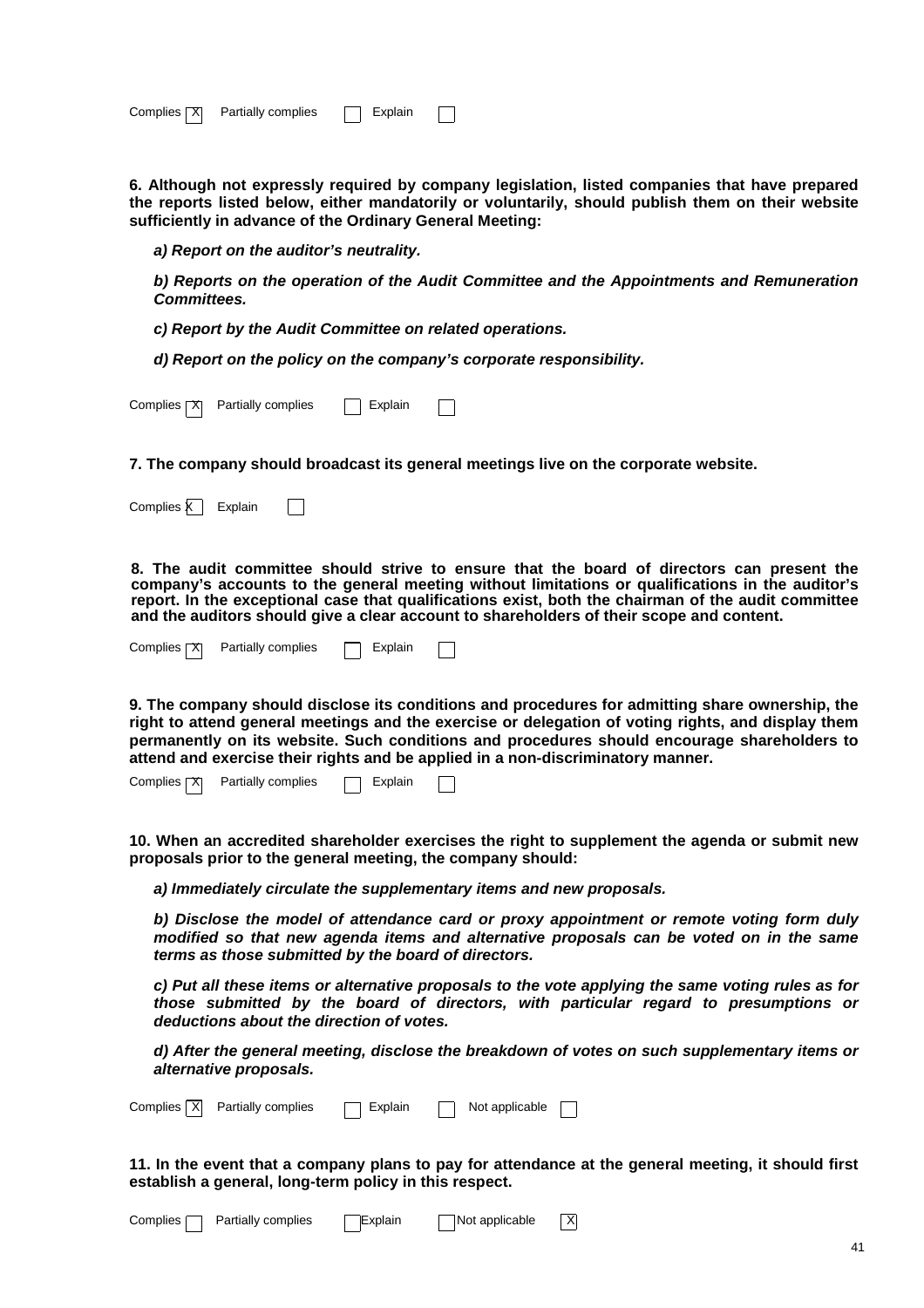Complies [X] Partially complies [ ] Explain [ ]

**6. Although not expressly required by company legislation, listed companies that have prepared the reports listed below, either mandatorily or voluntarily, should publish them on their website sufficiently in advance of the Ordinary General Meeting:**

***a) Report on the auditor's neutrality.***

***b) Reports on the operation of the Audit Committee and the Appointments and Remuneration Committees.***

***c) Report by the Audit Committee on related operations.***

***d) Report on the policy on the company's corporate responsibility.***

Complies [X] Partially complies [ ] Explain [ ]

**7. The company should broadcast its general meetings live on the corporate website.**

Complies [X] Explain [ ]

**8. The audit committee should strive to ensure that the board of directors can present the company's accounts to the general meeting without limitations or qualifications in the auditor's report. In the exceptional case that qualifications exist, both the chairman of the audit committee and the auditors should give a clear account to shareholders of their scope and content.**

Complies [X] Partially complies [ ] Explain [ ]

**9. The company should disclose its conditions and procedures for admitting share ownership, the right to attend general meetings and the exercise or delegation of voting rights, and display them permanently on its website. Such conditions and procedures should encourage shareholders to attend and exercise their rights and be applied in a non-discriminatory manner.**

Complies [X] Partially complies [ ] Explain [ ]

**10. When an accredited shareholder exercises the right to supplement the agenda or submit new proposals prior to the general meeting, the company should:**

***a) Immediately circulate the supplementary items and new proposals.***

***b) Disclose the model of attendance card or proxy appointment or remote voting form duly modified so that new agenda items and alternative proposals can be voted on in the same terms as those submitted by the board of directors.***

***c) Put all these items or alternative proposals to the vote applying the same voting rules as for those submitted by the board of directors, with particular regard to presumptions or deductions about the direction of votes.***

***d) After the general meeting, disclose the breakdown of votes on such supplementary items or alternative proposals.***

Complies [X] Partially complies [ ] Explain [ ] Not applicable [ ]

**11. In the event that a company plans to pay for attendance at the general meeting, it should first establish a general, long-term policy in this respect.**

Complies [ ] Partially complies [ ] Explain [ ] Not applicable [X]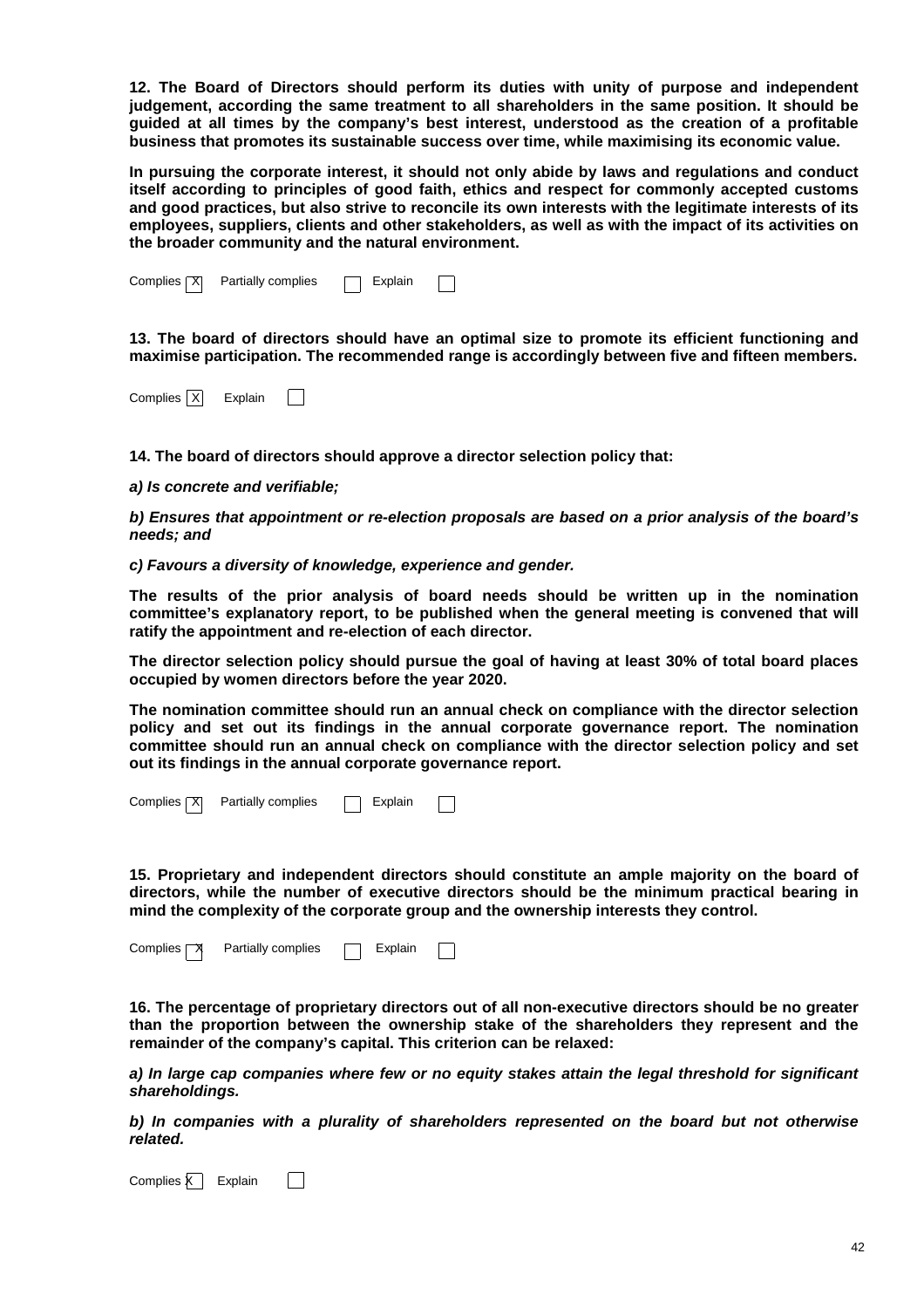**12. The Board of Directors should perform its duties with unity of purpose and independent judgement, according the same treatment to all shareholders in the same position. It should be guided at all times by the company's best interest, understood as the creation of a profitable business that promotes its sustainable success over time, while maximising its economic value.**

**In pursuing the corporate interest, it should not only abide by laws and regulations and conduct itself according to principles of good faith, ethics and respect for commonly accepted customs and good practices, but also strive to reconcile its own interests with the legitimate interests of its employees, suppliers, clients and other stakeholders, as well as with the impact of its activities on the broader community and the natural environment.**

Complies [X] Partially complies [ ] Explain [ ]

**13. The board of directors should have an optimal size to promote its efficient functioning and maximise participation. The recommended range is accordingly between five and fifteen members.**

Complies [X] Explain [ ]

**14. The board of directors should approve a director selection policy that:**

***a) Is concrete and verifiable;***

***b) Ensures that appointment or re-election proposals are based on a prior analysis of the board's needs; and***

***c) Favours a diversity of knowledge, experience and gender.***

**The results of the prior analysis of board needs should be written up in the nomination committee's explanatory report, to be published when the general meeting is convened that will ratify the appointment and re-election of each director.**

**The director selection policy should pursue the goal of having at least 30% of total board places occupied by women directors before the year 2020.**

**The nomination committee should run an annual check on compliance with the director selection policy and set out its findings in the annual corporate governance report. The nomination committee should run an annual check on compliance with the director selection policy and set out its findings in the annual corporate governance report.**

Complies [X] Partially complies [ ] Explain [ ]

**15. Proprietary and independent directors should constitute an ample majority on the board of directors, while the number of executive directors should be the minimum practical bearing in mind the complexity of the corporate group and the ownership interests they control.**

Complies [X] Partially complies [ ] Explain [ ]

**16. The percentage of proprietary directors out of all non-executive directors should be no greater than the proportion between the ownership stake of the shareholders they represent and the remainder of the company's capital. This criterion can be relaxed:**

***a) In large cap companies where few or no equity stakes attain the legal threshold for significant shareholdings.***

***b) In companies with a plurality of shareholders represented on the board but not otherwise related.***

Complies [X] Explain [ ]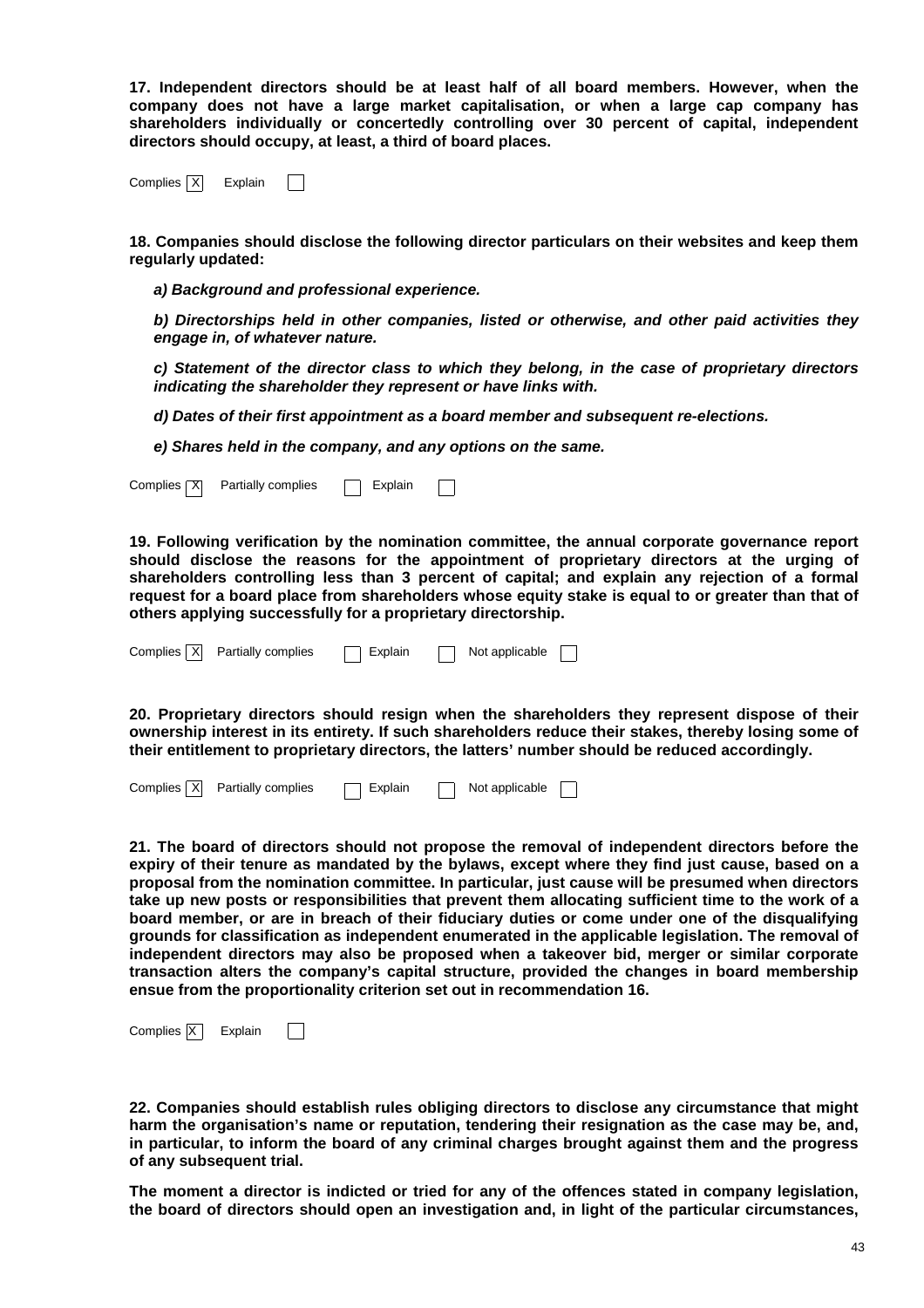**17. Independent directors should be at least half of all board members. However, when the company does not have a large market capitalisation, or when a large cap company has shareholders individually or concertedly controlling over 30 percent of capital, independent directors should occupy, at least, a third of board places.**

Complies [X] Explain [ ]

**18. Companies should disclose the following director particulars on their websites and keep them regularly updated:**

***a) Background and professional experience.***

***b) Directorships held in other companies, listed or otherwise, and other paid activities they engage in, of whatever nature.***

***c) Statement of the director class to which they belong, in the case of proprietary directors indicating the shareholder they represent or have links with.***

***d) Dates of their first appointment as a board member and subsequent re-elections.***

***e) Shares held in the company, and any options on the same.***

Complies [X] Partially complies [ ] Explain [ ]

**19. Following verification by the nomination committee, the annual corporate governance report should disclose the reasons for the appointment of proprietary directors at the urging of shareholders controlling less than 3 percent of capital; and explain any rejection of a formal request for a board place from shareholders whose equity stake is equal to or greater than that of others applying successfully for a proprietary directorship.**

Complies [X] Partially complies [ ] Explain [ ] Not applicable [ ]

**20. Proprietary directors should resign when the shareholders they represent dispose of their ownership interest in its entirety. If such shareholders reduce their stakes, thereby losing some of their entitlement to proprietary directors, the latters' number should be reduced accordingly.**

Complies [X] Partially complies [ ] Explain [ ] Not applicable [ ]

**21. The board of directors should not propose the removal of independent directors before the expiry of their tenure as mandated by the bylaws, except where they find just cause, based on a proposal from the nomination committee. In particular, just cause will be presumed when directors take up new posts or responsibilities that prevent them allocating sufficient time to the work of a board member, or are in breach of their fiduciary duties or come under one of the disqualifying grounds for classification as independent enumerated in the applicable legislation. The removal of independent directors may also be proposed when a takeover bid, merger or similar corporate transaction alters the company's capital structure, provided the changes in board membership ensue from the proportionality criterion set out in recommendation 16.**

Complies [X] Explain [ ]

**22. Companies should establish rules obliging directors to disclose any circumstance that might harm the organisation's name or reputation, tendering their resignation as the case may be, and, in particular, to inform the board of any criminal charges brought against them and the progress of any subsequent trial.**

**The moment a director is indicted or tried for any of the offences stated in company legislation, the board of directors should open an investigation and, in light of the particular circumstances,**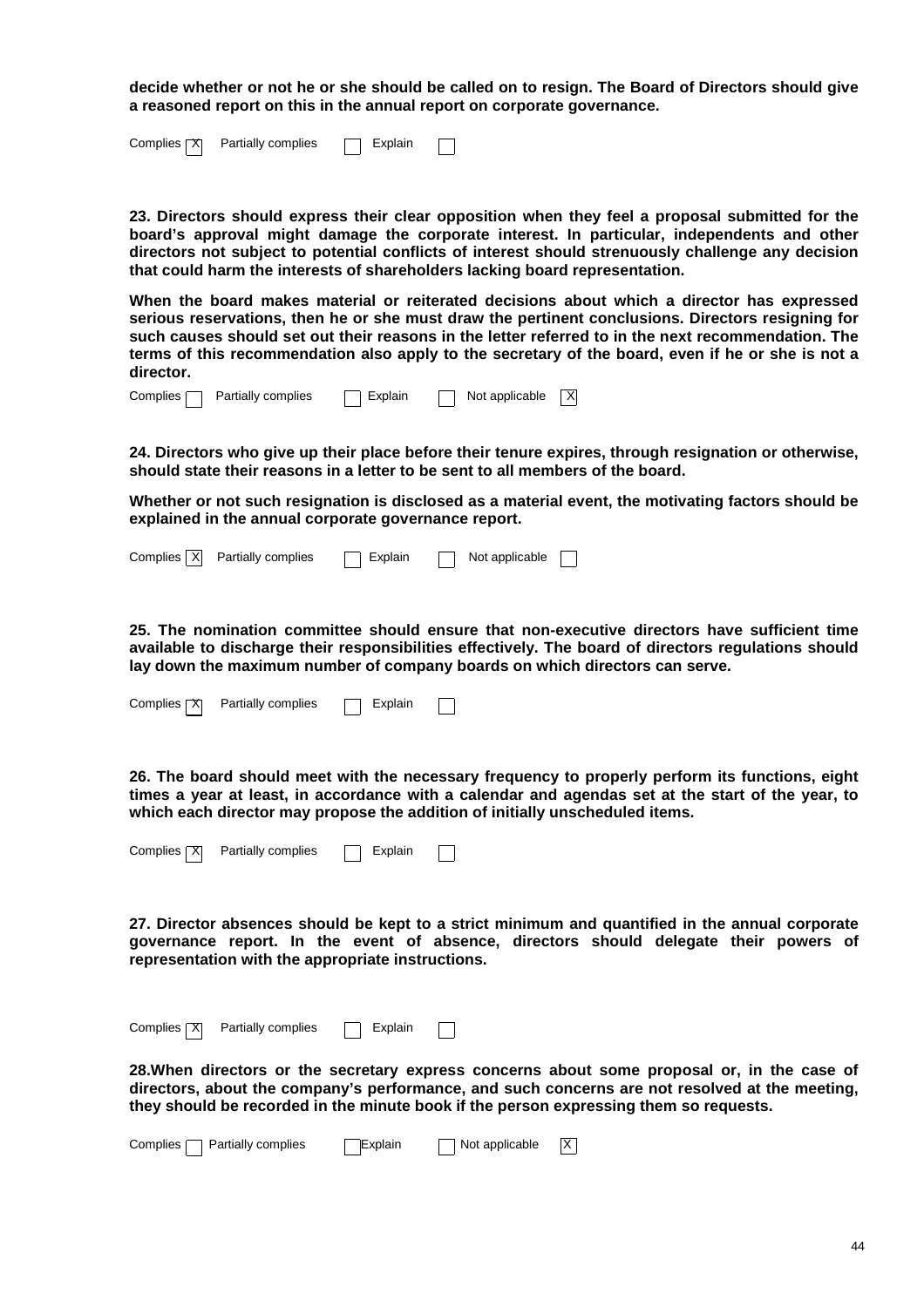**decide whether or not he or she should be called on to resign. The Board of Directors should give a reasoned report on this in the annual report on corporate governance.**

Complies [X] Partially complies [ ] Explain [ ]

**23. Directors should express their clear opposition when they feel a proposal submitted for the board's approval might damage the corporate interest. In particular, independents and other directors not subject to potential conflicts of interest should strenuously challenge any decision that could harm the interests of shareholders lacking board representation.**

**When the board makes material or reiterated decisions about which a director has expressed serious reservations, then he or she must draw the pertinent conclusions. Directors resigning for such causes should set out their reasons in the letter referred to in the next recommendation. The terms of this recommendation also apply to the secretary of the board, even if he or she is not a director.**

Complies [ ] Partially complies [ ] Explain [ ] Not applicable [X]

**24. Directors who give up their place before their tenure expires, through resignation or otherwise, should state their reasons in a letter to be sent to all members of the board.**

**Whether or not such resignation is disclosed as a material event, the motivating factors should be explained in the annual corporate governance report.**

Complies [X] Partially complies [ ] Explain [ ] Not applicable [ ]

**25. The nomination committee should ensure that non-executive directors have sufficient time available to discharge their responsibilities effectively. The board of directors regulations should lay down the maximum number of company boards on which directors can serve.**

Complies [X] Partially complies [ ] Explain [ ]

**26. The board should meet with the necessary frequency to properly perform its functions, eight times a year at least, in accordance with a calendar and agendas set at the start of the year, to which each director may propose the addition of initially unscheduled items.**

Complies [X] Partially complies [ ] Explain [ ]

**27. Director absences should be kept to a strict minimum and quantified in the annual corporate governance report. In the event of absence, directors should delegate their powers of representation with the appropriate instructions.**

Complies [X] Partially complies [ ] Explain [ ]

**28.When directors or the secretary express concerns about some proposal or, in the case of directors, about the company's performance, and such concerns are not resolved at the meeting, they should be recorded in the minute book if the person expressing them so requests.**

Complies [ ] Partially complies [ ] Explain [ ] Not applicable [X]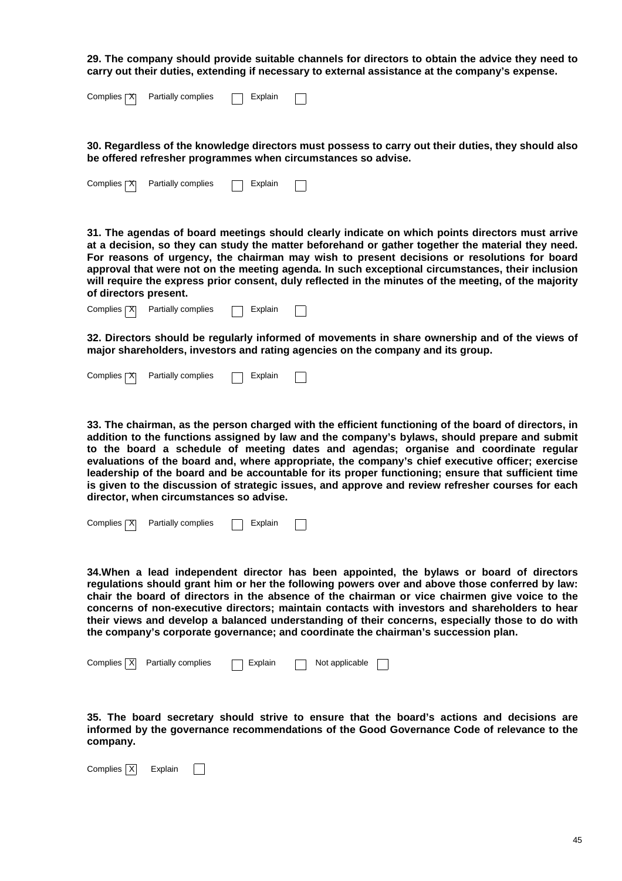**29. The company should provide suitable channels for directors to obtain the advice they need to carry out their duties, extending if necessary to external assistance at the company's expense.**

Complies [X] Partially complies [ ] Explain [ ]

**30. Regardless of the knowledge directors must possess to carry out their duties, they should also be offered refresher programmes when circumstances so advise.**

Complies [X] Partially complies [ ] Explain [ ]

**31. The agendas of board meetings should clearly indicate on which points directors must arrive at a decision, so they can study the matter beforehand or gather together the material they need. For reasons of urgency, the chairman may wish to present decisions or resolutions for board approval that were not on the meeting agenda. In such exceptional circumstances, their inclusion will require the express prior consent, duly reflected in the minutes of the meeting, of the majority of directors present.**

Complies [X] Partially complies [ ] Explain [ ]

**32. Directors should be regularly informed of movements in share ownership and of the views of major shareholders, investors and rating agencies on the company and its group.**

Complies [X] Partially complies [ ] Explain [ ]

**33. The chairman, as the person charged with the efficient functioning of the board of directors, in addition to the functions assigned by law and the company's bylaws, should prepare and submit to the board a schedule of meeting dates and agendas; organise and coordinate regular evaluations of the board and, where appropriate, the company's chief executive officer; exercise leadership of the board and be accountable for its proper functioning; ensure that sufficient time is given to the discussion of strategic issues, and approve and review refresher courses for each director, when circumstances so advise.**

Complies [X] Partially complies [ ] Explain [ ]

**34.When a lead independent director has been appointed, the bylaws or board of directors regulations should grant him or her the following powers over and above those conferred by law: chair the board of directors in the absence of the chairman or vice chairmen give voice to the concerns of non-executive directors; maintain contacts with investors and shareholders to hear their views and develop a balanced understanding of their concerns, especially those to do with the company's corporate governance; and coordinate the chairman's succession plan.**

Complies [X] Partially complies [ ] Explain [ ] Not applicable [ ]

**35. The board secretary should strive to ensure that the board's actions and decisions are informed by the governance recommendations of the Good Governance Code of relevance to the company.**

Complies [X] Explain [ ]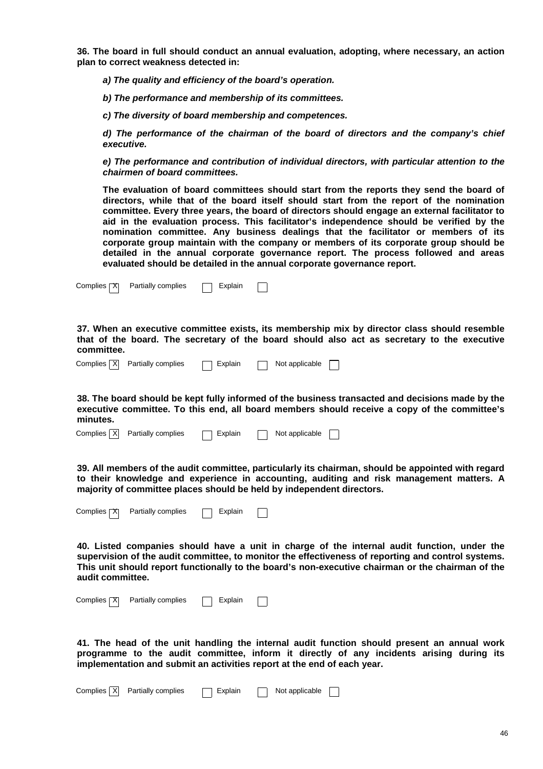**36. The board in full should conduct an annual evaluation, adopting, where necessary, an action plan to correct weakness detected in:**

***a) The quality and efficiency of the board's operation.***

***b) The performance and membership of its committees.***

***c) The diversity of board membership and competences.***

***d) The performance of the chairman of the board of directors and the company's chief executive.***

***e) The performance and contribution of individual directors, with particular attention to the chairmen of board committees.***

**The evaluation of board committees should start from the reports they send the board of directors, while that of the board itself should start from the report of the nomination committee. Every three years, the board of directors should engage an external facilitator to aid in the evaluation process. This facilitator's independence should be verified by the nomination committee. Any business dealings that the facilitator or members of its corporate group maintain with the company or members of its corporate group should be detailed in the annual corporate governance report. The process followed and areas evaluated should be detailed in the annual corporate governance report.**

Complies [X] Partially complies [ ] Explain [ ]

**37. When an executive committee exists, its membership mix by director class should resemble that of the board. The secretary of the board should also act as secretary to the executive committee.**

Complies [X] Partially complies [ ] Explain [ ] Not applicable [ ]

**38. The board should be kept fully informed of the business transacted and decisions made by the executive committee. To this end, all board members should receive a copy of the committee's minutes.**

Complies [X] Partially complies [ ] Explain [ ] Not applicable [ ]

**39. All members of the audit committee, particularly its chairman, should be appointed with regard to their knowledge and experience in accounting, auditing and risk management matters. A majority of committee places should be held by independent directors.**

Complies [X] Partially complies [ ] Explain [ ]

**40. Listed companies should have a unit in charge of the internal audit function, under the supervision of the audit committee, to monitor the effectiveness of reporting and control systems. This unit should report functionally to the board's non-executive chairman or the chairman of the audit committee.**

Complies [X] Partially complies [ ] Explain [ ]

**41. The head of the unit handling the internal audit function should present an annual work programme to the audit committee, inform it directly of any incidents arising during its implementation and submit an activities report at the end of each year.**

Complies [X] Partially complies [ ] Explain [ ] Not applicable [ ]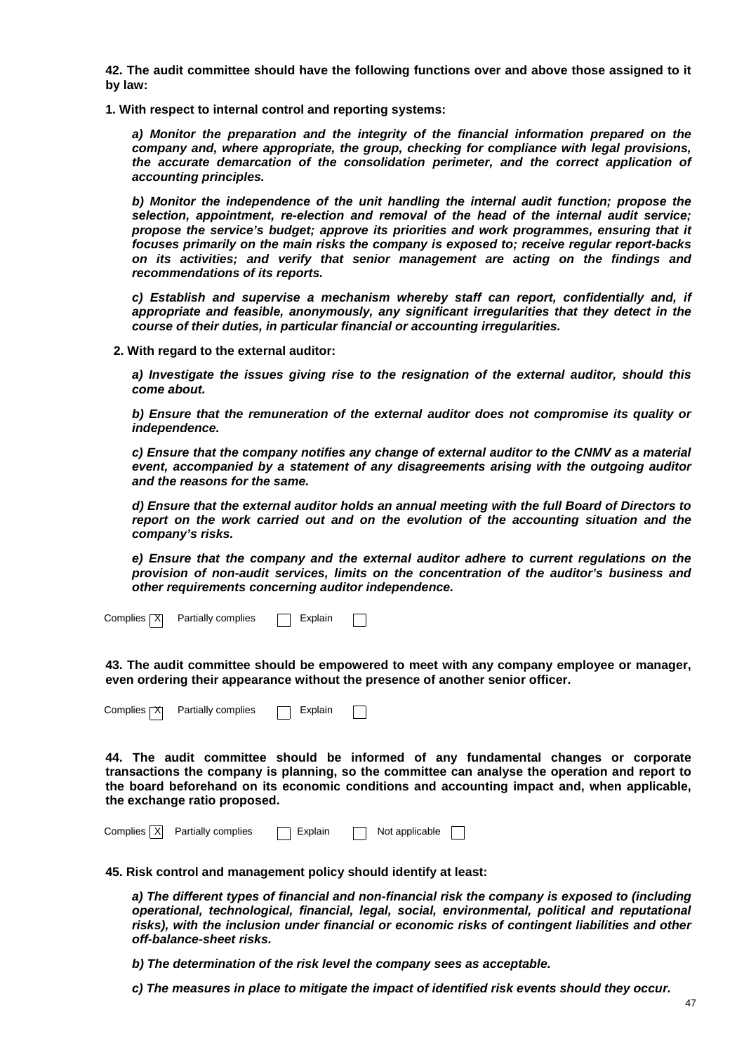**42. The audit committee should have the following functions over and above those assigned to it by law:**

**1. With respect to internal control and reporting systems:**

***a) Monitor the preparation and the integrity of the financial information prepared on the company and, where appropriate, the group, checking for compliance with legal provisions, the accurate demarcation of the consolidation perimeter, and the correct application of accounting principles.***

***b) Monitor the independence of the unit handling the internal audit function; propose the selection, appointment, re-election and removal of the head of the internal audit service; propose the service's budget; approve its priorities and work programmes, ensuring that it focuses primarily on the main risks the company is exposed to; receive regular report-backs on its activities; and verify that senior management are acting on the findings and recommendations of its reports.***

***c) Establish and supervise a mechanism whereby staff can report, confidentially and, if appropriate and feasible, anonymously, any significant irregularities that they detect in the course of their duties, in particular financial or accounting irregularities.***

**2. With regard to the external auditor:**

***a) Investigate the issues giving rise to the resignation of the external auditor, should this come about.***

***b) Ensure that the remuneration of the external auditor does not compromise its quality or independence.***

***c) Ensure that the company notifies any change of external auditor to the CNMV as a material event, accompanied by a statement of any disagreements arising with the outgoing auditor and the reasons for the same.***

***d) Ensure that the external auditor holds an annual meeting with the full Board of Directors to report on the work carried out and on the evolution of the accounting situation and the company's risks.***

***e) Ensure that the company and the external auditor adhere to current regulations on the provision of non-audit services, limits on the concentration of the auditor's business and other requirements concerning auditor independence.***

Complies [X] Partially complies [ ] Explain [ ]

**43. The audit committee should be empowered to meet with any company employee or manager, even ordering their appearance without the presence of another senior officer.**

Complies [X] Partially complies [ ] Explain [ ]

**44. The audit committee should be informed of any fundamental changes or corporate transactions the company is planning, so the committee can analyse the operation and report to the board beforehand on its economic conditions and accounting impact and, when applicable, the exchange ratio proposed.**

Complies [X] Partially complies [ ] Explain [ ] Not applicable [ ]

**45. Risk control and management policy should identify at least:**

***a) The different types of financial and non-financial risk the company is exposed to (including operational, technological, financial, legal, social, environmental, political and reputational risks), with the inclusion under financial or economic risks of contingent liabilities and other off-balance-sheet risks.***

***b) The determination of the risk level the company sees as acceptable.***

***c) The measures in place to mitigate the impact of identified risk events should they occur.***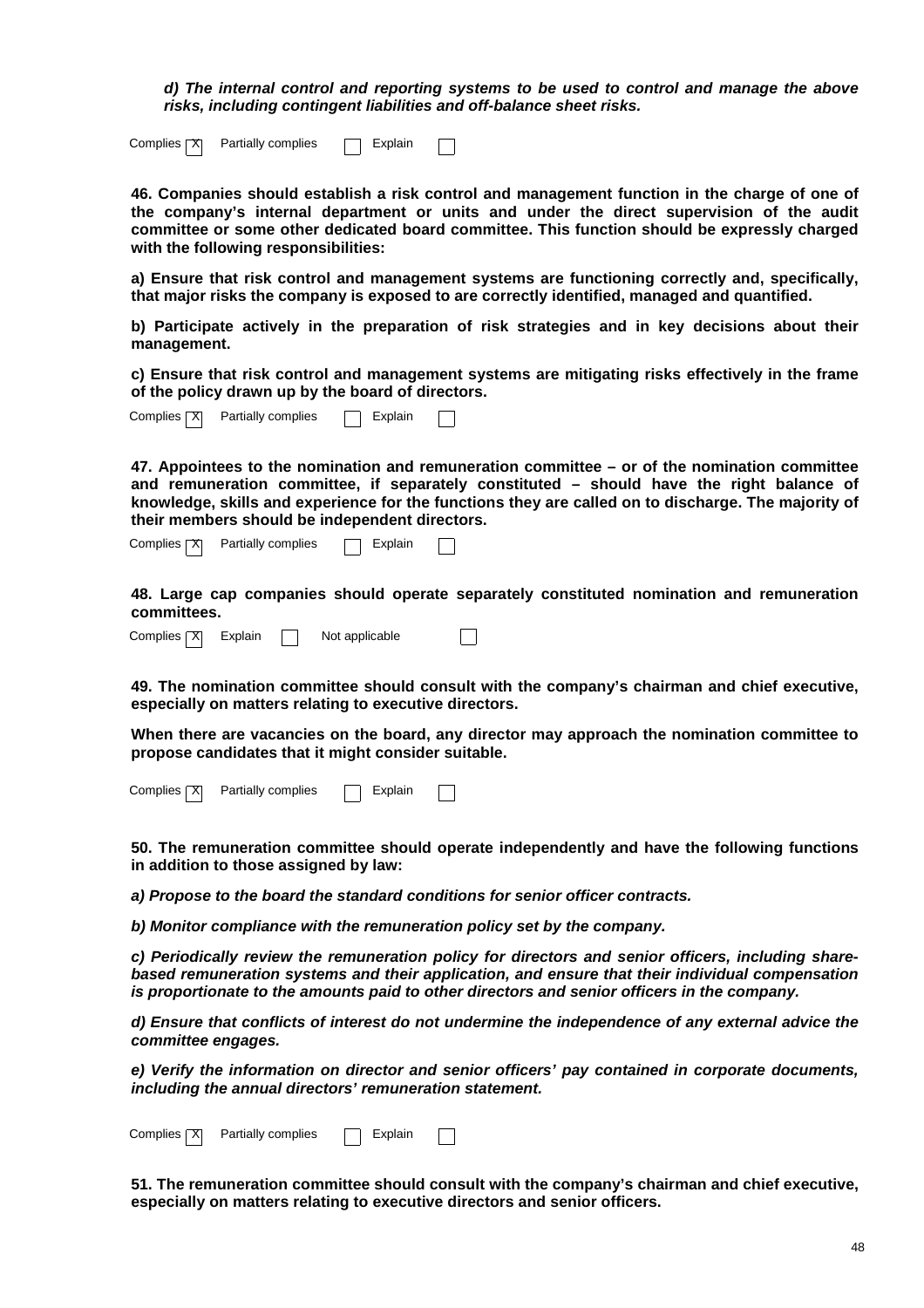***d) The internal control and reporting systems to be used to control and manage the above risks, including contingent liabilities and off-balance sheet risks.***

Complies [X] Partially complies [ ] Explain [ ]

**46. Companies should establish a risk control and management function in the charge of one of the company's internal department or units and under the direct supervision of the audit committee or some other dedicated board committee. This function should be expressly charged with the following responsibilities:**

**a) Ensure that risk control and management systems are functioning correctly and, specifically, that major risks the company is exposed to are correctly identified, managed and quantified.**

**b) Participate actively in the preparation of risk strategies and in key decisions about their management.**

**c) Ensure that risk control and management systems are mitigating risks effectively in the frame of the policy drawn up by the board of directors.**

Complies [X] Partially complies [ ] Explain [ ]

**47. Appointees to the nomination and remuneration committee – or of the nomination committee and remuneration committee, if separately constituted – should have the right balance of knowledge, skills and experience for the functions they are called on to discharge. The majority of their members should be independent directors.**

Complies [X] Partially complies [ ] Explain [ ]

**48. Large cap companies should operate separately constituted nomination and remuneration committees.**

Complies [X] Explain [ ] Not applicable [ ]

**49. The nomination committee should consult with the company's chairman and chief executive, especially on matters relating to executive directors.**

**When there are vacancies on the board, any director may approach the nomination committee to propose candidates that it might consider suitable.**

Complies [X] Partially complies [ ] Explain [ ]

**50. The remuneration committee should operate independently and have the following functions in addition to those assigned by law:**

***a) Propose to the board the standard conditions for senior officer contracts.***

***b) Monitor compliance with the remuneration policy set by the company.***

***c) Periodically review the remuneration policy for directors and senior officers, including share-based remuneration systems and their application, and ensure that their individual compensation is proportionate to the amounts paid to other directors and senior officers in the company.***

***d) Ensure that conflicts of interest do not undermine the independence of any external advice the committee engages.***

***e) Verify the information on director and senior officers' pay contained in corporate documents, including the annual directors' remuneration statement.***

Complies [X] Partially complies [ ] Explain [ ]

**51. The remuneration committee should consult with the company's chairman and chief executive, especially on matters relating to executive directors and senior officers.**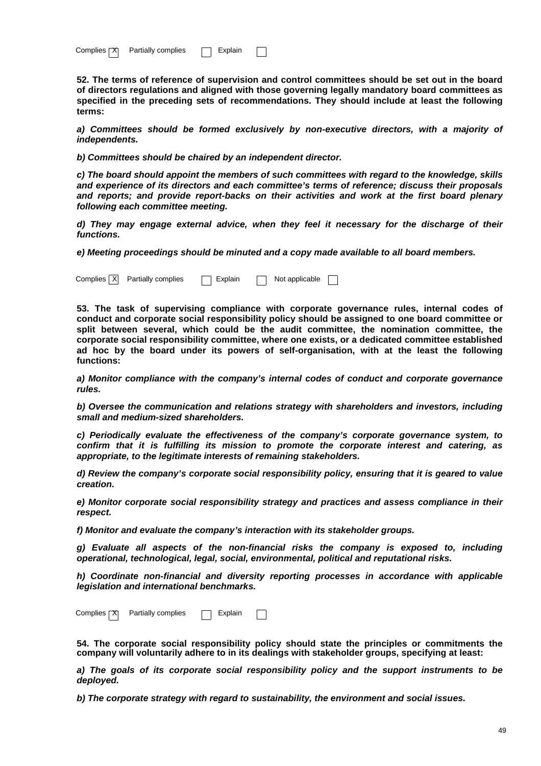Complies [X] Partially complies [ ] Explain [ ]

**52. The terms of reference of supervision and control committees should be set out in the board of directors regulations and aligned with those governing legally mandatory board committees as specified in the preceding sets of recommendations. They should include at least the following terms:**

***a) Committees should be formed exclusively by non-executive directors, with a majority of independents.***

***b) Committees should be chaired by an independent director.***

***c) The board should appoint the members of such committees with regard to the knowledge, skills and experience of its directors and each committee's terms of reference; discuss their proposals and reports; and provide report-backs on their activities and work at the first board plenary following each committee meeting.***

***d) They may engage external advice, when they feel it necessary for the discharge of their functions.***

***e) Meeting proceedings should be minuted and a copy made available to all board members.***

Complies [X] Partially complies [ ] Explain [ ] Not applicable [ ]

**53. The task of supervising compliance with corporate governance rules, internal codes of conduct and corporate social responsibility policy should be assigned to one board committee or split between several, which could be the audit committee, the nomination committee, the corporate social responsibility committee, where one exists, or a dedicated committee established ad hoc by the board under its powers of self-organisation, with at the least the following functions:**

***a) Monitor compliance with the company's internal codes of conduct and corporate governance rules.***

***b) Oversee the communication and relations strategy with shareholders and investors, including small and medium-sized shareholders.***

***c) Periodically evaluate the effectiveness of the company's corporate governance system, to confirm that it is fulfilling its mission to promote the corporate interest and catering, as appropriate, to the legitimate interests of remaining stakeholders.***

***d) Review the company's corporate social responsibility policy, ensuring that it is geared to value creation.***

***e) Monitor corporate social responsibility strategy and practices and assess compliance in their respect.***

***f) Monitor and evaluate the company's interaction with its stakeholder groups.***

***g) Evaluate all aspects of the non-financial risks the company is exposed to, including operational, technological, legal, social, environmental, political and reputational risks.***

***h) Coordinate non-financial and diversity reporting processes in accordance with applicable legislation and international benchmarks.***

Complies [X] Partially complies [ ] Explain [ ]

**54. The corporate social responsibility policy should state the principles or commitments the company will voluntarily adhere to in its dealings with stakeholder groups, specifying at least:**

***a) The goals of its corporate social responsibility policy and the support instruments to be deployed.***

***b) The corporate strategy with regard to sustainability, the environment and social issues.***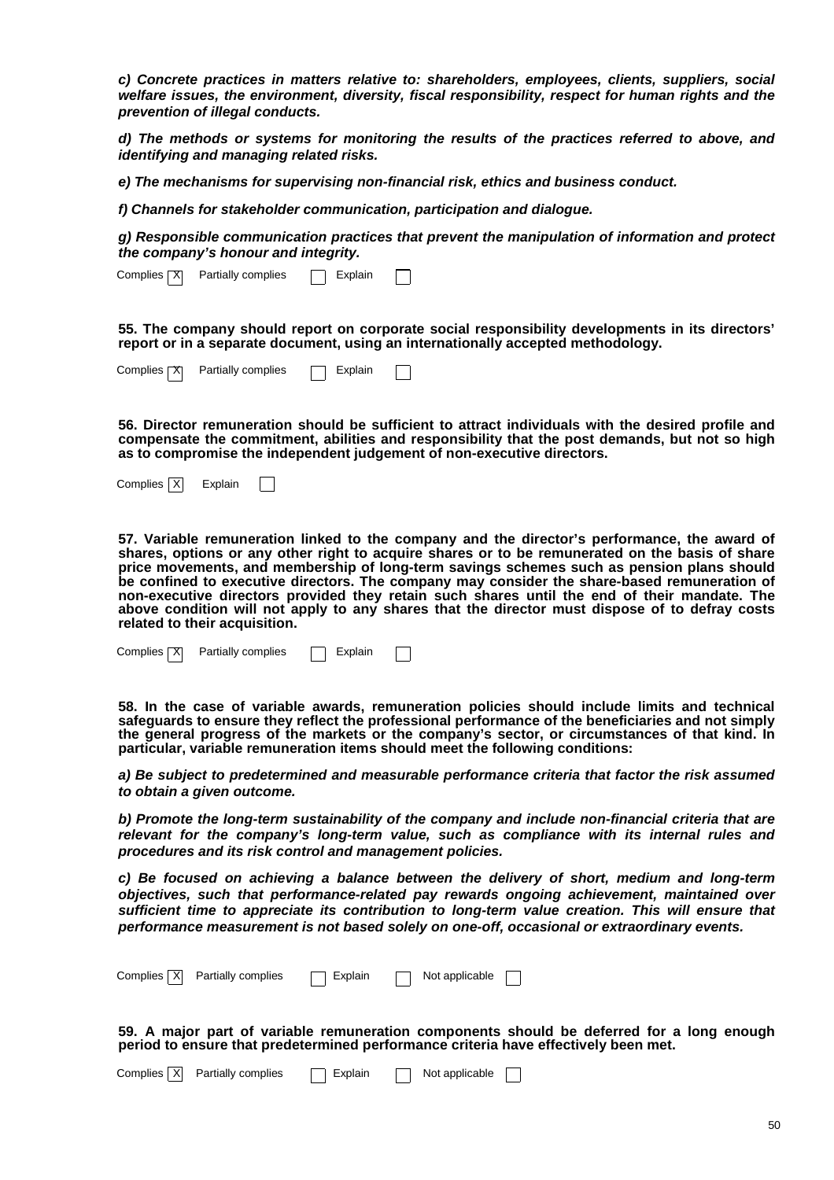***c) Concrete practices in matters relative to: shareholders, employees, clients, suppliers, social welfare issues, the environment, diversity, fiscal responsibility, respect for human rights and the prevention of illegal conducts.***

***d) The methods or systems for monitoring the results of the practices referred to above, and identifying and managing related risks.***

***e) The mechanisms for supervising non-financial risk, ethics and business conduct.***

***f) Channels for stakeholder communication, participation and dialogue.***

***g) Responsible communication practices that prevent the manipulation of information and protect the company's honour and integrity.***

Complies [X] Partially complies [ ] Explain [ ]

**55. The company should report on corporate social responsibility developments in its directors' report or in a separate document, using an internationally accepted methodology.**

Complies [X] Partially complies [ ] Explain [ ]

**56. Director remuneration should be sufficient to attract individuals with the desired profile and compensate the commitment, abilities and responsibility that the post demands, but not so high as to compromise the independent judgement of non-executive directors.**

Complies [X] Explain [ ]

**57. Variable remuneration linked to the company and the director's performance, the award of shares, options or any other right to acquire shares or to be remunerated on the basis of share price movements, and membership of long-term savings schemes such as pension plans should be confined to executive directors. The company may consider the share-based remuneration of non-executive directors provided they retain such shares until the end of their mandate. The above condition will not apply to any shares that the director must dispose of to defray costs related to their acquisition.**

Complies [X] Partially complies [ ] Explain [ ]

**58. In the case of variable awards, remuneration policies should include limits and technical safeguards to ensure they reflect the professional performance of the beneficiaries and not simply the general progress of the markets or the company's sector, or circumstances of that kind. In particular, variable remuneration items should meet the following conditions:**

***a) Be subject to predetermined and measurable performance criteria that factor the risk assumed to obtain a given outcome.***

***b) Promote the long-term sustainability of the company and include non-financial criteria that are relevant for the company's long-term value, such as compliance with its internal rules and procedures and its risk control and management policies.***

***c) Be focused on achieving a balance between the delivery of short, medium and long-term objectives, such that performance-related pay rewards ongoing achievement, maintained over sufficient time to appreciate its contribution to long-term value creation. This will ensure that performance measurement is not based solely on one-off, occasional or extraordinary events.***

Complies [X] Partially complies [ ] Explain [ ] Not applicable [ ]

**59. A major part of variable remuneration components should be deferred for a long enough period to ensure that predetermined performance criteria have effectively been met.**

Complies [X] Partially complies [ ] Explain [ ] Not applicable [ ]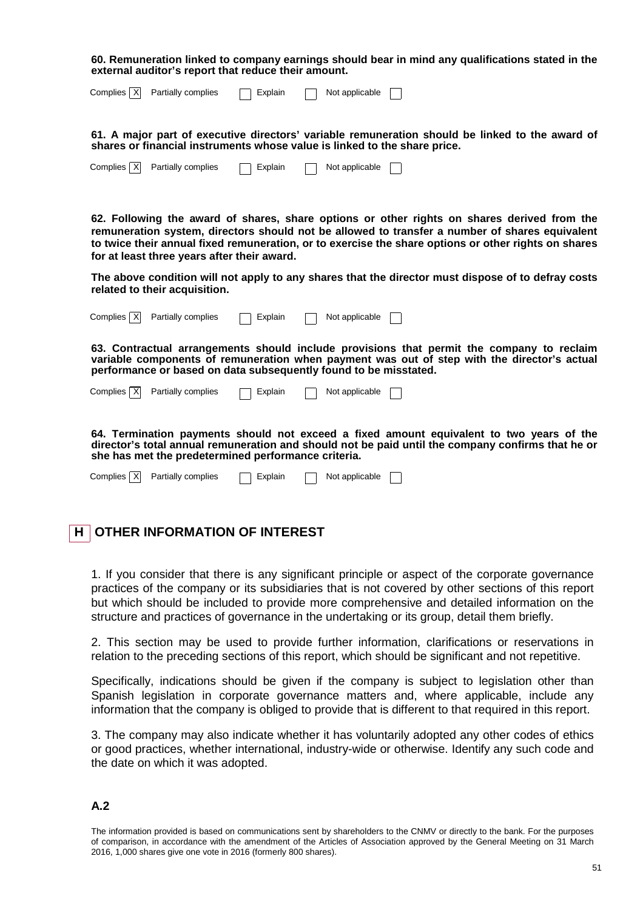**60. Remuneration linked to company earnings should bear in mind any qualifications stated in the external auditor's report that reduce their amount.**

Complies [X] Partially complies [ ] Explain [ ] Not applicable [ ]

**61. A major part of executive directors' variable remuneration should be linked to the award of shares or financial instruments whose value is linked to the share price.**

Complies [X] Partially complies [ ] Explain [ ] Not applicable [ ]

**62. Following the award of shares, share options or other rights on shares derived from the remuneration system, directors should not be allowed to transfer a number of shares equivalent to twice their annual fixed remuneration, or to exercise the share options or other rights on shares for at least three years after their award.**

**The above condition will not apply to any shares that the director must dispose of to defray costs related to their acquisition.**

Complies [X] Partially complies [ ] Explain [ ] Not applicable [ ]

**63. Contractual arrangements should include provisions that permit the company to reclaim variable components of remuneration when payment was out of step with the director's actual performance or based on data subsequently found to be misstated.**

Complies [X] Partially complies [ ] Explain [ ] Not applicable [ ]

**64. Termination payments should not exceed a fixed amount equivalent to two years of the director's total annual remuneration and should not be paid until the company confirms that he or she has met the predetermined performance criteria.**

Complies [X] Partially complies [ ] Explain [ ] Not applicable [ ]

## H OTHER INFORMATION OF INTEREST

1. If you consider that there is any significant principle or aspect of the corporate governance practices of the company or its subsidiaries that is not covered by other sections of this report but which should be included to provide more comprehensive and detailed information on the structure and practices of governance in the undertaking or its group, detail them briefly.

2. This section may be used to provide further information, clarifications or reservations in relation to the preceding sections of this report, which should be significant and not repetitive.

Specifically, indications should be given if the company is subject to legislation other than Spanish legislation in corporate governance matters and, where applicable, include any information that the company is obliged to provide that is different to that required in this report.

3. The company may also indicate whether it has voluntarily adopted any other codes of ethics or good practices, whether international, industry-wide or otherwise. Identify any such code and the date on which it was adopted.

### A.2

The information provided is based on communications sent by shareholders to the CNMV or directly to the bank. For the purposes of comparison, in accordance with the amendment of the Articles of Association approved by the General Meeting on 31 March 2016, 1,000 shares give one vote in 2016 (formerly 800 shares).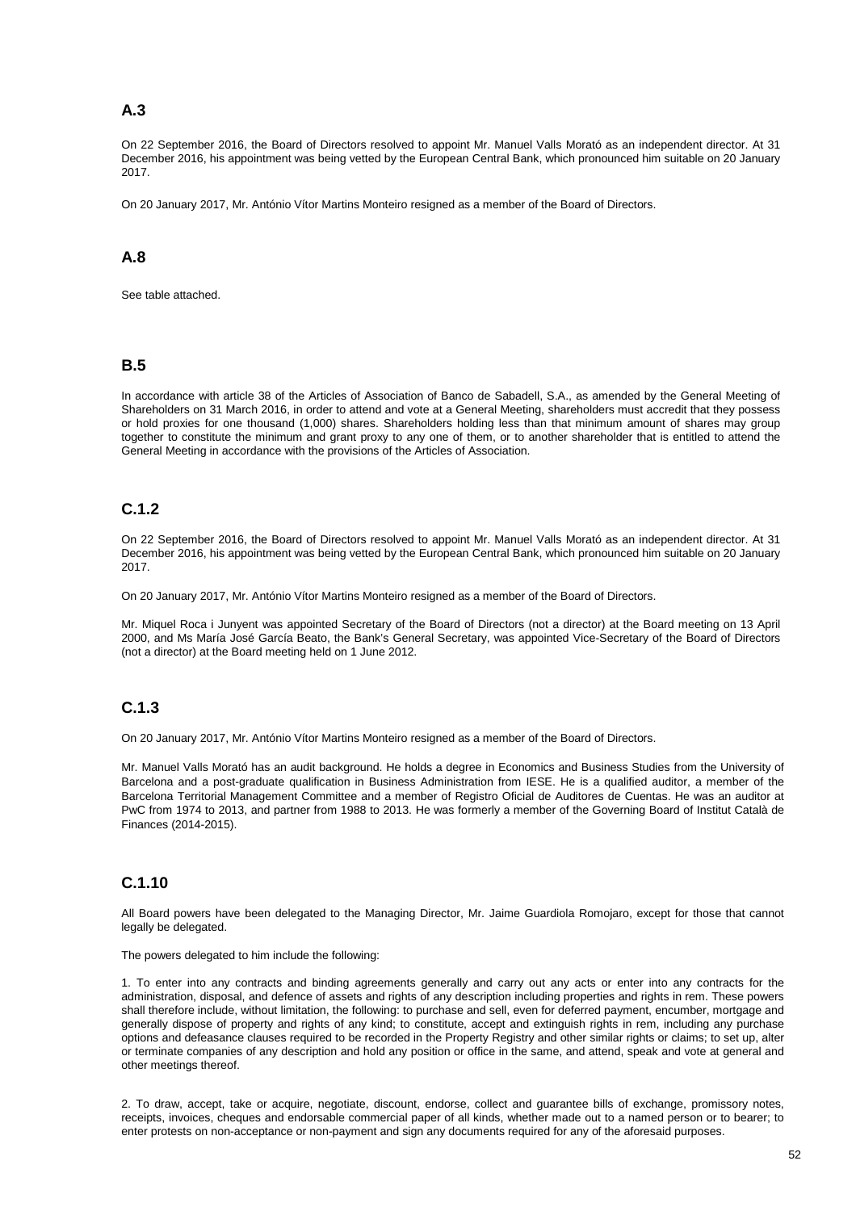## A.3

On 22 September 2016, the Board of Directors resolved to appoint Mr. Manuel Valls Morató as an independent director. At 31 December 2016, his appointment was being vetted by the European Central Bank, which pronounced him suitable on 20 January 2017.

On 20 January 2017, Mr. António Vítor Martins Monteiro resigned as a member of the Board of Directors.

## A.8

See table attached.

## B.5

In accordance with article 38 of the Articles of Association of Banco de Sabadell, S.A., as amended by the General Meeting of Shareholders on 31 March 2016, in order to attend and vote at a General Meeting, shareholders must accredit that they possess or hold proxies for one thousand (1,000) shares. Shareholders holding less than that minimum amount of shares may group together to constitute the minimum and grant proxy to any one of them, or to another shareholder that is entitled to attend the General Meeting in accordance with the provisions of the Articles of Association.

## C.1.2

On 22 September 2016, the Board of Directors resolved to appoint Mr. Manuel Valls Morató as an independent director. At 31 December 2016, his appointment was being vetted by the European Central Bank, which pronounced him suitable on 20 January 2017.

On 20 January 2017, Mr. António Vítor Martins Monteiro resigned as a member of the Board of Directors.

Mr. Miquel Roca i Junyent was appointed Secretary of the Board of Directors (not a director) at the Board meeting on 13 April 2000, and Ms María José García Beato, the Bank's General Secretary, was appointed Vice-Secretary of the Board of Directors (not a director) at the Board meeting held on 1 June 2012.

## C.1.3

On 20 January 2017, Mr. António Vítor Martins Monteiro resigned as a member of the Board of Directors.

Mr. Manuel Valls Morató has an audit background. He holds a degree in Economics and Business Studies from the University of Barcelona and a post-graduate qualification in Business Administration from IESE. He is a qualified auditor, a member of the Barcelona Territorial Management Committee and a member of Registro Oficial de Auditores de Cuentas. He was an auditor at PwC from 1974 to 2013, and partner from 1988 to 2013. He was formerly a member of the Governing Board of Institut Català de Finances (2014-2015).

## C.1.10

All Board powers have been delegated to the Managing Director, Mr. Jaime Guardiola Romojaro, except for those that cannot legally be delegated.

The powers delegated to him include the following:

1. To enter into any contracts and binding agreements generally and carry out any acts or enter into any contracts for the administration, disposal, and defence of assets and rights of any description including properties and rights in rem. These powers shall therefore include, without limitation, the following: to purchase and sell, even for deferred payment, encumber, mortgage and generally dispose of property and rights of any kind; to constitute, accept and extinguish rights in rem, including any purchase options and defeasance clauses required to be recorded in the Property Registry and other similar rights or claims; to set up, alter or terminate companies of any description and hold any position or office in the same, and attend, speak and vote at general and other meetings thereof.

2. To draw, accept, take or acquire, negotiate, discount, endorse, collect and guarantee bills of exchange, promissory notes, receipts, invoices, cheques and endorsable commercial paper of all kinds, whether made out to a named person or to bearer; to enter protests on non-acceptance or non-payment and sign any documents required for any of the aforesaid purposes.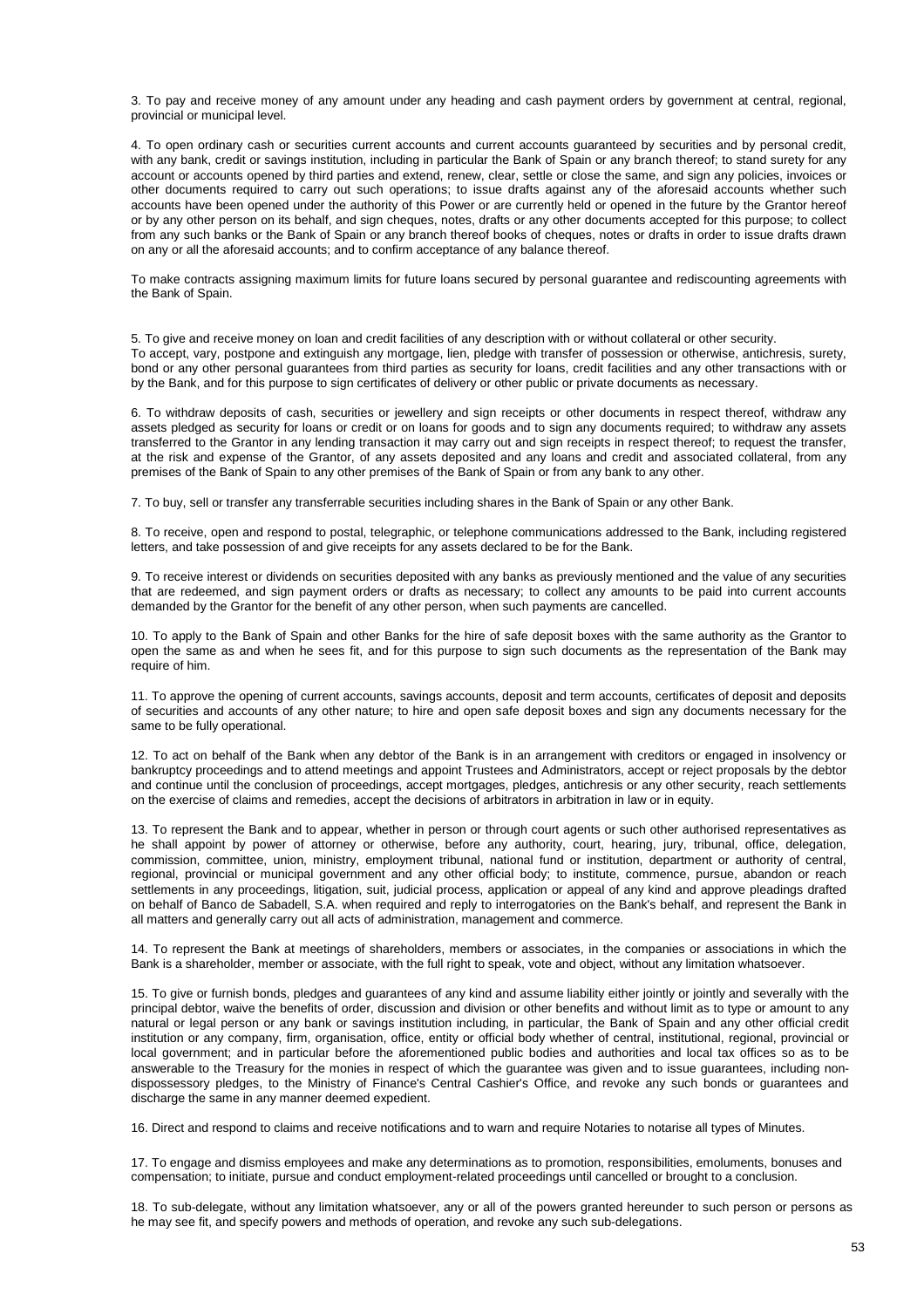3. To pay and receive money of any amount under any heading and cash payment orders by government at central, regional, provincial or municipal level.

4. To open ordinary cash or securities current accounts and current accounts guaranteed by securities and by personal credit, with any bank, credit or savings institution, including in particular the Bank of Spain or any branch thereof; to stand surety for any account or accounts opened by third parties and extend, renew, clear, settle or close the same, and sign any policies, invoices or other documents required to carry out such operations; to issue drafts against any of the aforesaid accounts whether such accounts have been opened under the authority of this Power or are currently held or opened in the future by the Grantor hereof or by any other person on its behalf, and sign cheques, notes, drafts or any other documents accepted for this purpose; to collect from any such banks or the Bank of Spain or any branch thereof books of cheques, notes or drafts in order to issue drafts drawn on any or all the aforesaid accounts; and to confirm acceptance of any balance thereof.

To make contracts assigning maximum limits for future loans secured by personal guarantee and rediscounting agreements with the Bank of Spain.

5. To give and receive money on loan and credit facilities of any description with or without collateral or other security.
To accept, vary, postpone and extinguish any mortgage, lien, pledge with transfer of possession or otherwise, antichresis, surety, bond or any other personal guarantees from third parties as security for loans, credit facilities and any other transactions with or by the Bank, and for this purpose to sign certificates of delivery or other public or private documents as necessary.

6. To withdraw deposits of cash, securities or jewellery and sign receipts or other documents in respect thereof, withdraw any assets pledged as security for loans or credit or on loans for goods and to sign any documents required; to withdraw any assets transferred to the Grantor in any lending transaction it may carry out and sign receipts in respect thereof; to request the transfer, at the risk and expense of the Grantor, of any assets deposited and any loans and credit and associated collateral, from any premises of the Bank of Spain to any other premises of the Bank of Spain or from any bank to any other.

7. To buy, sell or transfer any transferrable securities including shares in the Bank of Spain or any other Bank.

8. To receive, open and respond to postal, telegraphic, or telephone communications addressed to the Bank, including registered letters, and take possession of and give receipts for any assets declared to be for the Bank.

9. To receive interest or dividends on securities deposited with any banks as previously mentioned and the value of any securities that are redeemed, and sign payment orders or drafts as necessary; to collect any amounts to be paid into current accounts demanded by the Grantor for the benefit of any other person, when such payments are cancelled.

10. To apply to the Bank of Spain and other Banks for the hire of safe deposit boxes with the same authority as the Grantor to open the same as and when he sees fit, and for this purpose to sign such documents as the representation of the Bank may require of him.

11. To approve the opening of current accounts, savings accounts, deposit and term accounts, certificates of deposit and deposits of securities and accounts of any other nature; to hire and open safe deposit boxes and sign any documents necessary for the same to be fully operational.

12. To act on behalf of the Bank when any debtor of the Bank is in an arrangement with creditors or engaged in insolvency or bankruptcy proceedings and to attend meetings and appoint Trustees and Administrators, accept or reject proposals by the debtor and continue until the conclusion of proceedings, accept mortgages, pledges, antichresis or any other security, reach settlements on the exercise of claims and remedies, accept the decisions of arbitrators in arbitration in law or in equity.

13. To represent the Bank and to appear, whether in person or through court agents or such other authorised representatives as he shall appoint by power of attorney or otherwise, before any authority, court, hearing, jury, tribunal, office, delegation, commission, committee, union, ministry, employment tribunal, national fund or institution, department or authority of central, regional, provincial or municipal government and any other official body; to institute, commence, pursue, abandon or reach settlements in any proceedings, litigation, suit, judicial process, application or appeal of any kind and approve pleadings drafted on behalf of Banco de Sabadell, S.A. when required and reply to interrogatories on the Bank's behalf, and represent the Bank in all matters and generally carry out all acts of administration, management and commerce.

14. To represent the Bank at meetings of shareholders, members or associates, in the companies or associations in which the Bank is a shareholder, member or associate, with the full right to speak, vote and object, without any limitation whatsoever.

15. To give or furnish bonds, pledges and guarantees of any kind and assume liability either jointly or jointly and severally with the principal debtor, waive the benefits of order, discussion and division or other benefits and without limit as to type or amount to any natural or legal person or any bank or savings institution including, in particular, the Bank of Spain and any other official credit institution or any company, firm, organisation, office, entity or official body whether of central, institutional, regional, provincial or local government; and in particular before the aforementioned public bodies and authorities and local tax offices so as to be answerable to the Treasury for the monies in respect of which the guarantee was given and to issue guarantees, including non-dispossessory pledges, to the Ministry of Finance's Central Cashier's Office, and revoke any such bonds or guarantees and discharge the same in any manner deemed expedient.

16. Direct and respond to claims and receive notifications and to warn and require Notaries to notarise all types of Minutes.

17. To engage and dismiss employees and make any determinations as to promotion, responsibilities, emoluments, bonuses and compensation; to initiate, pursue and conduct employment-related proceedings until cancelled or brought to a conclusion.

18. To sub-delegate, without any limitation whatsoever, any or all of the powers granted hereunder to such person or persons as he may see fit, and specify powers and methods of operation, and revoke any such sub-delegations.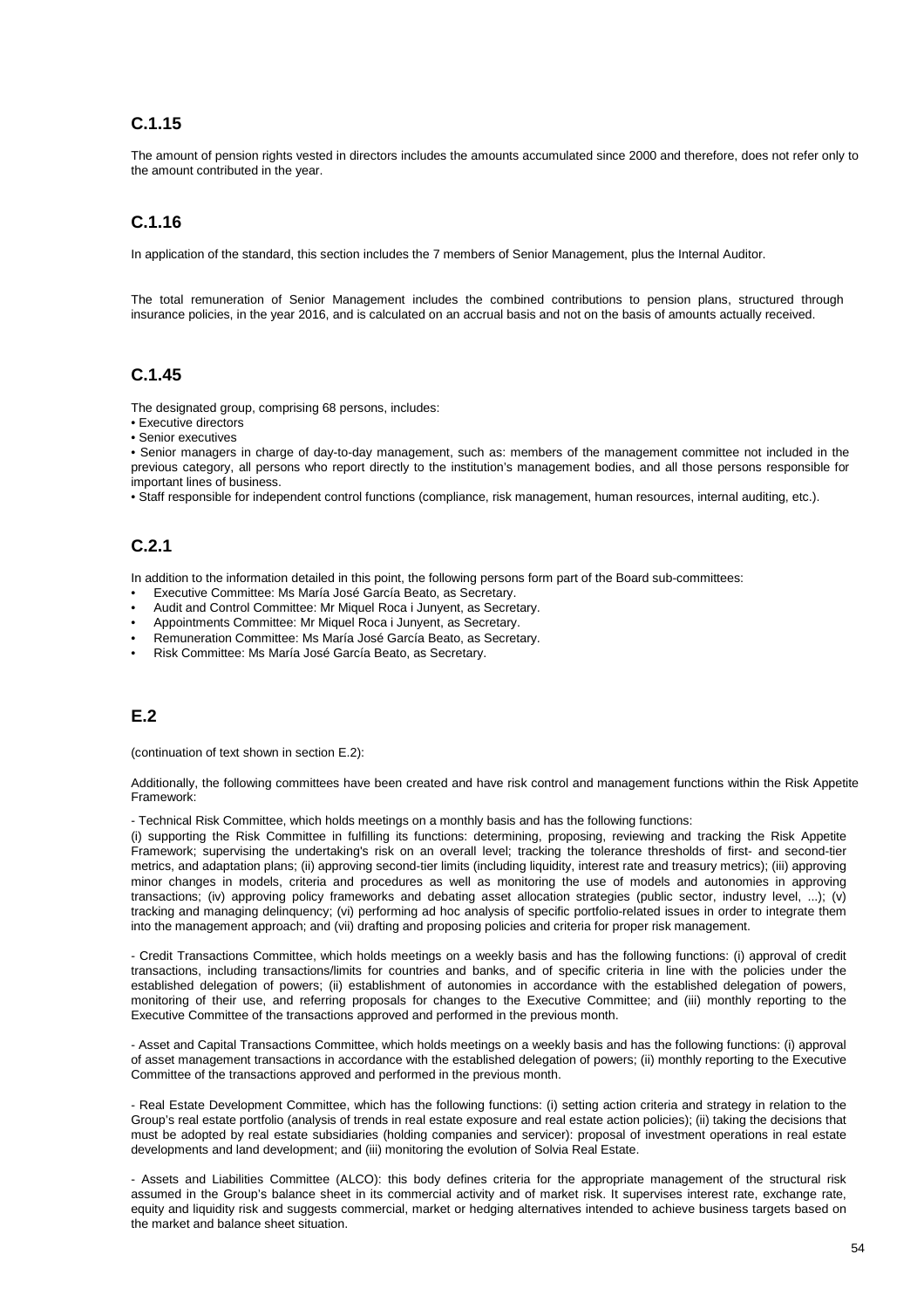## C.1.15

The amount of pension rights vested in directors includes the amounts accumulated since 2000 and therefore, does not refer only to the amount contributed in the year.

## C.1.16

In application of the standard, this section includes the 7 members of Senior Management, plus the Internal Auditor.

The total remuneration of Senior Management includes the combined contributions to pension plans, structured through insurance policies, in the year 2016, and is calculated on an accrual basis and not on the basis of amounts actually received.

## C.1.45

The designated group, comprising 68 persons, includes:

- Executive directors
- Senior executives
- Senior managers in charge of day-to-day management, such as: members of the management committee not included in the previous category, all persons who report directly to the institution's management bodies, and all those persons responsible for important lines of business.
- Staff responsible for independent control functions (compliance, risk management, human resources, internal auditing, etc.).

## C.2.1

In addition to the information detailed in this point, the following persons form part of the Board sub-committees:

- Executive Committee: Ms María José García Beato, as Secretary.
- Audit and Control Committee: Mr Miquel Roca i Junyent, as Secretary.
- Appointments Committee: Mr Miquel Roca i Junyent, as Secretary.
- Remuneration Committee: Ms María José García Beato, as Secretary.
- Risk Committee: Ms María José García Beato, as Secretary.

## E.2

(continuation of text shown in section E.2):

Additionally, the following committees have been created and have risk control and management functions within the Risk Appetite Framework:

- Technical Risk Committee, which holds meetings on a monthly basis and has the following functions:

(i) supporting the Risk Committee in fulfilling its functions: determining, proposing, reviewing and tracking the Risk Appetite Framework; supervising the undertaking's risk on an overall level; tracking the tolerance thresholds of first- and second-tier metrics, and adaptation plans; (ii) approving second-tier limits (including liquidity, interest rate and treasury metrics); (iii) approving minor changes in models, criteria and procedures as well as monitoring the use of models and autonomies in approving transactions; (iv) approving policy frameworks and debating asset allocation strategies (public sector, industry level, ...); (v) tracking and managing delinquency; (vi) performing ad hoc analysis of specific portfolio-related issues in order to integrate them into the management approach; and (vii) drafting and proposing policies and criteria for proper risk management.

- Credit Transactions Committee, which holds meetings on a weekly basis and has the following functions: (i) approval of credit transactions, including transactions/limits for countries and banks, and of specific criteria in line with the policies under the established delegation of powers; (ii) establishment of autonomies in accordance with the established delegation of powers, monitoring of their use, and referring proposals for changes to the Executive Committee; and (iii) monthly reporting to the Executive Committee of the transactions approved and performed in the previous month.

- Asset and Capital Transactions Committee, which holds meetings on a weekly basis and has the following functions: (i) approval of asset management transactions in accordance with the established delegation of powers; (ii) monthly reporting to the Executive Committee of the transactions approved and performed in the previous month.

- Real Estate Development Committee, which has the following functions: (i) setting action criteria and strategy in relation to the Group's real estate portfolio (analysis of trends in real estate exposure and real estate action policies); (ii) taking the decisions that must be adopted by real estate subsidiaries (holding companies and servicer): proposal of investment operations in real estate developments and land development; and (iii) monitoring the evolution of Solvia Real Estate.

- Assets and Liabilities Committee (ALCO): this body defines criteria for the appropriate management of the structural risk assumed in the Group's balance sheet in its commercial activity and of market risk. It supervises interest rate, exchange rate, equity and liquidity risk and suggests commercial, market or hedging alternatives intended to achieve business targets based on the market and balance sheet situation.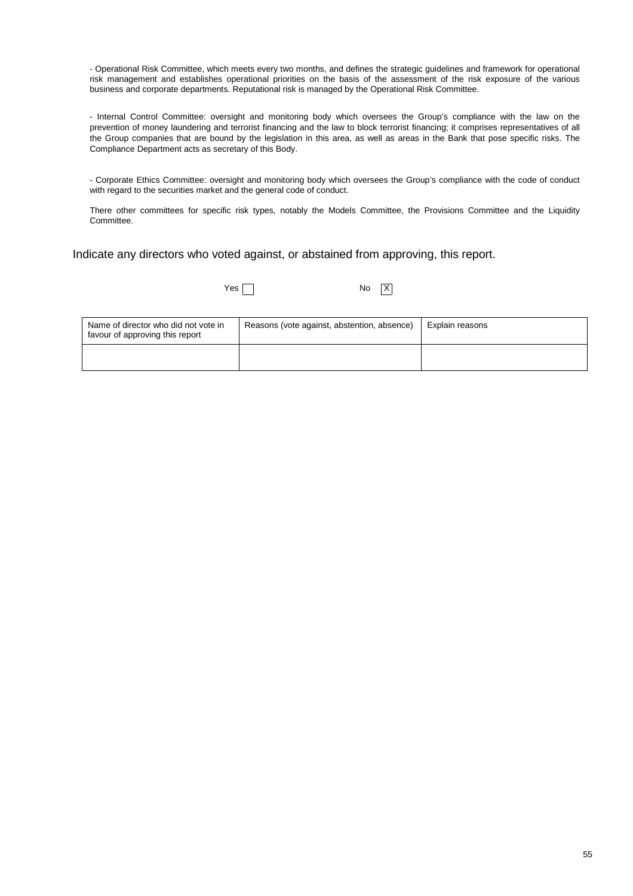- Operational Risk Committee, which meets every two months, and defines the strategic guidelines and framework for operational risk management and establishes operational priorities on the basis of the assessment of the risk exposure of the various business and corporate departments. Reputational risk is managed by the Operational Risk Committee.

- Internal Control Committee: oversight and monitoring body which oversees the Group's compliance with the law on the prevention of money laundering and terrorist financing and the law to block terrorist financing; it comprises representatives of all the Group companies that are bound by the legislation in this area, as well as areas in the Bank that pose specific risks. The Compliance Department acts as secretary of this Body.

- Corporate Ethics Committee: oversight and monitoring body which oversees the Group's compliance with the code of conduct with regard to the securities market and the general code of conduct.

There other committees for specific risk types, notably the Models Committee, the Provisions Committee and the Liquidity Committee.

Indicate any directors who voted against, or abstained from approving, this report.

Yes [ ] No [X]

| Name of director who did not vote in favour of approving this report | Reasons (vote against, abstention, absence) | Explain reasons |
|---|---|---|
| | | |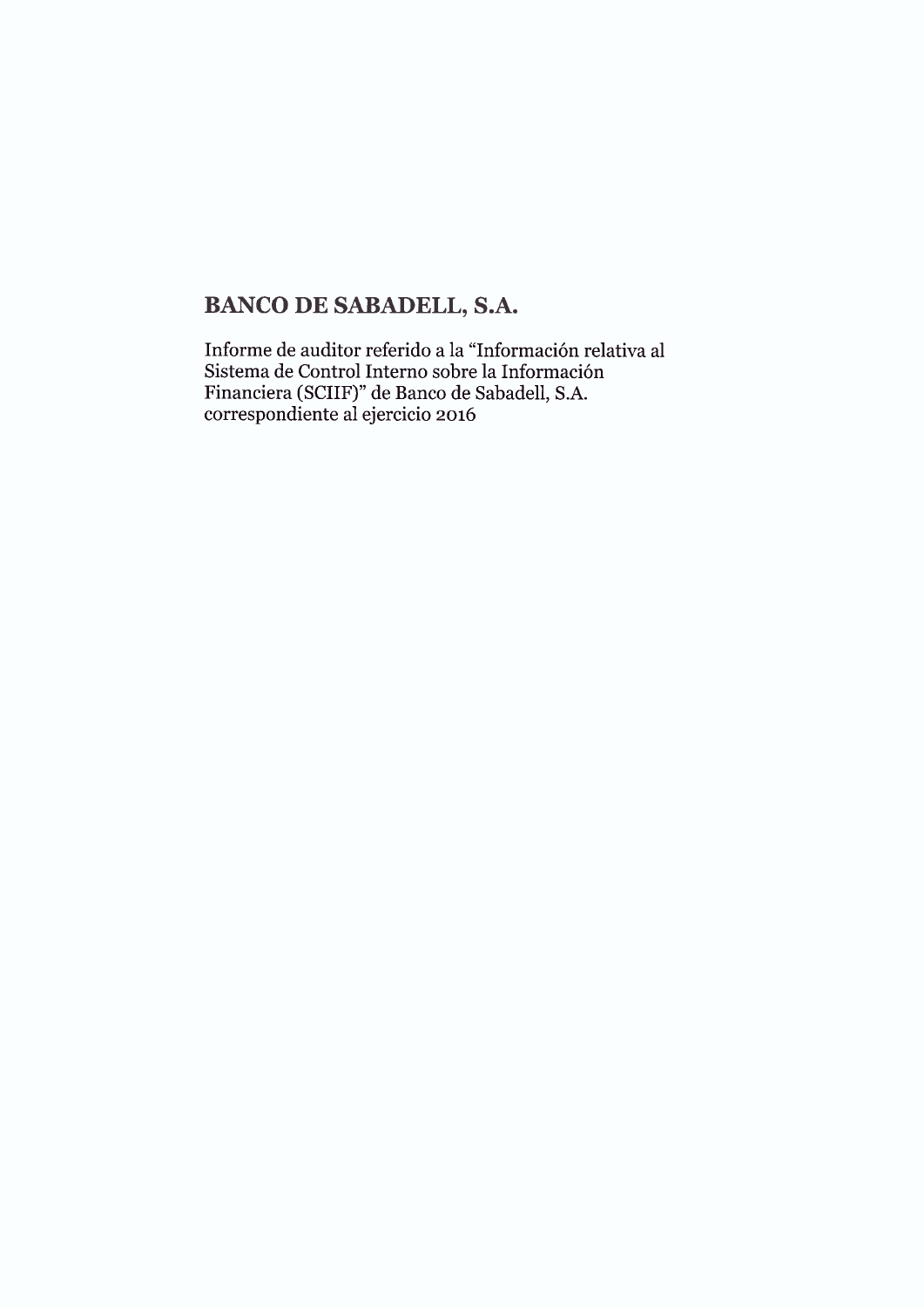# BANCO DE SABADELL, S.A.

Informe de auditor referido a la "Información relativa al Sistema de Control Interno sobre la Información Financiera (SCIIF)" de Banco de Sabadell, S.A. correspondiente al ejercicio 2016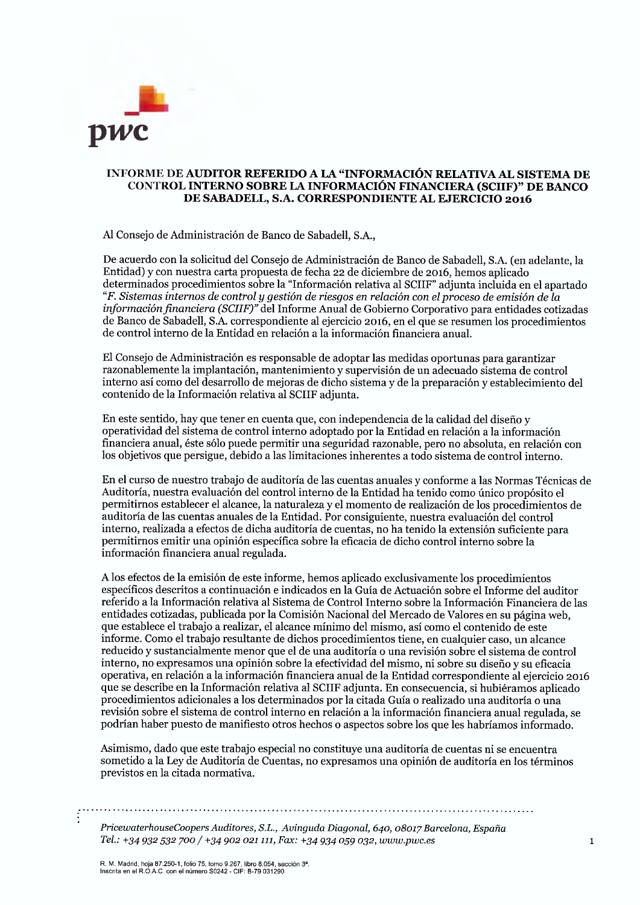# INFORME DE AUDITOR REFERIDO A LA "INFORMACIÓN RELATIVA AL SISTEMA DE CONTROL INTERNO SOBRE LA INFORMACIÓN FINANCIERA (SCIIF)" DE BANCO DE SABADELL, S.A. CORRESPONDIENTE AL EJERCICIO 2016

Al Consejo de Administración de Banco de Sabadell, S.A.,

De acuerdo con la solicitud del Consejo de Administración de Banco de Sabadell, S.A. (en adelante, la Entidad) y con nuestra carta propuesta de fecha 22 de diciembre de 2016, hemos aplicado determinados procedimientos sobre la "Información relativa al SCIIF" adjunta incluida en el apartado *"F. Sistemas internos de control y gestión de riesgos en relación con el proceso de emisión de la información financiera (SCIIF)"* del Informe Anual de Gobierno Corporativo para entidades cotizadas de Banco de Sabadell, S.A. correspondiente al ejercicio 2016, en el que se resumen los procedimientos de control interno de la Entidad en relación a la información financiera anual.

El Consejo de Administración es responsable de adoptar las medidas oportunas para garantizar razonablemente la implantación, mantenimiento y supervisión de un adecuado sistema de control interno así como del desarrollo de mejoras de dicho sistema y de la preparación y establecimiento del contenido de la Información relativa al SCIIF adjunta.

En este sentido, hay que tener en cuenta que, con independencia de la calidad del diseño y operatividad del sistema de control interno adoptado por la Entidad en relación a la información financiera anual, éste sólo puede permitir una seguridad razonable, pero no absoluta, en relación con los objetivos que persigue, debido a las limitaciones inherentes a todo sistema de control interno.

En el curso de nuestro trabajo de auditoría de las cuentas anuales y conforme a las Normas Técnicas de Auditoría, nuestra evaluación del control interno de la Entidad ha tenido como único propósito el permitirnos establecer el alcance, la naturaleza y el momento de realización de los procedimientos de auditoría de las cuentas anuales de la Entidad. Por consiguiente, nuestra evaluación del control interno, realizada a efectos de dicha auditoría de cuentas, no ha tenido la extensión suficiente para permitirnos emitir una opinión específica sobre la eficacia de dicho control interno sobre la información financiera anual regulada.

A los efectos de la emisión de este informe, hemos aplicado exclusivamente los procedimientos específicos descritos a continuación e indicados en la Guía de Actuación sobre el Informe del auditor referido a la Información relativa al Sistema de Control Interno sobre la Información Financiera de las entidades cotizadas, publicada por la Comisión Nacional del Mercado de Valores en su página web, que establece el trabajo a realizar, el alcance mínimo del mismo, así como el contenido de este informe. Como el trabajo resultante de dichos procedimientos tiene, en cualquier caso, un alcance reducido y sustancialmente menor que el de una auditoría o una revisión sobre el sistema de control interno, no expresamos una opinión sobre la efectividad del mismo, ni sobre su diseño y su eficacia operativa, en relación a la información financiera anual de la Entidad correspondiente al ejercicio 2016 que se describe en la Información relativa al SCIIF adjunta. En consecuencia, si hubiéramos aplicado procedimientos adicionales a los determinados por la citada Guía o realizado una auditoría o una revisión sobre el sistema de control interno en relación a la información financiera anual regulada, se podrían haber puesto de manifiesto otros hechos o aspectos sobre los que les habríamos informado.

Asimismo, dado que este trabajo especial no constituye una auditoría de cuentas ni se encuentra sometido a la Ley de Auditoría de Cuentas, no expresamos una opinión de auditoría en los términos previstos en la citada normativa.

*PricewaterhouseCoopers Auditores, S.L., Avinguda Diagonal, 640, 08017 Barcelona, España*
*Tel.: +34 932 532 700 / +34 902 021 111, Fax: +34 934 059 032, www.pwc.es*

R. M. Madrid, hoja 87.250-1, folio 75, tomo 9.267, libro 8.054, sección 3ª.
Inscrita en el R.O.A.C. con el número S0242 - CIF: B-79 031290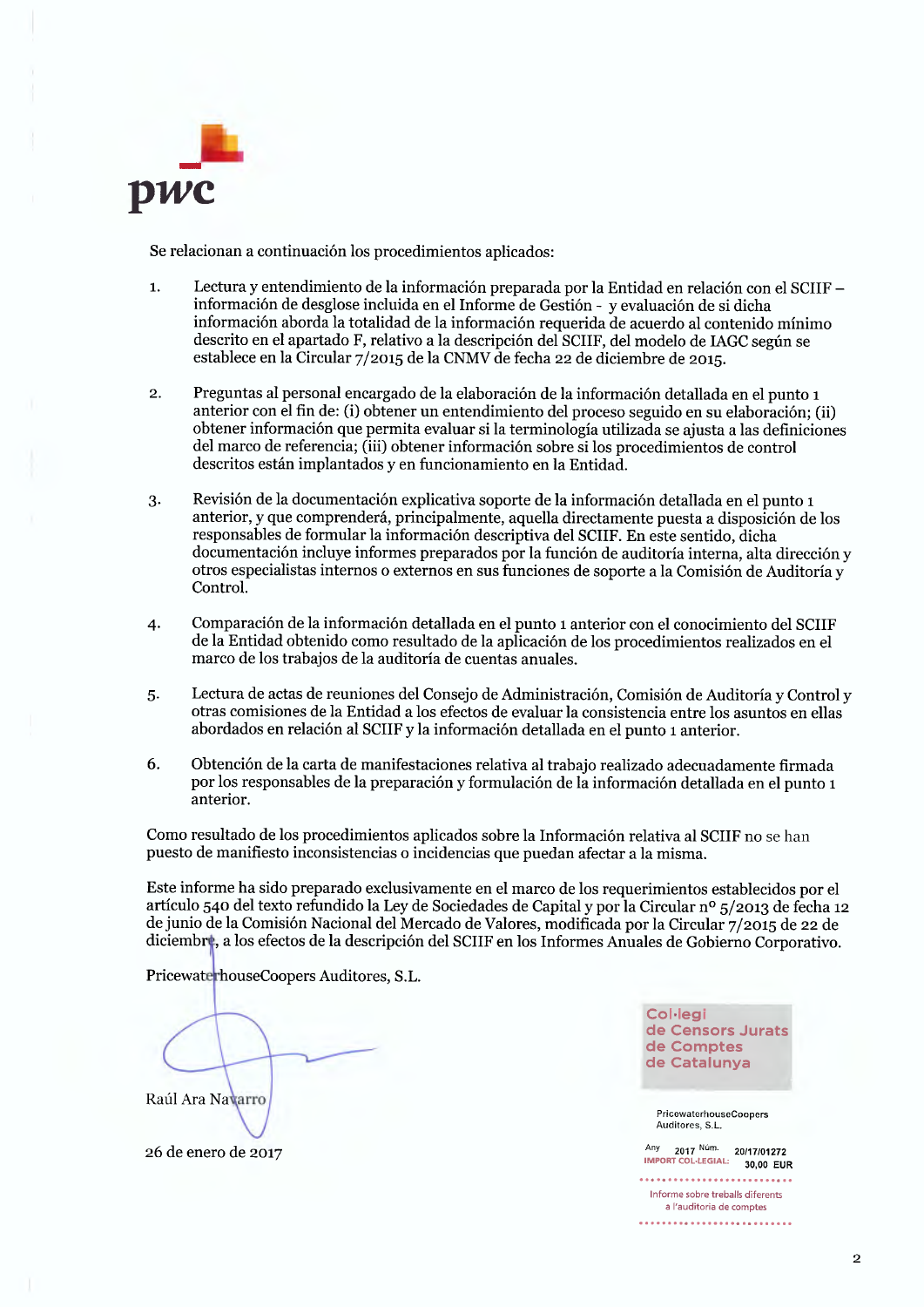Se relacionan a continuación los procedimientos aplicados:

1. Lectura y entendimiento de la información preparada por la Entidad en relación con el SCIIF – información de desglose incluida en el Informe de Gestión - y evaluación de si dicha información aborda la totalidad de la información requerida de acuerdo al contenido mínimo descrito en el apartado F, relativo a la descripción del SCIIF, del modelo de IAGC según se establece en la Circular 7/2015 de la CNMV de fecha 22 de diciembre de 2015.

2. Preguntas al personal encargado de la elaboración de la información detallada en el punto 1 anterior con el fin de: (i) obtener un entendimiento del proceso seguido en su elaboración; (ii) obtener información que permita evaluar si la terminología utilizada se ajusta a las definiciones del marco de referencia; (iii) obtener información sobre si los procedimientos de control descritos están implantados y en funcionamiento en la Entidad.

3. Revisión de la documentación explicativa soporte de la información detallada en el punto 1 anterior, y que comprenderá, principalmente, aquella directamente puesta a disposición de los responsables de formular la información descriptiva del SCIIF. En este sentido, dicha documentación incluye informes preparados por la función de auditoría interna, alta dirección y otros especialistas internos o externos en sus funciones de soporte a la Comisión de Auditoría y Control.

4. Comparación de la información detallada en el punto 1 anterior con el conocimiento del SCIIF de la Entidad obtenido como resultado de la aplicación de los procedimientos realizados en el marco de los trabajos de la auditoría de cuentas anuales.

5. Lectura de actas de reuniones del Consejo de Administración, Comisión de Auditoría y Control y otras comisiones de la Entidad a los efectos de evaluar la consistencia entre los asuntos en ellas abordados en relación al SCIIF y la información detallada en el punto 1 anterior.

6. Obtención de la carta de manifestaciones relativa al trabajo realizado adecuadamente firmada por los responsables de la preparación y formulación de la información detallada en el punto 1 anterior.

Como resultado de los procedimientos aplicados sobre la Información relativa al SCIIF no se han puesto de manifiesto inconsistencias o incidencias que puedan afectar a la misma.

Este informe ha sido preparado exclusivamente en el marco de los requerimientos establecidos por el artículo 540 del texto refundido la Ley de Sociedades de Capital y por la Circular nº 5/2013 de fecha 12 de junio de la Comisión Nacional del Mercado de Valores, modificada por la Circular 7/2015 de 22 de diciembre, a los efectos de la descripción del SCIIF en los Informes Anuales de Gobierno Corporativo.

PricewaterhouseCoopers Auditores, S.L.

Raúl Ara Navarro

26 de enero de 2017

Col·legi de Censors Jurats de Comptes de Catalunya

PricewaterhouseCoopers Auditores, S.L.

Any 2017 Núm. 20/17/01272
IMPORT COL·LEGIAL: 30,00 EUR

Informe sobre treballs diferents a l'auditoria de comptes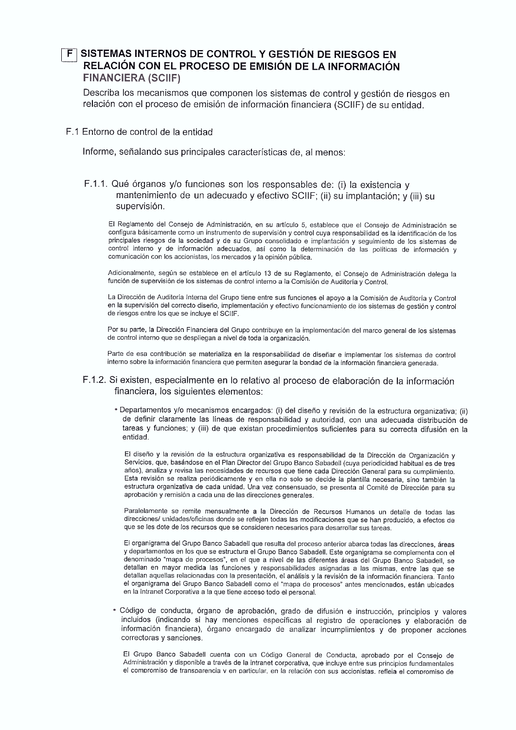# F SISTEMAS INTERNOS DE CONTROL Y GESTIÓN DE RIESGOS EN RELACIÓN CON EL PROCESO DE EMISIÓN DE LA INFORMACIÓN FINANCIERA (SCIIF)

Describa los mecanismos que componen los sistemas de control y gestión de riesgos en relación con el proceso de emisión de información financiera (SCIIF) de su entidad.

## F.1 Entorno de control de la entidad

Informe, señalando sus principales características de, al menos:

### F.1.1. Qué órganos y/o funciones son los responsables de: (i) la existencia y mantenimiento de un adecuado y efectivo SCIIF; (ii) su implantación; y (iii) su supervisión.

El Reglamento del Consejo de Administración, en su artículo 5, establece que el Consejo de Administración se configura básicamente como un instrumento de supervisión y control cuya responsabilidad es la identificación de los principales riesgos de la sociedad y de su Grupo consolidado e implantación y seguimiento de los sistemas de control interno y de información adecuados, así como la determinación de las políticas de información y comunicación con los accionistas, los mercados y la opinión pública.

Adicionalmente, según se establece en el artículo 13 de su Reglamento, el Consejo de Administración delega la función de supervisión de los sistemas de control interno a la Comisión de Auditoría y Control.

La Dirección de Auditoría Interna del Grupo tiene entre sus funciones el apoyo a la Comisión de Auditoría y Control en la supervisión del correcto diseño, implementación y efectivo funcionamiento de los sistemas de gestión y control de riesgos entre los que se incluye el SCIIF.

Por su parte, la Dirección Financiera del Grupo contribuye en la implementación del marco general de los sistemas de control interno que se despliegan a nivel de toda la organización.

Parte de esa contribución se materializa en la responsabilidad de diseñar e implementar los sistemas de control interno sobre la información financiera que permiten asegurar la bondad de la información financiera generada.

### F.1.2. Si existen, especialmente en lo relativo al proceso de elaboración de la información financiera, los siguientes elementos:

- Departamentos y/o mecanismos encargados: (i) del diseño y revisión de la estructura organizativa; (ii) de definir claramente las líneas de responsabilidad y autoridad, con una adecuada distribución de tareas y funciones; y (iii) de que existan procedimientos suficientes para su correcta difusión en la entidad.

El diseño y la revisión de la estructura organizativa es responsabilidad de la Dirección de Organización y Servicios, que, basándose en el Plan Director del Grupo Banco Sabadell (cuya periodicidad habitual es de tres años), analiza y revisa las necesidades de recursos que tiene cada Dirección General para su cumplimiento. Esta revisión se realiza periódicamente y en ella no solo se decide la plantilla necesaria, sino también la estructura organizativa de cada unidad. Una vez consensuado, se presenta al Comité de Dirección para su aprobación y remisión a cada una de las direcciones generales.

Paralelamente se remite mensualmente a la Dirección de Recursos Humanos un detalle de todas las direcciones/ unidades/oficinas donde se reflejan todas las modificaciones que se han producido, a efectos de que se les dote de los recursos que se consideren necesarios para desarrollar sus tareas.

El organigrama del Grupo Banco Sabadell que resulta del proceso anterior abarca todas las direcciones, áreas y departamentos en los que se estructura el Grupo Banco Sabadell. Este organigrama se complementa con el denominado "mapa de procesos", en el que a nivel de las diferentes áreas del Grupo Banco Sabadell, se detallan en mayor medida las funciones y responsabilidades asignadas a las mismas, entre las que se detallan aquellas relacionadas con la presentación, el análisis y la revisión de la información financiera. Tanto el organigrama del Grupo Banco Sabadell como el "mapa de procesos" antes mencionados, están ubicados en la Intranet Corporativa a la que tiene acceso todo el personal.

- Código de conducta, órgano de aprobación, grado de difusión e instrucción, principios y valores incluidos (indicando si hay menciones específicas al registro de operaciones y elaboración de información financiera), órgano encargado de analizar incumplimientos y de proponer acciones correctoras y sanciones.

El Grupo Banco Sabadell cuenta con un Código General de Conducta, aprobado por el Consejo de Administración y disponible a través de la intranet corporativa, que incluye entre sus principios fundamentales el compromiso de transparencia y en particular, en la relación con sus accionistas, refleja el compromiso de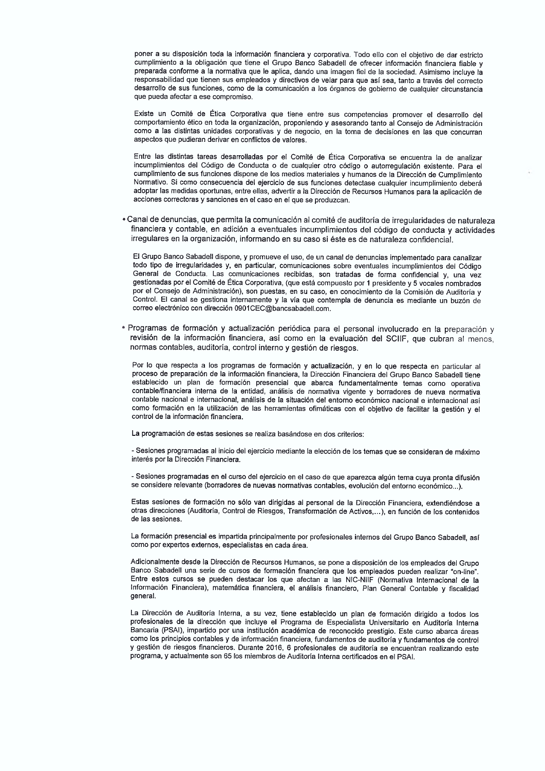poner a su disposición toda la información financiera y corporativa. Todo ello con el objetivo de dar estricto cumplimiento a la obligación que tiene el Grupo Banco Sabadell de ofrecer información financiera fiable y preparada conforme a la normativa que le aplica, dando una imagen fiel de la sociedad. Asimismo incluye la responsabilidad que tienen sus empleados y directivos de velar para que así sea, tanto a través del correcto desarrollo de sus funciones, como de la comunicación a los órganos de gobierno de cualquier circunstancia que pueda afectar a ese compromiso.

Existe un Comité de Ética Corporativa que tiene entre sus competencias promover el desarrollo del comportamiento ético en toda la organización, proponiendo y asesorando tanto al Consejo de Administración como a las distintas unidades corporativas y de negocio, en la toma de decisiones en las que concurran aspectos que pudieran derivar en conflictos de valores.

Entre las distintas tareas desarrolladas por el Comité de Ética Corporativa se encuentra la de analizar incumplimientos del Código de Conducta o de cualquier otro código o autorregulación existente. Para el cumplimiento de sus funciones dispone de los medios materiales y humanos de la Dirección de Cumplimiento Normativo. Si como consecuencia del ejercicio de sus funciones detectase cualquier incumplimiento deberá adoptar las medidas oportunas, entre ellas, advertir a la Dirección de Recursos Humanos para la aplicación de acciones correctoras y sanciones en el caso en el que se produzcan.

- Canal de denuncias, que permita la comunicación al comité de auditoría de irregularidades de naturaleza financiera y contable, en adición a eventuales incumplimientos del código de conducta y actividades irregulares en la organización, informando en su caso si éste es de naturaleza confidencial.

El Grupo Banco Sabadell dispone, y promueve el uso, de un canal de denuncias implementado para canalizar todo tipo de irregularidades y, en particular, comunicaciones sobre eventuales incumplimientos del Código General de Conducta. Las comunicaciones recibidas, son tratadas de forma confidencial y, una vez gestionadas por el Comité de Ética Corporativa, (que está compuesto por 1 presidente y 5 vocales nombrados por el Consejo de Administración), son puestas, en su caso, en conocimiento de la Comisión de Auditoría y Control. El canal se gestiona internamente y la vía que contempla de denuncia es mediante un buzón de correo electrónico con dirección 0901CEC@bancsabadell.com.

- Programas de formación y actualización periódica para el personal involucrado en la preparación y revisión de la información financiera, así como en la evaluación del SCIIF, que cubran al menos, normas contables, auditoría, control interno y gestión de riesgos.

Por lo que respecta a los programas de formación y actualización, y en lo que respecta en particular al proceso de preparación de la información financiera, la Dirección Financiera del Grupo Banco Sabadell tiene establecido un plan de formación presencial que abarca fundamentalmente temas como operativa contable/financiera interna de la entidad, análisis de normativa vigente y borradores de nueva normativa contable nacional e internacional, análisis de la situación del entorno económico nacional e internacional así como formación en la utilización de las herramientas ofimáticas con el objetivo de facilitar la gestión y el control de la información financiera.

La programación de estas sesiones se realiza basándose en dos criterios:

- Sesiones programadas al inicio del ejercicio mediante la elección de los temas que se consideran de máximo interés por la Dirección Financiera.

- Sesiones programadas en el curso del ejercicio en el caso de que aparezca algún tema cuya pronta difusión se considere relevante (borradores de nuevas normativas contables, evolución del entorno económico...).

Estas sesiones de formación no sólo van dirigidas al personal de la Dirección Financiera, extendiéndose a otras direcciones (Auditoría, Control de Riesgos, Transformación de Activos,...), en función de los contenidos de las sesiones.

La formación presencial es impartida principalmente por profesionales internos del Grupo Banco Sabadell, así como por expertos externos, especialistas en cada área.

Adicionalmente desde la Dirección de Recursos Humanos, se pone a disposición de los empleados del Grupo Banco Sabadell una serie de cursos de formación financiera que los empleados pueden realizar "on-line". Entre estos cursos se pueden destacar los que afectan a las NIC-NIIF (Normativa Internacional de la Información Financiera), matemática financiera, el análisis financiero, Plan General Contable y fiscalidad general.

La Dirección de Auditoría Interna, a su vez, tiene establecido un plan de formación dirigido a todos los profesionales de la dirección que incluye el Programa de Especialista Universitario en Auditoría Interna Bancaria (PSAI), impartido por una institución académica de reconocido prestigio. Este curso abarca áreas como los principios contables y de información financiera, fundamentos de auditoría y fundamentos de control y gestión de riesgos financieros. Durante 2016, 6 profesionales de auditoría se encuentran realizando este programa, y actualmente son 65 los miembros de Auditoría Interna certificados en el PSAI.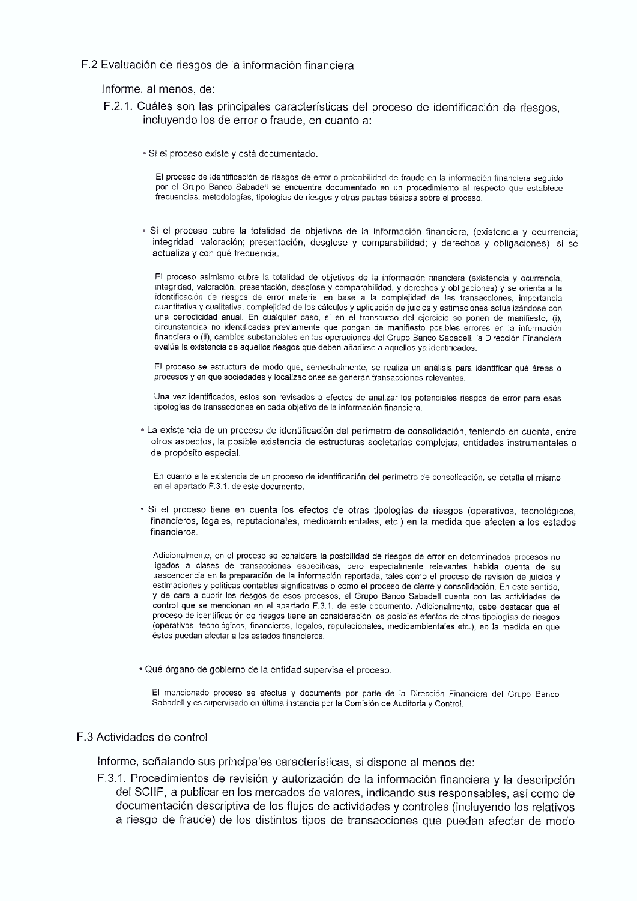## F.2 Evaluación de riesgos de la información financiera

Informe, al menos, de:

### F.2.1. Cuáles son las principales características del proceso de identificación de riesgos, incluyendo los de error o fraude, en cuanto a:

- Si el proceso existe y está documentado.

El proceso de identificación de riesgos de error o probabilidad de fraude en la información financiera seguido por el Grupo Banco Sabadell se encuentra documentado en un procedimiento al respecto que establece frecuencias, metodologías, tipologías de riesgos y otras pautas básicas sobre el proceso.

- Si el proceso cubre la totalidad de objetivos de la información financiera, (existencia y ocurrencia; integridad; valoración; presentación, desglose y comparabilidad; y derechos y obligaciones), si se actualiza y con qué frecuencia.

El proceso asimismo cubre la totalidad de objetivos de la información financiera (existencia y ocurrencia, integridad, valoración, presentación, desglose y comparabilidad, y derechos y obligaciones) y se orienta a la identificación de riesgos de error material en base a la complejidad de las transacciones, importancia cuantitativa y cualitativa, complejidad de los cálculos y aplicación de juicios y estimaciones actualizándose con una periodicidad anual. En cualquier caso, si en el transcurso del ejercicio se ponen de manifiesto, (i), circunstancias no identificadas previamente que pongan de manifiesto posibles errores en la información financiera o (ii), cambios substanciales en las operaciones del Grupo Banco Sabadell, la Dirección Financiera evalúa la existencia de aquellos riesgos que deben añadirse a aquellos ya identificados.

El proceso se estructura de modo que, semestralmente, se realiza un análisis para identificar qué áreas o procesos y en que sociedades y localizaciones se generan transacciones relevantes.

Una vez identificados, estos son revisados a efectos de analizar los potenciales riesgos de error para esas tipologías de transacciones en cada objetivo de la información financiera.

- La existencia de un proceso de identificación del perímetro de consolidación, teniendo en cuenta, entre otros aspectos, la posible existencia de estructuras societarias complejas, entidades instrumentales o de propósito especial.

En cuanto a la existencia de un proceso de identificación del perímetro de consolidación, se detalla el mismo en el apartado F.3.1. de este documento.

- Si el proceso tiene en cuenta los efectos de otras tipologías de riesgos (operativos, tecnológicos, financieros, legales, reputacionales, medioambientales, etc.) en la medida que afecten a los estados financieros.

Adicionalmente, en el proceso se considera la posibilidad de riesgos de error en determinados procesos no ligados a clases de transacciones específicas, pero especialmente relevantes habida cuenta de su trascendencia en la preparación de la información reportada, tales como el proceso de revisión de juicios y estimaciones y políticas contables significativas o como el proceso de cierre y consolidación. En este sentido, y de cara a cubrir los riesgos de esos procesos, el Grupo Banco Sabadell cuenta con las actividades de control que se mencionan en el apartado F.3.1. de este documento. Adicionalmente, cabe destacar que el proceso de identificación de riesgos tiene en consideración los posibles efectos de otras tipologías de riesgos (operativos, tecnológicos, financieros, legales, reputacionales, medioambientales etc.), en la medida en que éstos puedan afectar a los estados financieros.

- Qué órgano de gobierno de la entidad supervisa el proceso.

El mencionado proceso se efectúa y documenta por parte de la Dirección Financiera del Grupo Banco Sabadell y es supervisado en última instancia por la Comisión de Auditoría y Control.

## F.3 Actividades de control

Informe, señalando sus principales características, si dispone al menos de:

### F.3.1. Procedimientos de revisión y autorización de la información financiera y la descripción del SCIIF, a publicar en los mercados de valores, indicando sus responsables, así como de documentación descriptiva de los flujos de actividades y controles (incluyendo los relativos a riesgo de fraude) de los distintos tipos de transacciones que puedan afectar de modo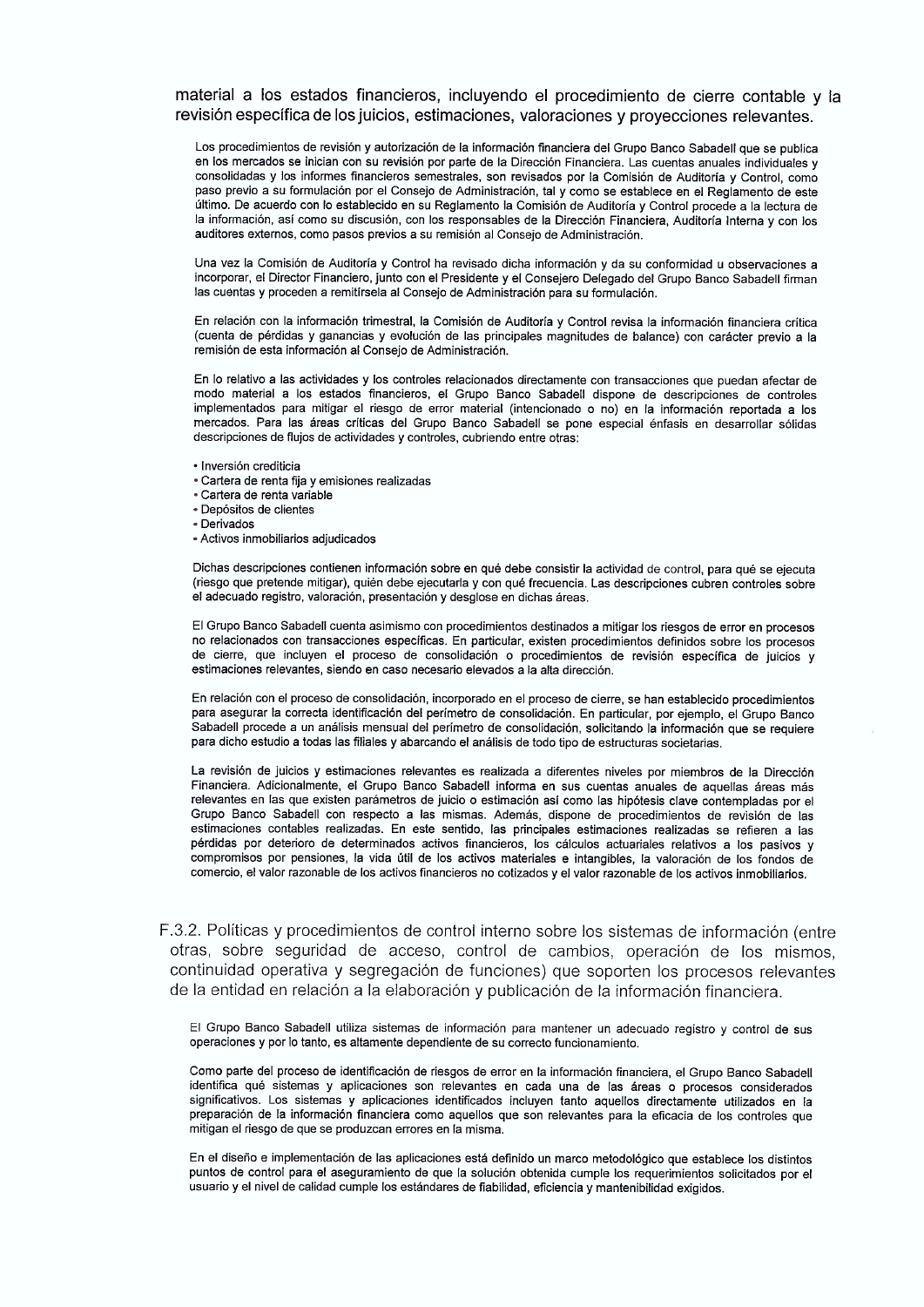material a los estados financieros, incluyendo el procedimiento de cierre contable y la revisión específica de los juicios, estimaciones, valoraciones y proyecciones relevantes.

Los procedimientos de revisión y autorización de la información financiera del Grupo Banco Sabadell que se publica en los mercados se inician con su revisión por parte de la Dirección Financiera. Las cuentas anuales individuales y consolidadas y los informes financieros semestrales, son revisados por la Comisión de Auditoría y Control, como paso previo a su formulación por el Consejo de Administración, tal y como se establece en el Reglamento de este último. De acuerdo con lo establecido en su Reglamento la Comisión de Auditoría y Control procede a la lectura de la información, así como su discusión, con los responsables de la Dirección Financiera, Auditoría Interna y con los auditores externos, como pasos previos a su remisión al Consejo de Administración.

Una vez la Comisión de Auditoría y Control ha revisado dicha información y da su conformidad u observaciones a incorporar, el Director Financiero, junto con el Presidente y el Consejero Delegado del Grupo Banco Sabadell firman las cuentas y proceden a remitírsela al Consejo de Administración para su formulación.

En relación con la información trimestral, la Comisión de Auditoría y Control revisa la información financiera crítica (cuenta de pérdidas y ganancias y evolución de las principales magnitudes de balance) con carácter previo a la remisión de esta información al Consejo de Administración.

En lo relativo a las actividades y los controles relacionados directamente con transacciones que puedan afectar de modo material a los estados financieros, el Grupo Banco Sabadell dispone de descripciones de controles implementados para mitigar el riesgo de error material (intencionado o no) en la información reportada a los mercados. Para las áreas críticas del Grupo Banco Sabadell se pone especial énfasis en desarrollar sólidas descripciones de flujos de actividades y controles, cubriendo entre otras:

- Inversión crediticia
- Cartera de renta fija y emisiones realizadas
- Cartera de renta variable
- Depósitos de clientes
- Derivados
- Activos inmobiliarios adjudicados

Dichas descripciones contienen información sobre en qué debe consistir la actividad de control, para qué se ejecuta (riesgo que pretende mitigar), quién debe ejecutarla y con qué frecuencia. Las descripciones cubren controles sobre el adecuado registro, valoración, presentación y desglose en dichas áreas.

El Grupo Banco Sabadell cuenta asimismo con procedimientos destinados a mitigar los riesgos de error en procesos no relacionados con transacciones específicas. En particular, existen procedimientos definidos sobre los procesos de cierre, que incluyen el proceso de consolidación o procedimientos de revisión específica de juicios y estimaciones relevantes, siendo en caso necesario elevados a la alta dirección.

En relación con el proceso de consolidación, incorporado en el proceso de cierre, se han establecido procedimientos para asegurar la correcta identificación del perímetro de consolidación. En particular, por ejemplo, el Grupo Banco Sabadell procede a un análisis mensual del perímetro de consolidación, solicitando la información que se requiere para dicho estudio a todas las filiales y abarcando el análisis de todo tipo de estructuras societarias.

La revisión de juicios y estimaciones relevantes es realizada a diferentes niveles por miembros de la Dirección Financiera. Adicionalmente, el Grupo Banco Sabadell informa en sus cuentas anuales de aquellas áreas más relevantes en las que existen parámetros de juicio o estimación así como las hipótesis clave contempladas por el Grupo Banco Sabadell con respecto a las mismas. Además, dispone de procedimientos de revisión de las estimaciones contables realizadas. En este sentido, las principales estimaciones realizadas se refieren a las pérdidas por deterioro de determinados activos financieros, los cálculos actuariales relativos a los pasivos y compromisos por pensiones, la vida útil de los activos materiales e intangibles, la valoración de los fondos de comercio, el valor razonable de los activos financieros no cotizados y el valor razonable de los activos inmobiliarios.

## F.3.2. Políticas y procedimientos de control interno sobre los sistemas de información (entre otras, sobre seguridad de acceso, control de cambios, operación de los mismos, continuidad operativa y segregación de funciones) que soporten los procesos relevantes de la entidad en relación a la elaboración y publicación de la información financiera.

El Grupo Banco Sabadell utiliza sistemas de información para mantener un adecuado registro y control de sus operaciones y por lo tanto, es altamente dependiente de su correcto funcionamiento.

Como parte del proceso de identificación de riesgos de error en la información financiera, el Grupo Banco Sabadell identifica qué sistemas y aplicaciones son relevantes en cada una de las áreas o procesos considerados significativos. Los sistemas y aplicaciones identificados incluyen tanto aquellos directamente utilizados en la preparación de la información financiera como aquellos que son relevantes para la eficacia de los controles que mitigan el riesgo de que se produzcan errores en la misma.

En el diseño e implementación de las aplicaciones está definido un marco metodológico que establece los distintos puntos de control para el aseguramiento de que la solución obtenida cumple los requerimientos solicitados por el usuario y el nivel de calidad cumple los estándares de fiabilidad, eficiencia y mantenibilidad exigidos.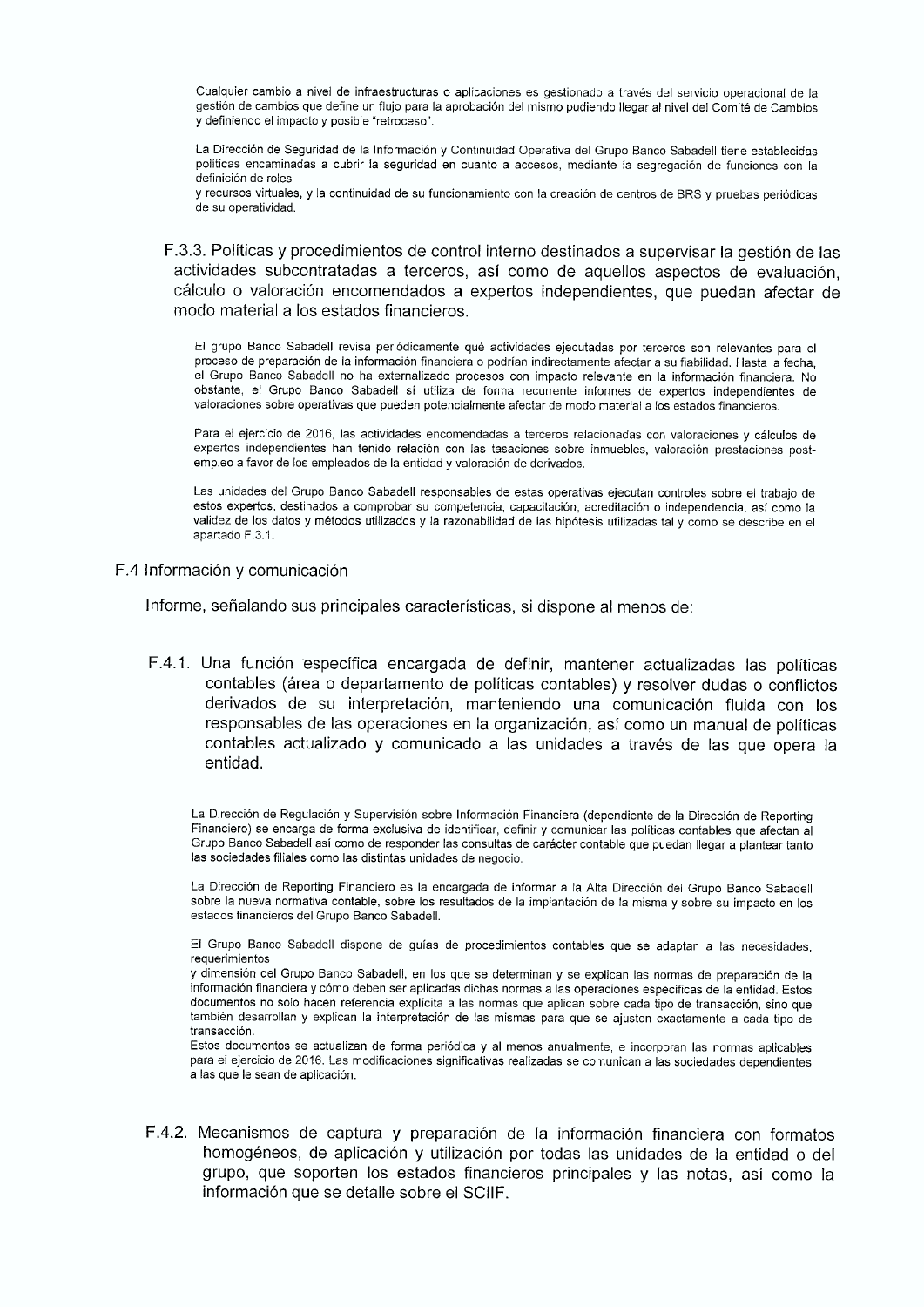Cualquier cambio a nivel de infraestructuras o aplicaciones es gestionado a través del servicio operacional de la gestión de cambios que define un flujo para la aprobación del mismo pudiendo llegar al nivel del Comité de Cambios y definiendo el impacto y posible "retroceso".

La Dirección de Seguridad de la Información y Continuidad Operativa del Grupo Banco Sabadell tiene establecidas políticas encaminadas a cubrir la seguridad en cuanto a accesos, mediante la segregación de funciones con la definición de roles
y recursos virtuales, y la continuidad de su funcionamiento con la creación de centros de BRS y pruebas periódicas de su operatividad.

### F.3.3. Políticas y procedimientos de control interno destinados a supervisar la gestión de las actividades subcontratadas a terceros, así como de aquellos aspectos de evaluación, cálculo o valoración encomendados a expertos independientes, que puedan afectar de modo material a los estados financieros.

El grupo Banco Sabadell revisa periódicamente qué actividades ejecutadas por terceros son relevantes para el proceso de preparación de la información financiera o podrían indirectamente afectar a su fiabilidad. Hasta la fecha, el Grupo Banco Sabadell no ha externalizado procesos con impacto relevante en la información financiera. No obstante, el Grupo Banco Sabadell sí utiliza de forma recurrente informes de expertos independientes de valoraciones sobre operativas que pueden potencialmente afectar de modo material a los estados financieros.

Para el ejercicio de 2016, las actividades encomendadas a terceros relacionadas con valoraciones y cálculos de expertos independientes han tenido relación con las tasaciones sobre inmuebles, valoración prestaciones post-empleo a favor de los empleados de la entidad y valoración de derivados.

Las unidades del Grupo Banco Sabadell responsables de estas operativas ejecutan controles sobre el trabajo de estos expertos, destinados a comprobar su competencia, capacitación, acreditación o independencia, así como la validez de los datos y métodos utilizados y la razonabilidad de las hipótesis utilizadas tal y como se describe en el apartado F.3.1.

## F.4 Información y comunicación

Informe, señalando sus principales características, si dispone al menos de:

### F.4.1. Una función específica encargada de definir, mantener actualizadas las políticas contables (área o departamento de políticas contables) y resolver dudas o conflictos derivados de su interpretación, manteniendo una comunicación fluida con los responsables de las operaciones en la organización, así como un manual de políticas contables actualizado y comunicado a las unidades a través de las que opera la entidad.

La Dirección de Regulación y Supervisión sobre Información Financiera (dependiente de la Dirección de Reporting Financiero) se encarga de forma exclusiva de identificar, definir y comunicar las políticas contables que afectan al Grupo Banco Sabadell así como de responder las consultas de carácter contable que puedan llegar a plantear tanto las sociedades filiales como las distintas unidades de negocio.

La Dirección de Reporting Financiero es la encargada de informar a la Alta Dirección del Grupo Banco Sabadell sobre la nueva normativa contable, sobre los resultados de la implantación de la misma y sobre su impacto en los estados financieros del Grupo Banco Sabadell.

El Grupo Banco Sabadell dispone de guías de procedimientos contables que se adaptan a las necesidades, requerimientos
y dimensión del Grupo Banco Sabadell, en los que se determinan y se explican las normas de preparación de la información financiera y cómo deben ser aplicadas dichas normas a las operaciones específicas de la entidad. Estos documentos no solo hacen referencia explícita a las normas que aplican sobre cada tipo de transacción, sino que también desarrollan y explican la interpretación de las mismas para que se ajusten exactamente a cada tipo de transacción.
Estos documentos se actualizan de forma periódica y al menos anualmente, e incorporan las normas aplicables para el ejercicio de 2016. Las modificaciones significativas realizadas se comunican a las sociedades dependientes a las que le sean de aplicación.

### F.4.2. Mecanismos de captura y preparación de la información financiera con formatos homogéneos, de aplicación y utilización por todas las unidades de la entidad o del grupo, que soporten los estados financieros principales y las notas, así como la información que se detalle sobre el SCIIF.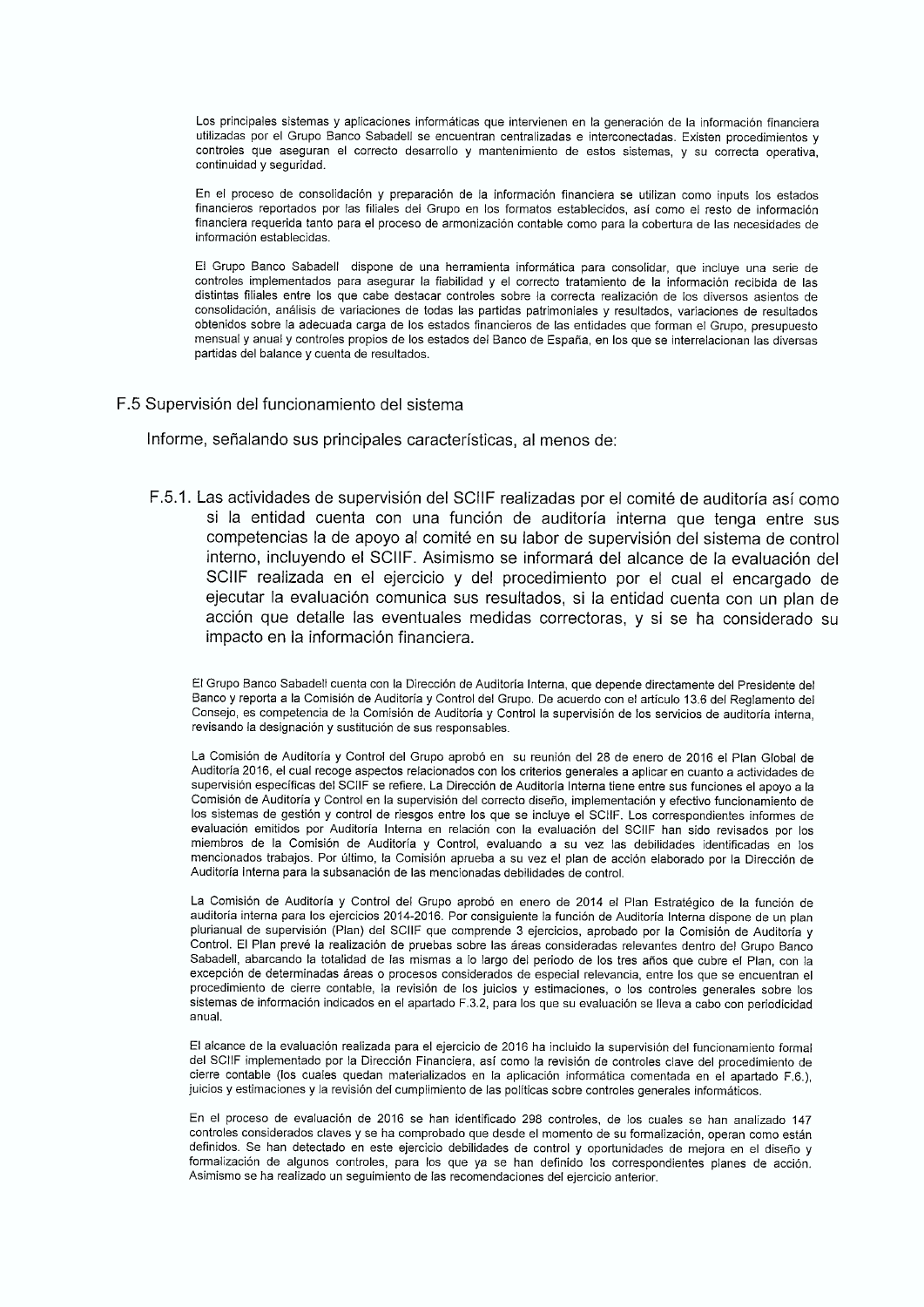Los principales sistemas y aplicaciones informáticas que intervienen en la generación de la información financiera utilizadas por el Grupo Banco Sabadell se encuentran centralizadas e interconectadas. Existen procedimientos y controles que aseguran el correcto desarrollo y mantenimiento de estos sistemas, y su correcta operativa, continuidad y seguridad.

En el proceso de consolidación y preparación de la información financiera se utilizan como inputs los estados financieros reportados por las filiales del Grupo en los formatos establecidos, así como el resto de información financiera requerida tanto para el proceso de armonización contable como para la cobertura de las necesidades de información establecidas.

El Grupo Banco Sabadell dispone de una herramienta informática para consolidar, que incluye una serie de controles implementados para asegurar la fiabilidad y el correcto tratamiento de la información recibida de las distintas filiales entre los que cabe destacar controles sobre la correcta realización de los diversos asientos de consolidación, análisis de variaciones de todas las partidas patrimoniales y resultados, variaciones de resultados obtenidos sobre la adecuada carga de los estados financieros de las entidades que forman el Grupo, presupuesto mensual y anual y controles propios de los estados del Banco de España, en los que se interrelacionan las diversas partidas del balance y cuenta de resultados.

## F.5 Supervisión del funcionamiento del sistema

Informe, señalando sus principales características, al menos de:

### F.5.1. Las actividades de supervisión del SCIIF realizadas por el comité de auditoría así como si la entidad cuenta con una función de auditoría interna que tenga entre sus competencias la de apoyo al comité en su labor de supervisión del sistema de control interno, incluyendo el SCIIF. Asimismo se informará del alcance de la evaluación del SCIIF realizada en el ejercicio y del procedimiento por el cual el encargado de ejecutar la evaluación comunica sus resultados, si la entidad cuenta con un plan de acción que detalle las eventuales medidas correctoras, y si se ha considerado su impacto en la información financiera.

El Grupo Banco Sabadell cuenta con la Dirección de Auditoría Interna, que depende directamente del Presidente del Banco y reporta a la Comisión de Auditoría y Control del Grupo. De acuerdo con el artículo 13.6 del Reglamento del Consejo, es competencia de la Comisión de Auditoría y Control la supervisión de los servicios de auditoría interna, revisando la designación y sustitución de sus responsables.

La Comisión de Auditoría y Control del Grupo aprobó en su reunión del 28 de enero de 2016 el Plan Global de Auditoría 2016, el cual recoge aspectos relacionados con los criterios generales a aplicar en cuanto a actividades de supervisión específicas del SCIIF se refiere. La Dirección de Auditoría Interna tiene entre sus funciones el apoyo a la Comisión de Auditoría y Control en la supervisión del correcto diseño, implementación y efectivo funcionamiento de los sistemas de gestión y control de riesgos entre los que se incluye el SCIIF. Los correspondientes informes de evaluación emitidos por Auditoría Interna en relación con la evaluación del SCIIF han sido revisados por los miembros de la Comisión de Auditoría y Control, evaluando a su vez las debilidades identificadas en los mencionados trabajos. Por último, la Comisión aprueba a su vez el plan de acción elaborado por la Dirección de Auditoría Interna para la subsanación de las mencionadas debilidades de control.

La Comisión de Auditoría y Control del Grupo aprobó en enero de 2014 el Plan Estratégico de la función de auditoría interna para los ejercicios 2014-2016. Por consiguiente la función de Auditoría Interna dispone de un plan plurianual de supervisión (Plan) del SCIIF que comprende 3 ejercicios, aprobado por la Comisión de Auditoría y Control. El Plan prevé la realización de pruebas sobre las áreas consideradas relevantes dentro del Grupo Banco Sabadell, abarcando la totalidad de las mismas a lo largo del periodo de los tres años que cubre el Plan, con la excepción de determinadas áreas o procesos considerados de especial relevancia, entre los que se encuentran el procedimiento de cierre contable, la revisión de los juicios y estimaciones, o los controles generales sobre los sistemas de información indicados en el apartado F.3.2, para los que su evaluación se lleva a cabo con periodicidad anual.

El alcance de la evaluación realizada para el ejercicio de 2016 ha incluido la supervisión del funcionamiento formal del SCIIF implementado por la Dirección Financiera, así como la revisión de controles clave del procedimiento de cierre contable (los cuales quedan materializados en la aplicación informática comentada en el apartado F.6.), juicios y estimaciones y la revisión del cumplimiento de las políticas sobre controles generales informáticos.

En el proceso de evaluación de 2016 se han identificado 298 controles, de los cuales se han analizado 147 controles considerados claves y se ha comprobado que desde el momento de su formalización, operan como están definidos. Se han detectado en este ejercicio debilidades de control y oportunidades de mejora en el diseño y formalización de algunos controles, para los que ya se han definido los correspondientes planes de acción. Asimismo se ha realizado un seguimiento de las recomendaciones del ejercicio anterior.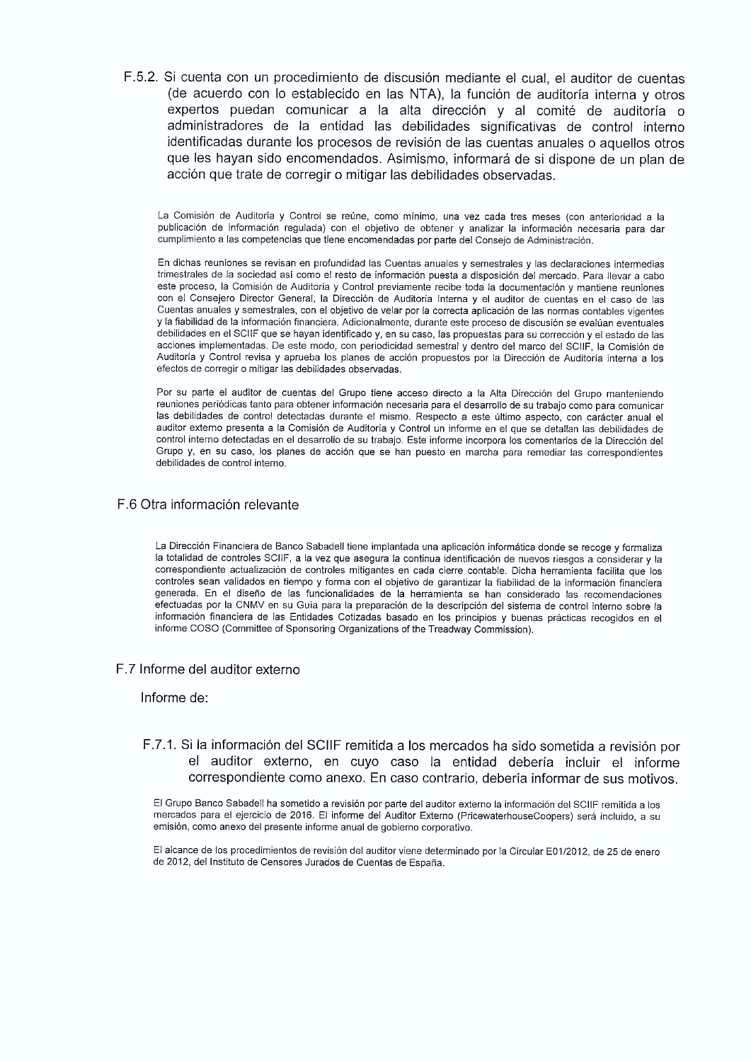F.5.2. Si cuenta con un procedimiento de discusión mediante el cual, el auditor de cuentas (de acuerdo con lo establecido en las NTA), la función de auditoría interna y otros expertos puedan comunicar a la alta dirección y al comité de auditoría o administradores de la entidad las debilidades significativas de control interno identificadas durante los procesos de revisión de las cuentas anuales o aquellos otros que les hayan sido encomendados. Asimismo, informará de si dispone de un plan de acción que trate de corregir o mitigar las debilidades observadas.

La Comisión de Auditoría y Control se reúne, como mínimo, una vez cada tres meses (con anterioridad a la publicación de información regulada) con el objetivo de obtener y analizar la información necesaria para dar cumplimiento a las competencias que tiene encomendadas por parte del Consejo de Administración.

En dichas reuniones se revisan en profundidad las Cuentas anuales y semestrales y las declaraciones intermedias trimestrales de la sociedad así como el resto de información puesta a disposición del mercado. Para llevar a cabo este proceso, la Comisión de Auditoría y Control previamente recibe toda la documentación y mantiene reuniones con el Consejero Director General, la Dirección de Auditoría Interna y el auditor de cuentas en el caso de las Cuentas anuales y semestrales, con el objetivo de velar por la correcta aplicación de las normas contables vigentes y la fiabilidad de la información financiera. Adicionalmente, durante este proceso de discusión se evalúan eventuales debilidades en el SCIIF que se hayan identificado y, en su caso, las propuestas para su corrección y el estado de las acciones implementadas. De este modo, con periodicidad semestral y dentro del marco del SCIIF, la Comisión de Auditoría y Control revisa y aprueba los planes de acción propuestos por la Dirección de Auditoría interna a los efectos de corregir o mitigar las debilidades observadas.

Por su parte el auditor de cuentas del Grupo tiene acceso directo a la Alta Dirección del Grupo manteniendo reuniones periódicas tanto para obtener información necesaria para el desarrollo de su trabajo como para comunicar las debilidades de control detectadas durante el mismo. Respecto a este último aspecto, con carácter anual el auditor externo presenta a la Comisión de Auditoría y Control un informe en el que se detallan las debilidades de control interno detectadas en el desarrollo de su trabajo. Este informe incorpora los comentarios de la Dirección del Grupo y, en su caso, los planes de acción que se han puesto en marcha para remediar las correspondientes debilidades de control interno.

## F.6 Otra información relevante

La Dirección Financiera de Banco Sabadell tiene implantada una aplicación informática donde se recoge y formaliza la totalidad de controles SCIIF, a la vez que asegura la continua identificación de nuevos riesgos a considerar y la correspondiente actualización de controles mitigantes en cada cierre contable. Dicha herramienta facilita que los controles sean validados en tiempo y forma con el objetivo de garantizar la fiabilidad de la información financiera generada. En el diseño de las funcionalidades de la herramienta se han considerado las recomendaciones efectuadas por la CNMV en su Guía para la preparación de la descripción del sistema de control interno sobre la información financiera de las Entidades Cotizadas basado en los principios y buenas prácticas recogidos en el informe COSO (Committee of Sponsoring Organizations of the Treadway Commission).

## F.7 Informe del auditor externo

Informe de:

F.7.1. Si la información del SCIIF remitida a los mercados ha sido sometida a revisión por el auditor externo, en cuyo caso la entidad debería incluir el informe correspondiente como anexo. En caso contrario, debería informar de sus motivos.

El Grupo Banco Sabadell ha sometido a revisión por parte del auditor externo la información del SCIIF remitida a los mercados para el ejercicio de 2016. El informe del Auditor Externo (PricewaterhouseCoopers) será incluido, a su emisión, como anexo del presente informe anual de gobierno corporativo.

El alcance de los procedimientos de revisión del auditor viene determinado por la Circular E01/2012, de 25 de enero de 2012, del Instituto de Censores Jurados de Cuentas de España.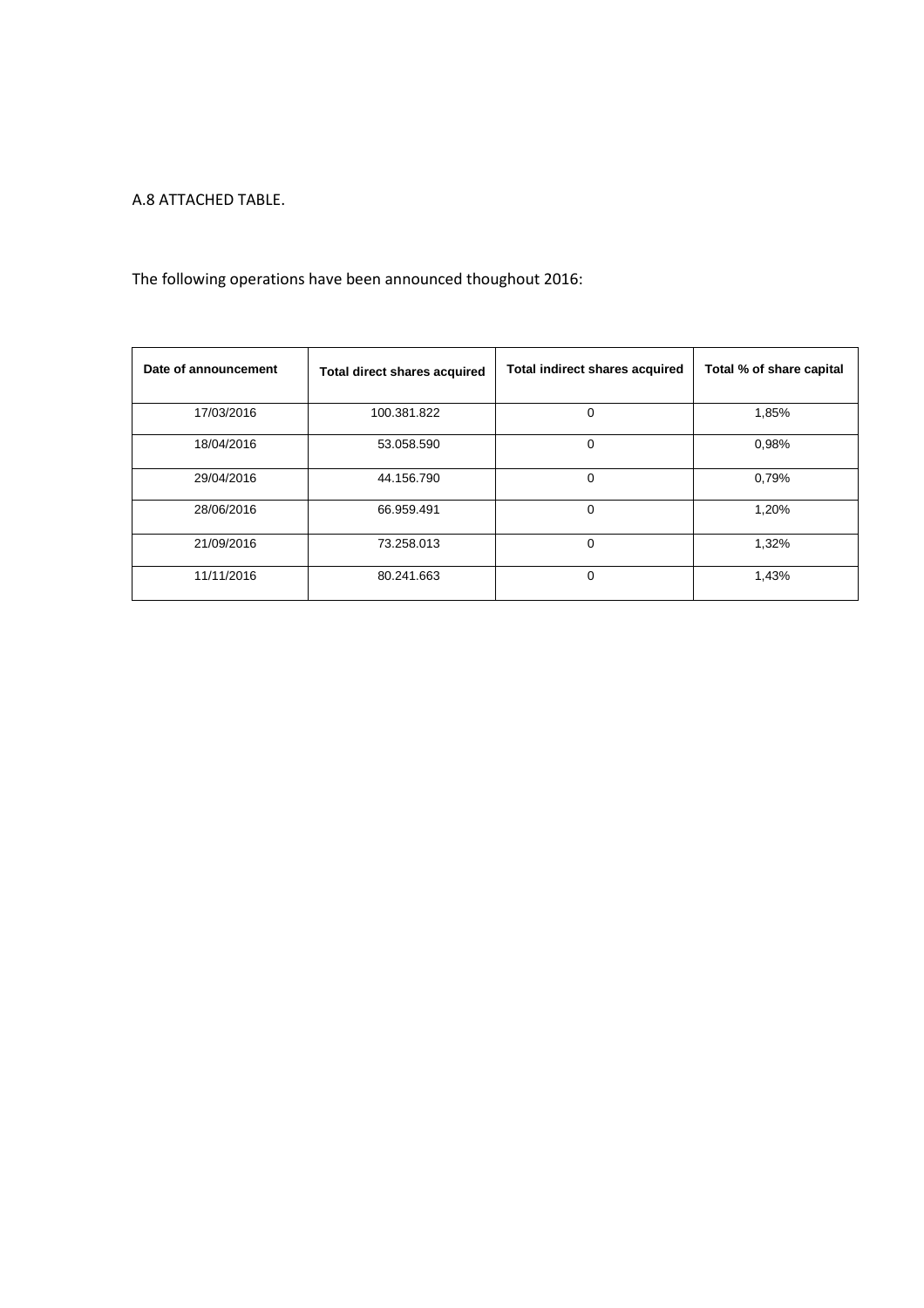A.8 ATTACHED TABLE.

The following operations have been announced thoughout 2016:

| Date of announcement | Total direct shares acquired | Total indirect shares acquired | Total % of share capital |
|---|---|---|---|
| 17/03/2016 | 100.381.822 | 0 | 1,85% |
| 18/04/2016 | 53.058.590 | 0 | 0,98% |
| 29/04/2016 | 44.156.790 | 0 | 0,79% |
| 28/06/2016 | 66.959.491 | 0 | 1,20% |
| 21/09/2016 | 73.258.013 | 0 | 1,32% |
| 11/11/2016 | 80.241.663 | 0 | 1,43% |